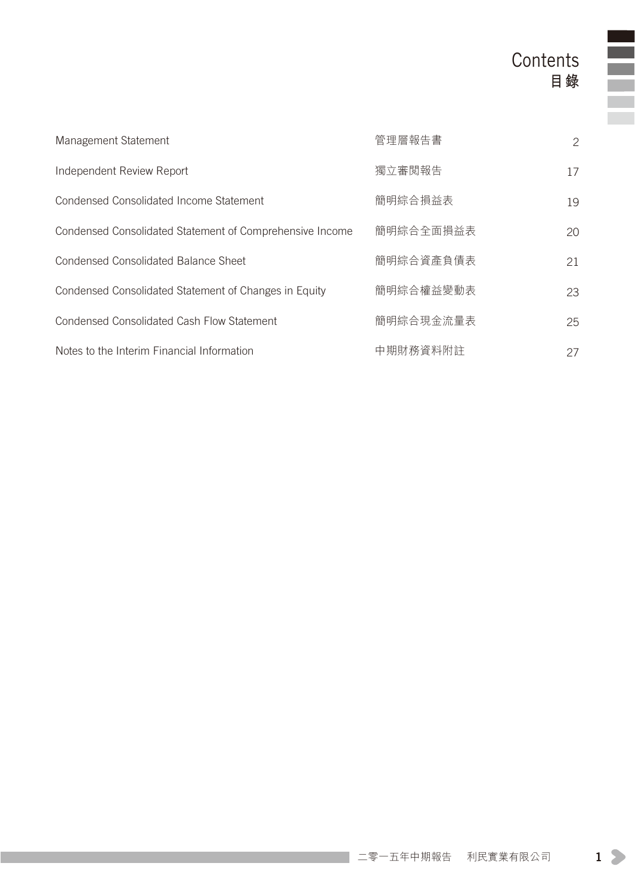# Contents
# 目錄

| | | |
|---|---|---|
| Management Statement | 管理層報告書 | 2 |
| Independent Review Report | 獨立審閱報告 | 17 |
| Condensed Consolidated Income Statement | 簡明綜合損益表 | 19 |
| Condensed Consolidated Statement of Comprehensive Income | 簡明綜合全面損益表 | 20 |
| Condensed Consolidated Balance Sheet | 簡明綜合資產負債表 | 21 |
| Condensed Consolidated Statement of Changes in Equity | 簡明綜合權益變動表 | 23 |
| Condensed Consolidated Cash Flow Statement | 簡明綜合現金流量表 | 25 |
| Notes to the Interim Financial Information | 中期財務資料附註 | 27 |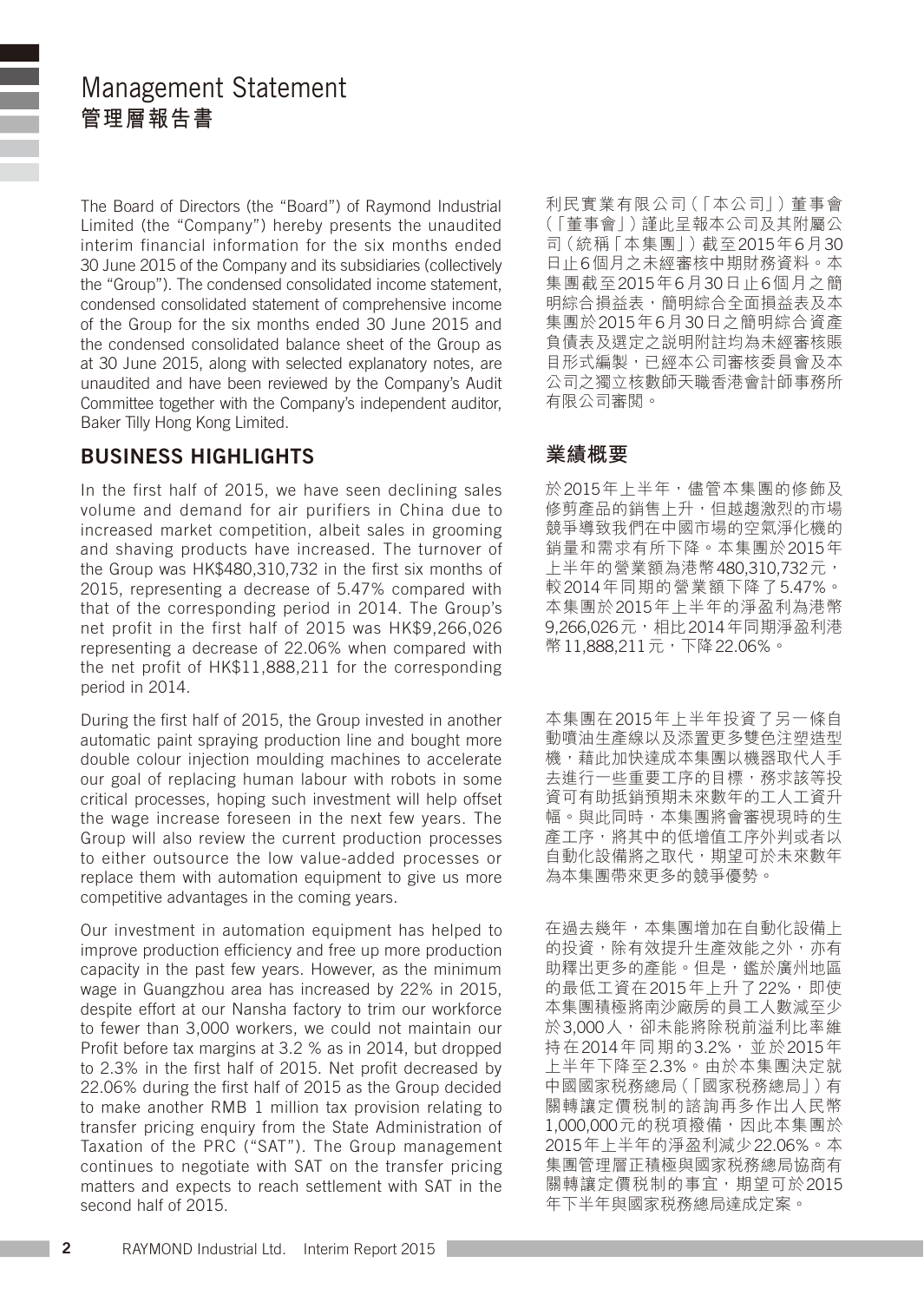# Management Statement
# 管理層報告書

The Board of Directors (the "Board") of Raymond Industrial Limited (the "Company") hereby presents the unaudited interim financial information for the six months ended 30 June 2015 of the Company and its subsidiaries (collectively the "Group"). The condensed consolidated income statement, condensed consolidated statement of comprehensive income of the Group for the six months ended 30 June 2015 and the condensed consolidated balance sheet of the Group as at 30 June 2015, along with selected explanatory notes, are unaudited and have been reviewed by the Company's Audit Committee together with the Company's independent auditor, Baker Tilly Hong Kong Limited.

利民實業有限公司(「本公司」)董事會(「董事會」)謹此呈報本公司及其附屬公司(統稱「本集團」)截至2015年6月30日止6個月之未經審核中期財務資料。本集團截至2015年6月30日止6個月之簡明綜合損益表,簡明綜合全面損益表及本集團於2015年6月30日之簡明綜合資產負債表及選定之説明附註均為未經審核賬目形式編製,已經本公司審核委員會及本公司之獨立核數師天職香港會計師事務所有限公司審閱。

## BUSINESS HIGHLIGHTS

In the first half of 2015, we have seen declining sales volume and demand for air purifiers in China due to increased market competition, albeit sales in grooming and shaving products have increased. The turnover of the Group was HK$480,310,732 in the first six months of 2015, representing a decrease of 5.47% compared with that of the corresponding period in 2014. The Group's net profit in the first half of 2015 was HK$9,266,026 representing a decrease of 22.06% when compared with the net profit of HK$11,888,211 for the corresponding period in 2014.

During the first half of 2015, the Group invested in another automatic paint spraying production line and bought more double colour injection moulding machines to accelerate our goal of replacing human labour with robots in some critical processes, hoping such investment will help offset the wage increase foreseen in the next few years. The Group will also review the current production processes to either outsource the low value-added processes or replace them with automation equipment to give us more competitive advantages in the coming years.

Our investment in automation equipment has helped to improve production efficiency and free up more production capacity in the past few years. However, as the minimum wage in Guangzhou area has increased by 22% in 2015, despite effort at our Nansha factory to trim our workforce to fewer than 3,000 workers, we could not maintain our Profit before tax margins at 3.2 % as in 2014, but dropped to 2.3% in the first half of 2015. Net profit decreased by 22.06% during the first half of 2015 as the Group decided to make another RMB 1 million tax provision relating to transfer pricing enquiry from the State Administration of Taxation of the PRC ("SAT"). The Group management continues to negotiate with SAT on the transfer pricing matters and expects to reach settlement with SAT in the second half of 2015.

## 業績概要

於2015年上半年,儘管本集團的修飾及修剪產品的銷售上升,但越趨激烈的市場競爭導致我們在中國市場的空氣淨化機的銷量和需求有所下降。本集團於2015年上半年的營業額為港幣480,310,732元,較2014年同期的營業額下降了5.47%。本集團於2015年上半年的淨盈利為港幣9,266,026元,相比2014年同期淨盈利港幣11,888,211元,下降22.06%。

本集團在2015年上半年投資了另一條自動噴油生產線以及添置更多雙色注塑造型機,藉此加快達成本集團以機器取代人手去進行一些重要工序的目標,務求該等投資可有助抵銷預期未來數年的工人工資升幅。與此同時,本集團將會審視現時的生產工序,將其中的低增值工序外判或者以自動化設備將之取代,期望可於未來數年為本集團帶來更多的競爭優勢。

在過去幾年,本集團增加在自動化設備上的投資,除有效提升生產效能之外,亦有助釋出更多的產能。但是,鑑於廣州地區的最低工資在2015年上升了22%,即使本集團積極將南沙廠房的員工人數減至少於3,000人,卻未能將除税前溢利比率維持在2014年同期的3.2%,並於2015年上半年下降至2.3%。由於本集團決定就中國國家税務總局(「國家税務總局」)有關轉讓定價税制的諮詢再多作出人民幣1,000,000元的税項撥備,因此本集團於2015年上半年的淨盈利減少22.06%。本集團管理層正積極與國家税務總局協商有關轉讓定價税制的事宜,期望可於2015年下半年與國家税務總局達成定案。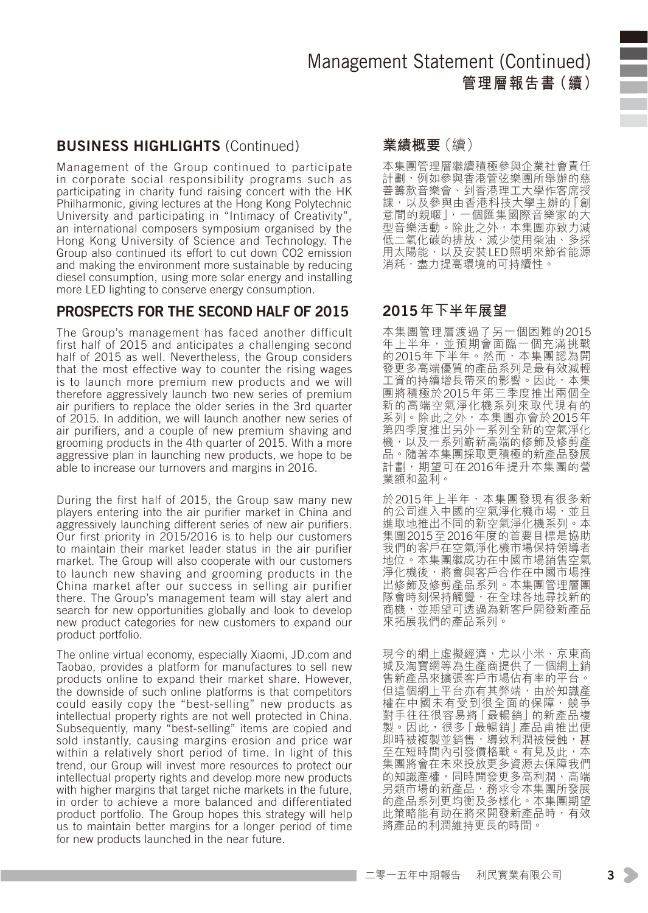## BUSINESS HIGHLIGHTS (Continued)

Management of the Group continued to participate in corporate social responsibility programs such as participating in charity fund raising concert with the HK Philharmonic, giving lectures at the Hong Kong Polytechnic University and participating in "Intimacy of Creativity", an international composers symposium organised by the Hong Kong University of Science and Technology. The Group also continued its effort to cut down CO2 emission and making the environment more sustainable by reducing diesel consumption, using more solar energy and installing more LED lighting to conserve energy consumption.

## PROSPECTS FOR THE SECOND HALF OF 2015

The Group's management has faced another difficult first half of 2015 and anticipates a challenging second half of 2015 as well. Nevertheless, the Group considers that the most effective way to counter the rising wages is to launch more premium new products and we will therefore aggressively launch two new series of premium air purifiers to replace the older series in the 3rd quarter of 2015. In addition, we will launch another new series of air purifiers, and a couple of new premium shaving and grooming products in the 4th quarter of 2015. With a more aggressive plan in launching new products, we hope to be able to increase our turnovers and margins in 2016.

During the first half of 2015, the Group saw many new players entering into the air purifier market in China and aggressively launching different series of new air purifiers. Our first priority in 2015/2016 is to help our customers to maintain their market leader status in the air purifier market. The Group will also cooperate with our customers to launch new shaving and grooming products in the China market after our success in selling air purifier there. The Group's management team will stay alert and search for new opportunities globally and look to develop new product categories for new customers to expand our product portfolio.

The online virtual economy, especially Xiaomi, JD.com and Taobao, provides a platform for manufactures to sell new products online to expand their market share. However, the downside of such online platforms is that competitors could easily copy the "best-selling" new products as intellectual property rights are not well protected in China. Subsequently, many "best-selling" items are copied and sold instantly, causing margins erosion and price war within a relatively short period of time. In light of this trend, our Group will invest more resources to protect our intellectual property rights and develop more new products with higher margins that target niche markets in the future, in order to achieve a more balanced and differentiated product portfolio. The Group hopes this strategy will help us to maintain better margins for a longer period of time for new products launched in the near future.

## 業績概要（續）

本集團管理層繼續積極參與企業社會責任計劃，例如參與香港管弦樂團所舉辦的慈善籌款音樂會、到香港理工大學作客席授課，以及參與由香港科技大學主辦的「創意間的親暱」，一個匯集國際音樂家的大型音樂活動。除此之外，本集團亦致力減低二氧化碳的排放、減少使用柴油、多採用太陽能，以及安裝LED照明來節省能源消耗，盡力提高環境的可持續性。

## 2015年下半年展望

本集團管理層渡過了另一個困難的2015年上半年，並預期會面臨一個充滿挑戰的2015年下半年。然而，本集團認為開發更多高端優質的產品系列是最有效減輕工資的持續增長帶來的影響。因此，本集團將積極於2015年第三季度推出兩個全新的高端空氣淨化機系列來取代現有的系列。除此之外，本集團亦會於2015年第四季度推出另外一系列全新的空氣淨化機，以及一系列嶄新高端的修飾及修剪產品。隨著本集團採取更積極的新產品發展計劃，期望可在2016年提升本集團的營業額和盈利。

於2015年上半年，本集團發現有很多新的公司進入中國的空氣淨化機市場，並且進取地推出不同的新空氣淨化機系列。本集團2015至2016年度的首要目標是協助我們的客戶在空氣淨化機市場保持領導者地位。本集團繼成功在中國市場銷售空氣淨化機後，將會與客戶合作在中國市場推出修飾及修剪產品系列。本集團管理層團隊會時刻保持觸覺，在全球各地尋找新的商機，並期望可透過為新客戶開發新產品來拓展我們的產品系列。

現今的網上虛擬經濟，尤以小米、京東商城及淘寶網等為生產商提供了一個網上銷售新產品來擴張客戶市場佔有率的平台。但這個網上平台亦有其弊端，由於知識產權在中國未有受到很全面的保障，競爭對手往往很容易將「最暢銷」的新產品複製。因此，很多「最暢銷」產品甫推出便即時被複製並銷售，導致利潤被侵蝕，甚至在短時間內引發價格戰。有見及此，本集團將會在未來投放更多資源去保障我們的知識產權，同時開發更多高利潤、高端另類市場的新產品，務求令本集團所發展的產品系列更均衡及多樣化。本集團期望此策略能有助在將來開發新產品時，有效將產品的利潤維持更長的時間。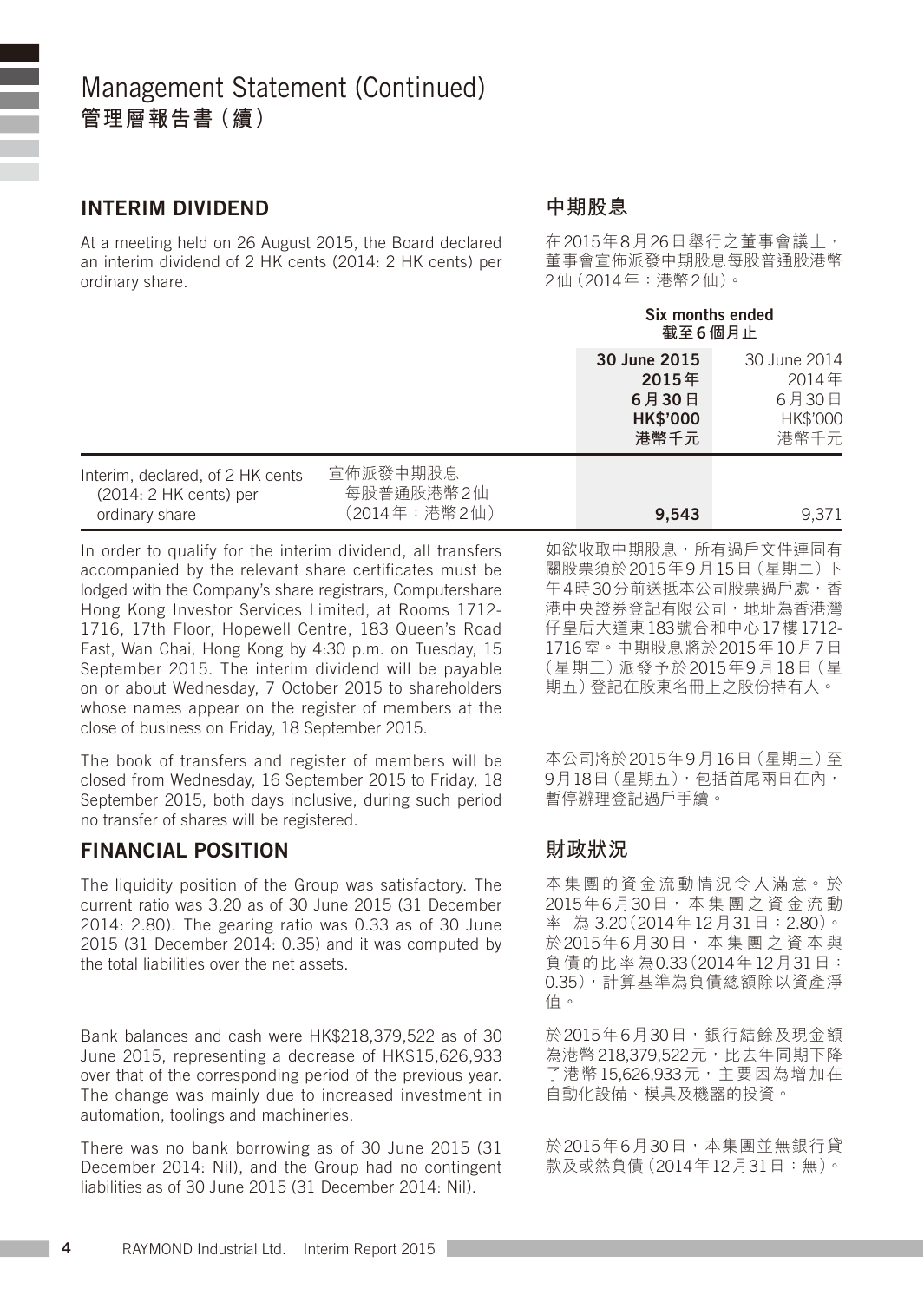# Management Statement (Continued)
# 管理層報告書（續）

## INTERIM DIVIDEND

At a meeting held on 26 August 2015, the Board declared an interim dividend of 2 HK cents (2014: 2 HK cents) per ordinary share.

## 中期股息

在2015年8月26日舉行之董事會議上，董事會宣佈派發中期股息每股普通股港幣2仙（2014年：港幣2仙）。

| | | Six months ended 截至6個月止 | |
|---|---|---|---|
| | | **30 June 2015 2015年 6月30日 HK$'000 港幣千元** | 30 June 2014 2014年 6月30日 HK$'000 港幣千元 |
| Interim, declared, of 2 HK cents (2014: 2 HK cents) per ordinary share | 宣佈派發中期股息每股普通股港幣2仙（2014年：港幣2仙） | **9,543** | 9,371 |

In order to qualify for the interim dividend, all transfers accompanied by the relevant share certificates must be lodged with the Company's share registrars, Computershare Hong Kong Investor Services Limited, at Rooms 1712-1716, 17th Floor, Hopewell Centre, 183 Queen's Road East, Wan Chai, Hong Kong by 4:30 p.m. on Tuesday, 15 September 2015. The interim dividend will be payable on or about Wednesday, 7 October 2015 to shareholders whose names appear on the register of members at the close of business on Friday, 18 September 2015.

如欲收取中期股息，所有過戶文件連同有關股票須於2015年9月15日（星期二）下午4時30分前送抵本公司股票過戶處，香港中央證券登記有限公司，地址為香港灣仔皇后大道東183號合和中心17樓1712-1716室。中期股息將於2015年10月7日（星期三）派發予於2015年9月18日（星期五）登記在股東名冊上之股份持有人。

The book of transfers and register of members will be closed from Wednesday, 16 September 2015 to Friday, 18 September 2015, both days inclusive, during such period no transfer of shares will be registered.

本公司將於2015年9月16日（星期三）至9月18日（星期五），包括首尾兩日在內，暫停辦理登記過戶手續。

## FINANCIAL POSITION

The liquidity position of the Group was satisfactory. The current ratio was 3.20 as of 30 June 2015 (31 December 2014: 2.80). The gearing ratio was 0.33 as of 30 June 2015 (31 December 2014: 0.35) and it was computed by the total liabilities over the net assets.

## 財政狀況

本集團的資金流動情況令人滿意。於2015年6月30日，本集團之資金流動率為3.20（2014年12月31日：2.80）。於2015年6月30日，本集團之資本與負債的比率為0.33（2014年12月31日：0.35），計算基準為負債總額除以資產淨值。

Bank balances and cash were HK$218,379,522 as of 30 June 2015, representing a decrease of HK$15,626,933 over that of the corresponding period of the previous year. The change was mainly due to increased investment in automation, toolings and machineries.

於2015年6月30日，銀行結餘及現金額為港幣218,379,522元，比去年同期下降了港幣15,626,933元，主要因為增加在自動化設備、模具及機器的投資。

There was no bank borrowing as of 30 June 2015 (31 December 2014: Nil), and the Group had no contingent liabilities as of 30 June 2015 (31 December 2014: Nil).

於2015年6月30日，本集團並無銀行貸款及或然負債（2014年12月31日：無）。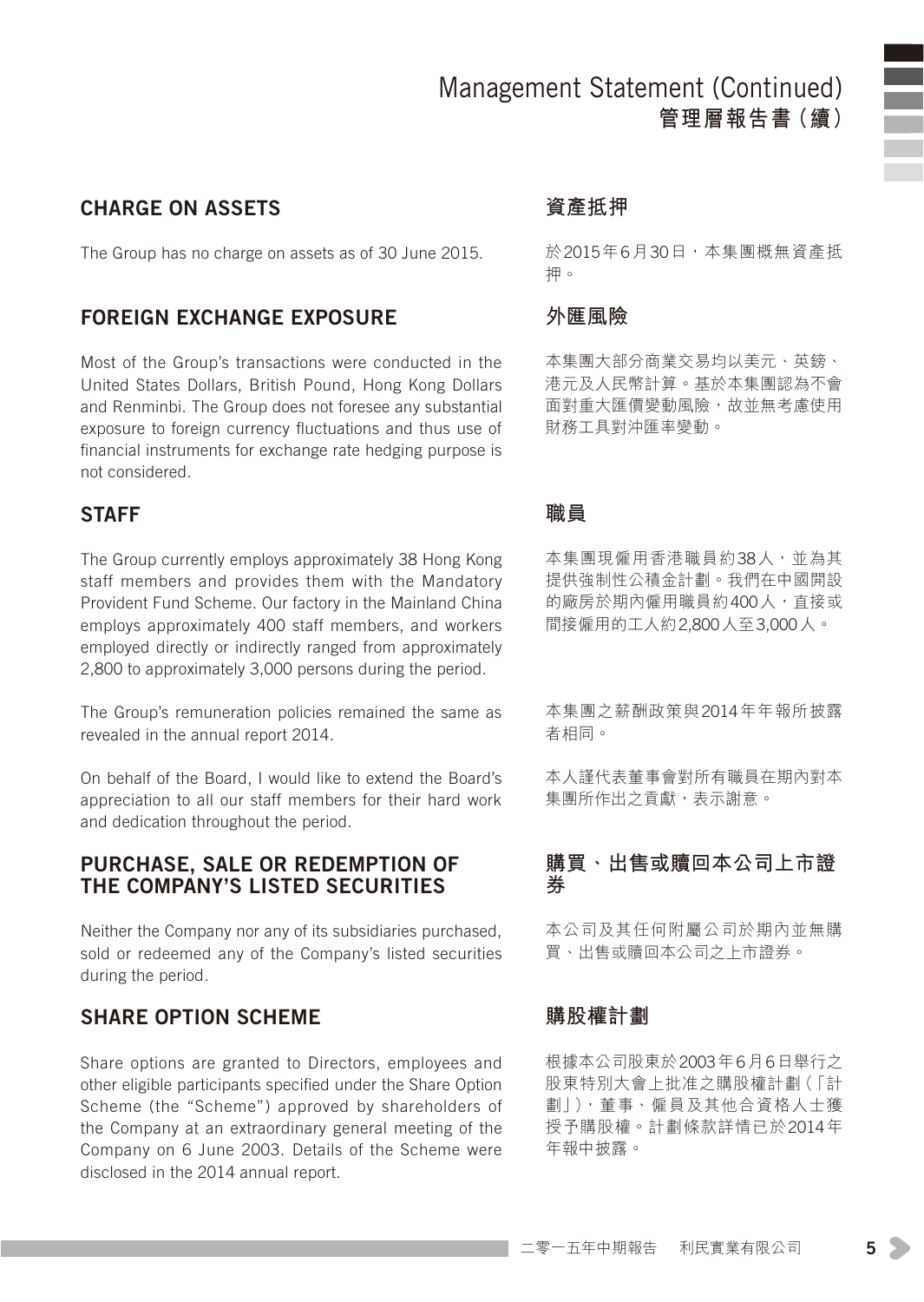## CHARGE ON ASSETS

The Group has no charge on assets as of 30 June 2015.

## 資產抵押

於2015年6月30日，本集團概無資產抵押。

## FOREIGN EXCHANGE EXPOSURE

Most of the Group's transactions were conducted in the United States Dollars, British Pound, Hong Kong Dollars and Renminbi. The Group does not foresee any substantial exposure to foreign currency fluctuations and thus use of financial instruments for exchange rate hedging purpose is not considered.

## 外匯風險

本集團大部分商業交易均以美元、英鎊、港元及人民幣計算。基於本集團認為不會面對重大匯價變動風險，故並無考慮使用財務工具對沖匯率變動。

## STAFF

The Group currently employs approximately 38 Hong Kong staff members and provides them with the Mandatory Provident Fund Scheme. Our factory in the Mainland China employs approximately 400 staff members, and workers employed directly or indirectly ranged from approximately 2,800 to approximately 3,000 persons during the period.

The Group's remuneration policies remained the same as revealed in the annual report 2014.

On behalf of the Board, I would like to extend the Board's appreciation to all our staff members for their hard work and dedication throughout the period.

## 職員

本集團現僱用香港職員約38人，並為其提供強制性公積金計劃。我們在中國開設的廠房於期內僱用職員約400人，直接或間接僱用的工人約2,800人至3,000人。

本集團之薪酬政策與2014年年報所披露者相同。

本人謹代表董事會對所有職員在期內對本集團所作出之貢獻，表示謝意。

## PURCHASE, SALE OR REDEMPTION OF THE COMPANY'S LISTED SECURITIES

Neither the Company nor any of its subsidiaries purchased, sold or redeemed any of the Company's listed securities during the period.

## 購買、出售或贖回本公司上市證券

本公司及其任何附屬公司於期內並無購買、出售或贖回本公司之上市證券。

## SHARE OPTION SCHEME

Share options are granted to Directors, employees and other eligible participants specified under the Share Option Scheme (the "Scheme") approved by shareholders of the Company at an extraordinary general meeting of the Company on 6 June 2003. Details of the Scheme were disclosed in the 2014 annual report.

## 購股權計劃

根據本公司股東於2003年6月6日舉行之股東特別大會上批准之購股權計劃（「計劃」），董事、僱員及其他合資格人士獲授予購股權。計劃條款詳情已於2014年年報中披露。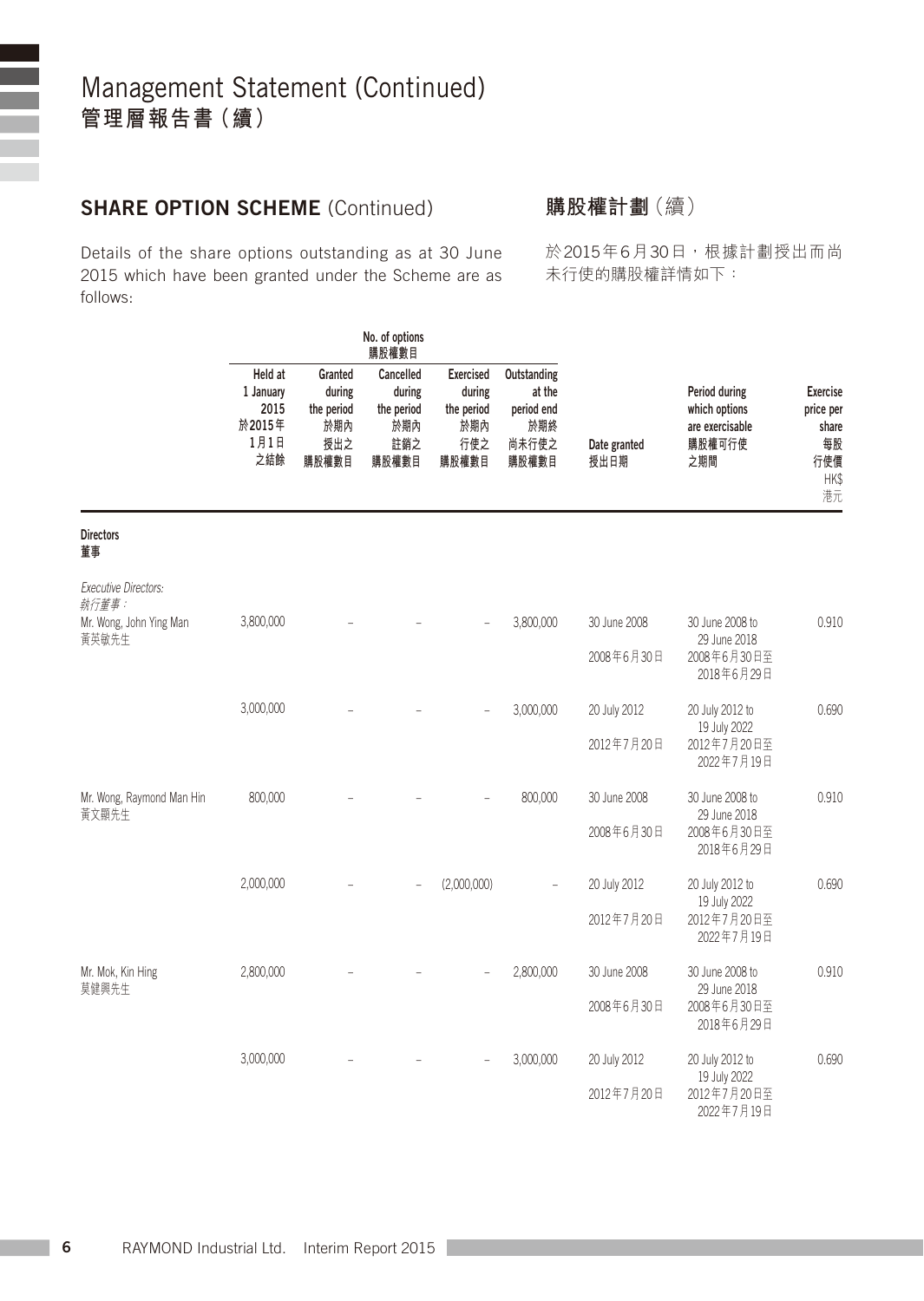# Management Statement (Continued)
# 管理層報告書（續）

## SHARE OPTION SCHEME (Continued)

## 購股權計劃（續）

Details of the share options outstanding as at 30 June 2015 which have been granted under the Scheme are as follows:

於2015年6月30日，根據計劃授出而尚未行使的購股權詳情如下：

| | No. of options 購股權數目 | | | | | | | |
|---|---|---|---|---|---|---|---|---|
| | Held at 1 January 2015 於2015年1月1日之結餘 | Granted during the period 於期內授出之購股權數目 | Cancelled during the period 於期內註銷之購股權數目 | Exercised during the period 於期內行使之購股權數目 | Outstanding at the period end 於期終尚未行使之購股權數目 | Date granted 授出日期 | Period during which options are exercisable 購股權可行使之期間 | Exercise price per share 每股行使價 HK$ 港元 |
| **Directors 董事** | | | | | | | | |
| *Executive Directors: 執行董事：* | | | | | | | | |
| Mr. Wong, John Ying Man 黃英敏先生 | 3,800,000 | – | – | – | 3,800,000 | 30 June 2008 2008年6月30日 | 30 June 2008 to 29 June 2018 2008年6月30日至2018年6月29日 | 0.910 |
| | 3,000,000 | – | – | – | 3,000,000 | 20 July 2012 2012年7月20日 | 20 July 2012 to 19 July 2022 2012年7月20日至2022年7月19日 | 0.690 |
| Mr. Wong, Raymond Man Hin 黃文顯先生 | 800,000 | – | – | – | 800,000 | 30 June 2008 2008年6月30日 | 30 June 2008 to 29 June 2018 2008年6月30日至2018年6月29日 | 0.910 |
| | 2,000,000 | – | – | (2,000,000) | – | 20 July 2012 2012年7月20日 | 20 July 2012 to 19 July 2022 2012年7月20日至2022年7月19日 | 0.690 |
| Mr. Mok, Kin Hing 莫健興先生 | 2,800,000 | – | – | – | 2,800,000 | 30 June 2008 2008年6月30日 | 30 June 2008 to 29 June 2018 2008年6月30日至2018年6月29日 | 0.910 |
| | 3,000,000 | – | – | – | 3,000,000 | 20 July 2012 2012年7月20日 | 20 July 2012 to 19 July 2022 2012年7月20日至2022年7月19日 | 0.690 |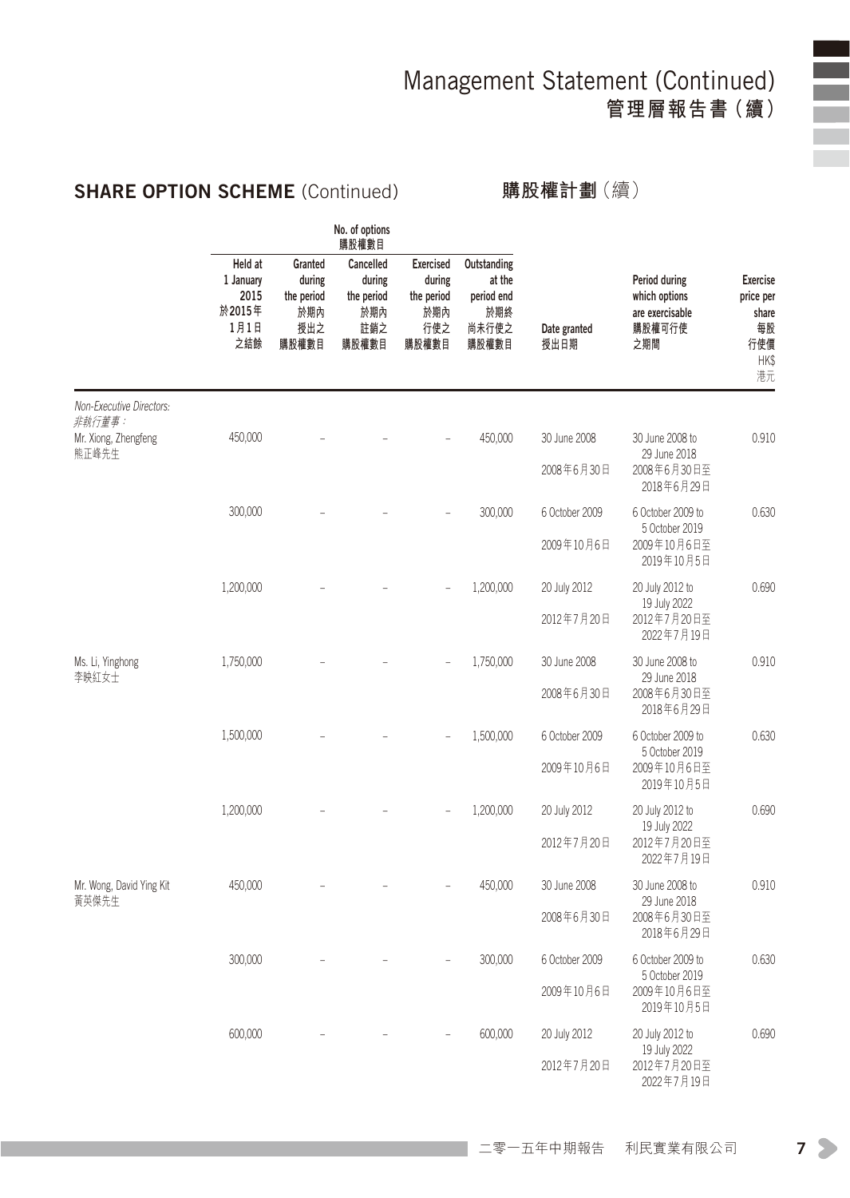## SHARE OPTION SCHEME (Continued) 購股權計劃（續）

| | No. of options 購股權數目 | | | | | | | |
|---|---|---|---|---|---|---|---|---|
| | Held at 1 January 2015 於2015年1月1日之結餘 | Granted during the period 於期內授出之購股權數目 | Cancelled during the period 於期內註銷之購股權數目 | Exercised during the period 於期內行使之購股權數目 | Outstanding at the period end 於期終尚未行使之購股權數目 | Date granted 授出日期 | Period during which options are exercisable 購股權可行使之期間 | Exercise price per share 每股行使價 HK$ 港元 |
| *Non-Executive Directors:* *非執行董事：* | | | | | | | | |
| Mr. Xiong, Zhengfeng 熊正峰先生 | 450,000 | – | – | – | 450,000 | 30 June 2008 2008年6月30日 | 30 June 2008 to 29 June 2018 2008年6月30日至2018年6月29日 | 0.910 |
| | 300,000 | – | – | – | 300,000 | 6 October 2009 2009年10月6日 | 6 October 2009 to 5 October 2019 2009年10月6日至2019年10月5日 | 0.630 |
| | 1,200,000 | – | – | – | 1,200,000 | 20 July 2012 2012年7月20日 | 20 July 2012 to 19 July 2022 2012年7月20日至2022年7月19日 | 0.690 |
| Ms. Li, Yinghong 李映紅女士 | 1,750,000 | – | – | – | 1,750,000 | 30 June 2008 2008年6月30日 | 30 June 2008 to 29 June 2018 2008年6月30日至2018年6月29日 | 0.910 |
| | 1,500,000 | – | – | – | 1,500,000 | 6 October 2009 2009年10月6日 | 6 October 2009 to 5 October 2019 2009年10月6日至2019年10月5日 | 0.630 |
| | 1,200,000 | – | – | – | 1,200,000 | 20 July 2012 2012年7月20日 | 20 July 2012 to 19 July 2022 2012年7月20日至2022年7月19日 | 0.690 |
| Mr. Wong, David Ying Kit 黃英傑先生 | 450,000 | – | – | – | 450,000 | 30 June 2008 2008年6月30日 | 30 June 2008 to 29 June 2018 2008年6月30日至2018年6月29日 | 0.910 |
| | 300,000 | – | – | – | 300,000 | 6 October 2009 2009年10月6日 | 6 October 2009 to 5 October 2019 2009年10月6日至2019年10月5日 | 0.630 |
| | 600,000 | – | – | – | 600,000 | 20 July 2012 2012年7月20日 | 20 July 2012 to 19 July 2022 2012年7月20日至2022年7月19日 | 0.690 |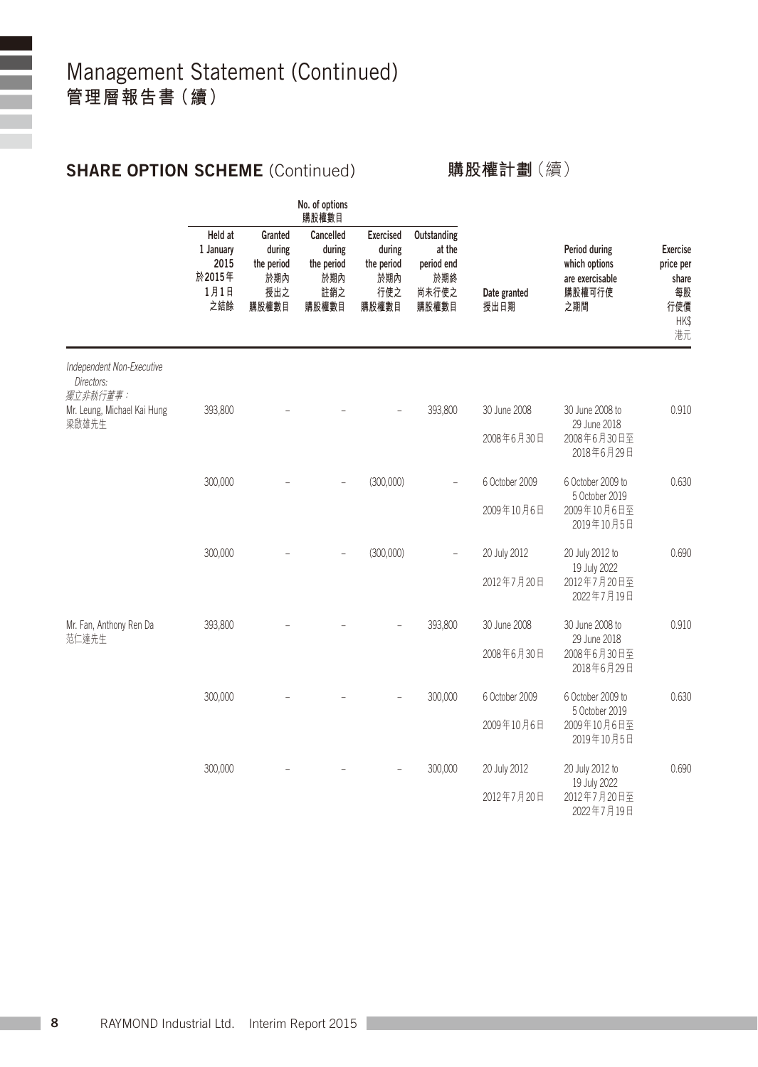# Management Statement (Continued)
# 管理層報告書（續）

## SHARE OPTION SCHEME (Continued) 購股權計劃（續）

| | No. of options 購股權數目 | | | | | | | |
|---|---|---|---|---|---|---|---|---|
| | Held at 1 January 2015 於2015年1月1日之結餘 | Granted during the period 於期內授出之購股權數目 | Cancelled during the period 於期內註銷之購股權數目 | Exercised during the period 於期內行使之購股權數目 | Outstanding at the period end 於期終尚未行使之購股權數目 | Date granted 授出日期 | Period during which options are exercisable 購股權可行使之期間 | Exercise price per share 每股行使價 HK$ 港元 |
| *Independent Non-Executive Directors:* *獨立非執行董事：* | | | | | | | | |
| Mr. Leung, Michael Kai Hung 梁啟雄先生 | 393,800 | – | – | – | 393,800 | 30 June 2008 2008年6月30日 | 30 June 2008 to 29 June 2018 2008年6月30日至2018年6月29日 | 0.910 |
| | 300,000 | – | – | (300,000) | – | 6 October 2009 2009年10月6日 | 6 October 2009 to 5 October 2019 2009年10月6日至2019年10月5日 | 0.630 |
| | 300,000 | – | – | (300,000) | – | 20 July 2012 2012年7月20日 | 20 July 2012 to 19 July 2022 2012年7月20日至2022年7月19日 | 0.690 |
| Mr. Fan, Anthony Ren Da 范仁達先生 | 393,800 | – | – | – | 393,800 | 30 June 2008 2008年6月30日 | 30 June 2008 to 29 June 2018 2008年6月30日至2018年6月29日 | 0.910 |
| | 300,000 | – | – | – | 300,000 | 6 October 2009 2009年10月6日 | 6 October 2009 to 5 October 2019 2009年10月6日至2019年10月5日 | 0.630 |
| | 300,000 | – | – | – | 300,000 | 20 July 2012 2012年7月20日 | 20 July 2012 to 19 July 2022 2012年7月20日至2022年7月19日 | 0.690 |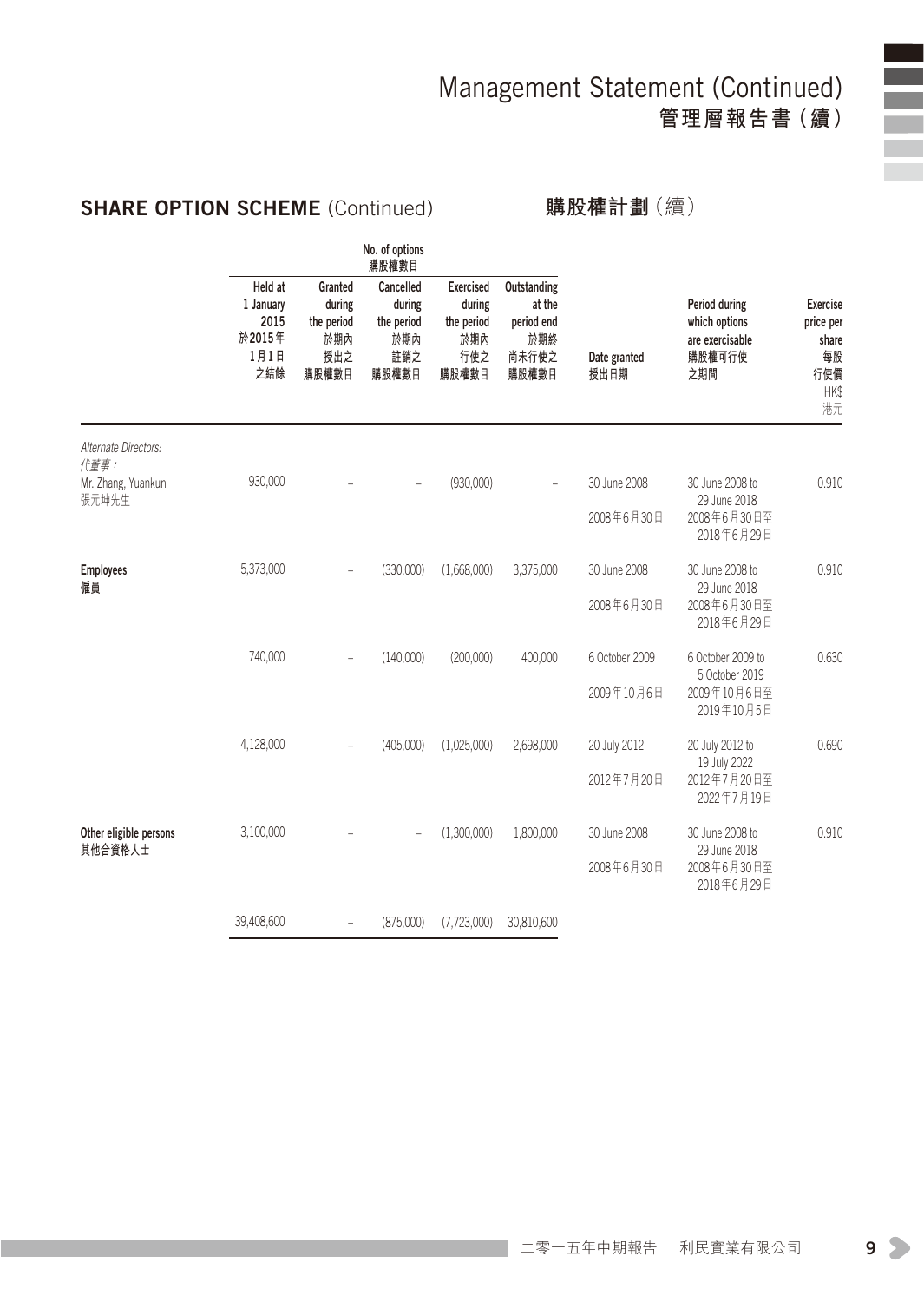# Management Statement (Continued)
# 管理層報告書（續）

## SHARE OPTION SCHEME (Continued) 購股權計劃（續）

| | No. of options 購股權數目 | | | | | | | |
|---|---|---|---|---|---|---|---|---|
| | **Held at 1 January 2015 於2015年1月1日之結餘** | **Granted during the period 於期內授出之購股權數目** | **Cancelled during the period 於期內註銷之購股權數目** | **Exercised during the period 於期內行使之購股權數目** | **Outstanding at the period end 於期終尚未行使之購股權數目** | **Date granted 授出日期** | **Period during which options are exercisable 購股權可行使之期間** | **Exercise price per share 每股行使價 HK$ 港元** |
| *Alternate Directors: 代董事：* | | | | | | | | |
| Mr. Zhang, Yuankun 張元坤先生 | 930,000 | – | – | (930,000) | – | 30 June 2008 2008年6月30日 | 30 June 2008 to 29 June 2018 2008年6月30日至2018年6月29日 | 0.910 |
| **Employees 僱員** | 5,373,000 | – | (330,000) | (1,668,000) | 3,375,000 | 30 June 2008 2008年6月30日 | 30 June 2008 to 29 June 2018 2008年6月30日至2018年6月29日 | 0.910 |
| | 740,000 | – | (140,000) | (200,000) | 400,000 | 6 October 2009 2009年10月6日 | 6 October 2009 to 5 October 2019 2009年10月6日至2019年10月5日 | 0.630 |
| | 4,128,000 | – | (405,000) | (1,025,000) | 2,698,000 | 20 July 2012 2012年7月20日 | 20 July 2012 to 19 July 2022 2012年7月20日至2022年7月19日 | 0.690 |
| **Other eligible persons 其他合資格人士** | 3,100,000 | – | – | (1,300,000) | 1,800,000 | 30 June 2008 2008年6月30日 | 30 June 2008 to 29 June 2018 2008年6月30日至2018年6月29日 | 0.910 |
| | 39,408,600 | – | (875,000) | (7,723,000) | 30,810,600 | | | |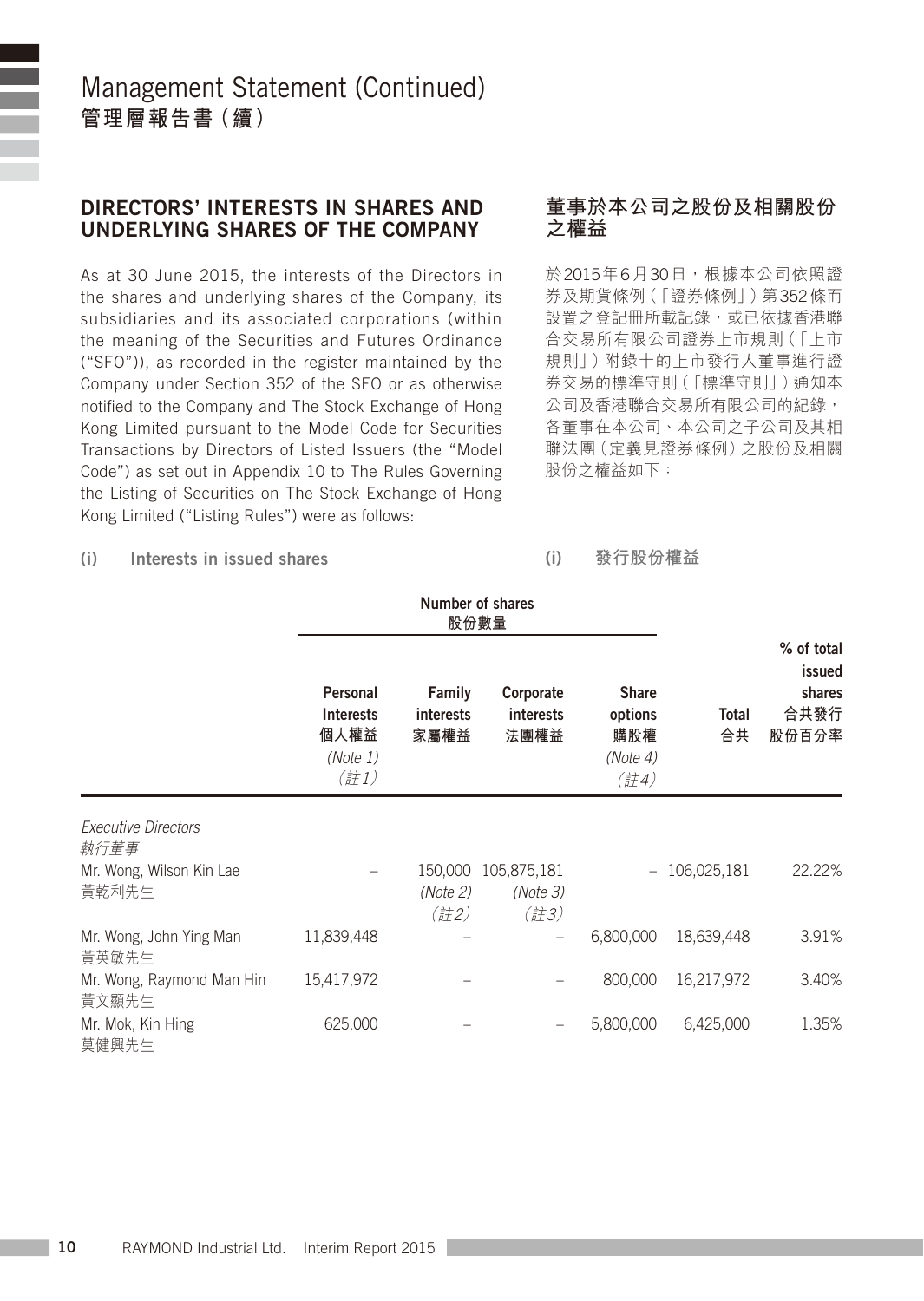# Management Statement (Continued)
# 管理層報告書（續）

## DIRECTORS' INTERESTS IN SHARES AND UNDERLYING SHARES OF THE COMPANY

As at 30 June 2015, the interests of the Directors in the shares and underlying shares of the Company, its subsidiaries and its associated corporations (within the meaning of the Securities and Futures Ordinance ("SFO")), as recorded in the register maintained by the Company under Section 352 of the SFO or as otherwise notified to the Company and The Stock Exchange of Hong Kong Limited pursuant to the Model Code for Securities Transactions by Directors of Listed Issuers (the "Model Code") as set out in Appendix 10 to The Rules Governing the Listing of Securities on The Stock Exchange of Hong Kong Limited ("Listing Rules") were as follows:

## 董事於本公司之股份及相關股份之權益

於2015年6月30日，根據本公司依照證券及期貨條例（「證券條例」）第352條而設置之登記冊所載記錄，或已依據香港聯合交易所有限公司證券上市規則（「上市規則」）附錄十的上市發行人董事進行證券交易的標準守則（「標準守則」）通知本公司及香港聯合交易所有限公司的紀錄，各董事在本公司、本公司之子公司及其相聯法團（定義見證券條例）之股份及相關股份之權益如下：

### (i) Interests in issued shares 發行股份權益

| | Number of shares 股份數量 | | | | | |
|---|---|---|---|---|---|---|
| | Personal Interests 個人權益 *(Note 1)* *(註1)* | Family interests 家屬權益 | Corporate interests 法團權益 | Share options 購股權 *(Note 4)* *(註4)* | Total 合共 | % of total issued shares 合共發行股份百分率 |
| *Executive Directors* *執行董事* | | | | | | |
| Mr. Wong, Wilson Kin Lae 黃乾利先生 | – | 150,000 *(Note 2)* *(註2)* | 105,875,181 *(Note 3)* *(註3)* | – | 106,025,181 | 22.22% |
| Mr. Wong, John Ying Man 黃英敏先生 | 11,839,448 | – | – | 6,800,000 | 18,639,448 | 3.91% |
| Mr. Wong, Raymond Man Hin 黃文顯先生 | 15,417,972 | – | – | 800,000 | 16,217,972 | 3.40% |
| Mr. Mok, Kin Hing 莫健興先生 | 625,000 | – | – | 5,800,000 | 6,425,000 | 1.35% |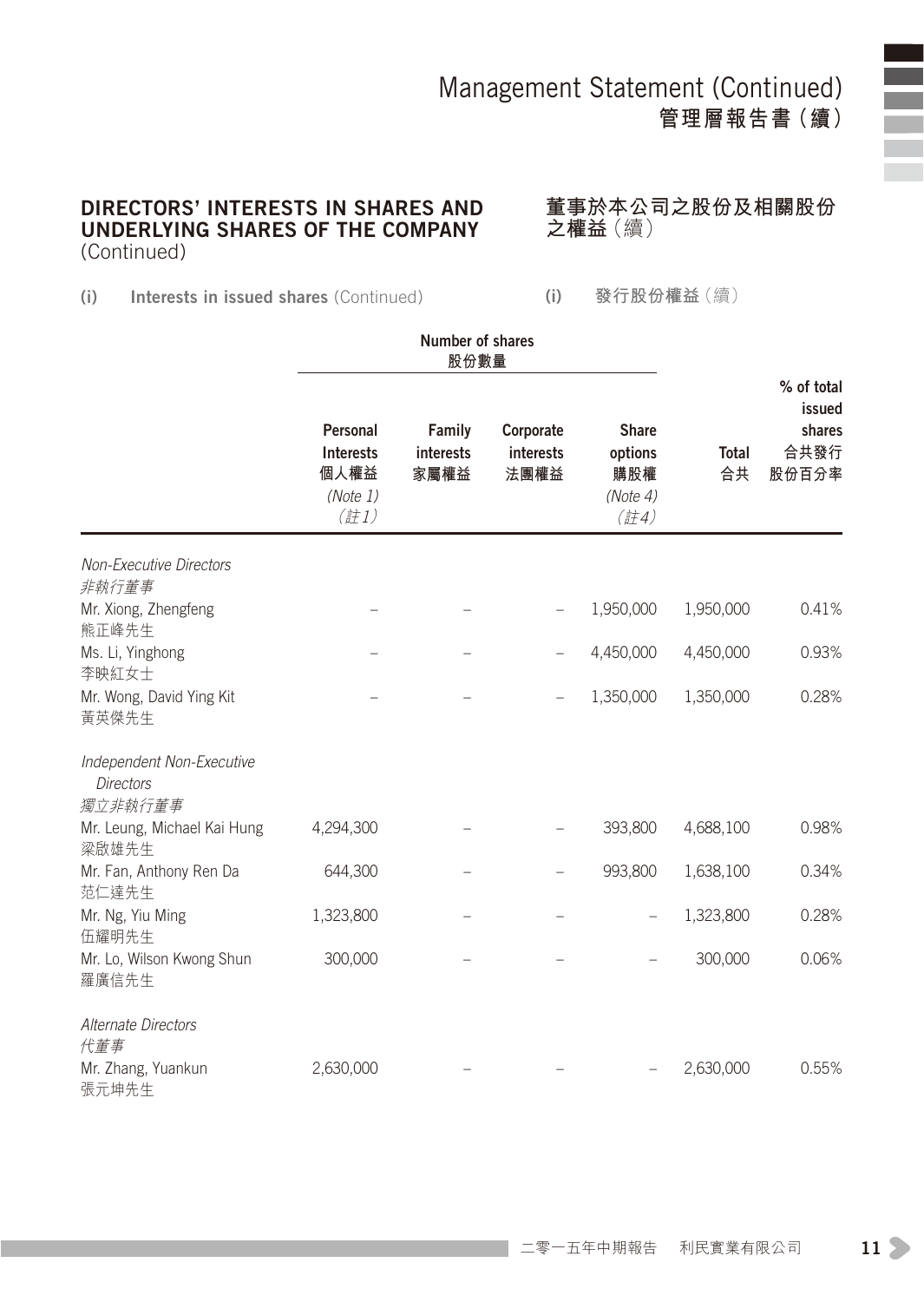## DIRECTORS' INTERESTS IN SHARES AND UNDERLYING SHARES OF THE COMPANY (Continued)

## 董事於本公司之股份及相關股份之權益（續）

**(i) Interests in issued shares** (Continued)

**(i) 發行股份權益**（續）

| | Number of shares 股份數量 | | | | | |
|---|---|---|---|---|---|---|
| | Personal Interests 個人權益 *(Note 1)* *(註1)* | Family interests 家屬權益 | Corporate interests 法團權益 | Share options 購股權 *(Note 4)* *(註4)* | Total 合共 | % of total issued shares 合共發行股份百分率 |
| *Non-Executive Directors 非執行董事* | | | | | | |
| Mr. Xiong, Zhengfeng 熊正峰先生 | – | – | – | 1,950,000 | 1,950,000 | 0.41% |
| Ms. Li, Yinghong 李映紅女士 | – | – | – | 4,450,000 | 4,450,000 | 0.93% |
| Mr. Wong, David Ying Kit 黃英傑先生 | – | – | – | 1,350,000 | 1,350,000 | 0.28% |
| *Independent Non-Executive Directors 獨立非執行董事* | | | | | | |
| Mr. Leung, Michael Kai Hung 梁啟雄先生 | 4,294,300 | – | – | 393,800 | 4,688,100 | 0.98% |
| Mr. Fan, Anthony Ren Da 范仁達先生 | 644,300 | – | – | 993,800 | 1,638,100 | 0.34% |
| Mr. Ng, Yiu Ming 伍耀明先生 | 1,323,800 | – | – | – | 1,323,800 | 0.28% |
| Mr. Lo, Wilson Kwong Shun 羅廣信先生 | 300,000 | – | – | – | 300,000 | 0.06% |
| *Alternate Directors 代董事* | | | | | | |
| Mr. Zhang, Yuankun 張元坤先生 | 2,630,000 | – | – | – | 2,630,000 | 0.55% |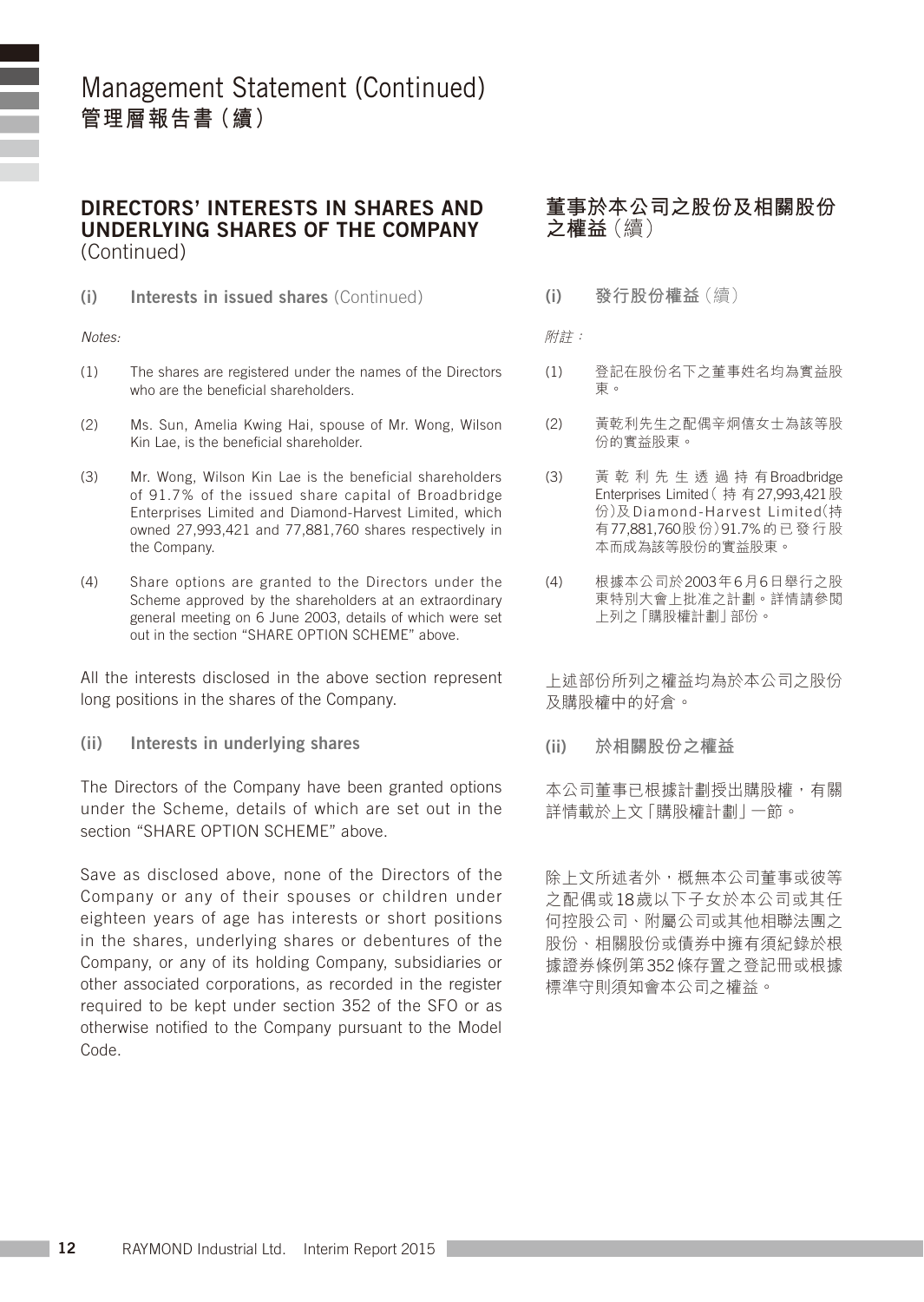# Management Statement (Continued)
# 管理層報告書（續）

## DIRECTORS' INTERESTS IN SHARES AND UNDERLYING SHARES OF THE COMPANY (Continued)

### (i) Interests in issued shares (Continued)

*Notes:*

(1) The shares are registered under the names of the Directors who are the beneficial shareholders.

(2) Ms. Sun, Amelia Kwing Hai, spouse of Mr. Wong, Wilson Kin Lae, is the beneficial shareholder.

(3) Mr. Wong, Wilson Kin Lae is the beneficial shareholders of 91.7% of the issued share capital of Broadbridge Enterprises Limited and Diamond-Harvest Limited, which owned 27,993,421 and 77,881,760 shares respectively in the Company.

(4) Share options are granted to the Directors under the Scheme approved by the shareholders at an extraordinary general meeting on 6 June 2003, details of which were set out in the section "SHARE OPTION SCHEME" above.

All the interests disclosed in the above section represent long positions in the shares of the Company.

### (ii) Interests in underlying shares

The Directors of the Company have been granted options under the Scheme, details of which are set out in the section "SHARE OPTION SCHEME" above.

Save as disclosed above, none of the Directors of the Company or any of their spouses or children under eighteen years of age has interests or short positions in the shares, underlying shares or debentures of the Company, or any of its holding Company, subsidiaries or other associated corporations, as recorded in the register required to be kept under section 352 of the SFO or as otherwise notified to the Company pursuant to the Model Code.

## 董事於本公司之股份及相關股份之權益（續）

### (i) 發行股份權益（續）

*附註：*

(1) 登記在股份名下之董事姓名均為實益股東。

(2) 黃乾利先生之配偶辛炯僖女士為該等股份的實益股東。

(3) 黃乾利先生透過持有Broadbridge Enterprises Limited（持有27,993,421股份）及Diamond-Harvest Limited（持有77,881,760股份）91.7%的已發行股本而成為該等股份的實益股東。

(4) 根據本公司於2003年6月6日舉行之股東特別大會上批准之計劃。詳情請參閱上列之「購股權計劃」部份。

上述部份所列之權益均為於本公司之股份及購股權中的好倉。

### (ii) 於相關股份之權益

本公司董事已根據計劃授出購股權，有關詳情載於上文「購股權計劃」一節。

除上文所述者外，概無本公司董事或彼等之配偶或18歲以下子女於本公司或其任何控股公司、附屬公司或其他相聯法團之股份、相關股份或債券中擁有須紀錄於根據證券條例第352條存置之登記冊或根據標準守則須知會本公司之權益。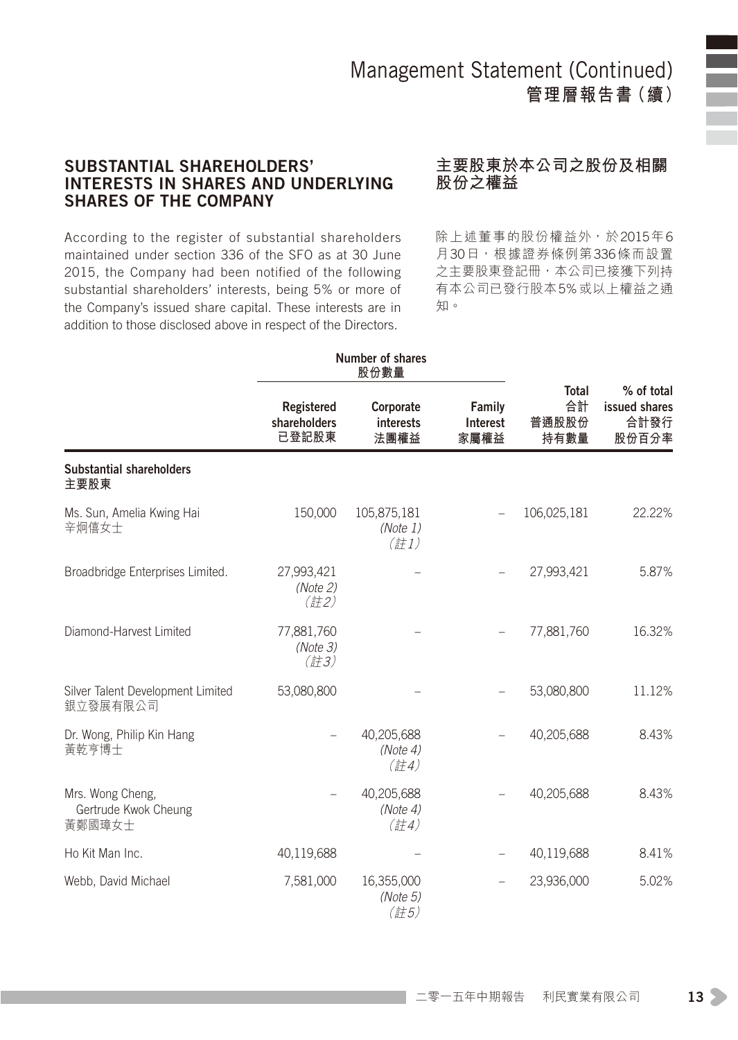## SUBSTANTIAL SHAREHOLDERS' INTERESTS IN SHARES AND UNDERLYING SHARES OF THE COMPANY

According to the register of substantial shareholders maintained under section 336 of the SFO as at 30 June 2015, the Company had been notified of the following substantial shareholders' interests, being 5% or more of the Company's issued share capital. These interests are in addition to those disclosed above in respect of the Directors.

## 主要股東於本公司之股份及相關股份之權益

除上述董事的股份權益外，於2015年6月30日，根據證券條例第336條而設置之主要股東登記冊，本公司已接獲下列持有本公司已發行股本5%或以上權益之通知。

| | Number of shares 股份數量 | | | | |
|---|---|---|---|---|---|
| | Registered shareholders 已登記股東 | Corporate interests 法團權益 | Family Interest 家屬權益 | Total 合計 普通股股份 持有數量 | % of total issued shares 合計發行 股份百分率 |
| **Substantial shareholders 主要股東** | | | | | |
| Ms. Sun, Amelia Kwing Hai 辛炯僖女士 | 150,000 | 105,875,181 *(Note 1)* *(註1)* | – | 106,025,181 | 22.22% |
| Broadbridge Enterprises Limited. | 27,993,421 *(Note 2)* *(註2)* | – | – | 27,993,421 | 5.87% |
| Diamond-Harvest Limited | 77,881,760 *(Note 3)* *(註3)* | – | – | 77,881,760 | 16.32% |
| Silver Talent Development Limited 銀立發展有限公司 | 53,080,800 | – | – | 53,080,800 | 11.12% |
| Dr. Wong, Philip Kin Hang 黃乾亨博士 | – | 40,205,688 *(Note 4)* *(註4)* | – | 40,205,688 | 8.43% |
| Mrs. Wong Cheng, Gertrude Kwok Cheung 黃鄭國璋女士 | – | 40,205,688 *(Note 4)* *(註4)* | – | 40,205,688 | 8.43% |
| Ho Kit Man Inc. | 40,119,688 | – | – | 40,119,688 | 8.41% |
| Webb, David Michael | 7,581,000 | 16,355,000 *(Note 5)* *(註5)* | – | 23,936,000 | 5.02% |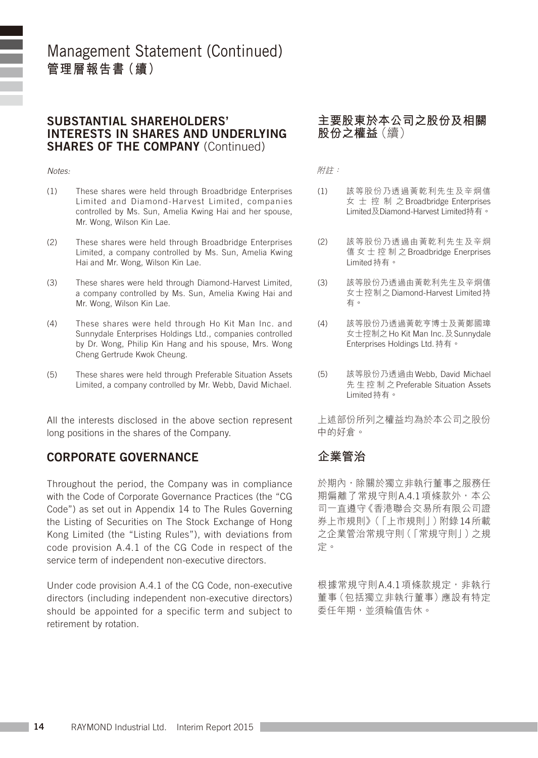# Management Statement (Continued)
# 管理層報告書（續）

## SUBSTANTIAL SHAREHOLDERS' INTERESTS IN SHARES AND UNDERLYING SHARES OF THE COMPANY (Continued)

*Notes:*

(1) These shares were held through Broadbridge Enterprises Limited and Diamond-Harvest Limited, companies controlled by Ms. Sun, Amelia Kwing Hai and her spouse, Mr. Wong, Wilson Kin Lae.

(2) These shares were held through Broadbridge Enterprises Limited, a company controlled by Ms. Sun, Amelia Kwing Hai and Mr. Wong, Wilson Kin Lae.

(3) These shares were held through Diamond-Harvest Limited, a company controlled by Ms. Sun, Amelia Kwing Hai and Mr. Wong, Wilson Kin Lae.

(4) These shares were held through Ho Kit Man Inc. and Sunnydale Enterprises Holdings Ltd., companies controlled by Dr. Wong, Philip Kin Hang and his spouse, Mrs. Wong Cheng Gertrude Kwok Cheung.

(5) These shares were held through Preferable Situation Assets Limited, a company controlled by Mr. Webb, David Michael.

All the interests disclosed in the above section represent long positions in the shares of the Company.

## CORPORATE GOVERNANCE

Throughout the period, the Company was in compliance with the Code of Corporate Governance Practices (the "CG Code") as set out in Appendix 14 to The Rules Governing the Listing of Securities on The Stock Exchange of Hong Kong Limited (the "Listing Rules"), with deviations from code provision A.4.1 of the CG Code in respect of the service term of independent non-executive directors.

Under code provision A.4.1 of the CG Code, non-executive directors (including independent non-executive directors) should be appointed for a specific term and subject to retirement by rotation.

## 主要股東於本公司之股份及相關股份之權益（續）

*附註：*

(1) 該等股份乃透過黃乾利先生及辛炯僖女士控制之Broadbridge Enterprises Limited及Diamond-Harvest Limited持有。

(2) 該等股份乃透過由黃乾利先生及辛炯僖女士控制之Broadbridge Enerprises Limited持有。

(3) 該等股份乃透過由黃乾利先生及辛炯僖女士控制之Diamond-Harvest Limited持有。

(4) 該等股份乃透過黃乾亨博士及黃鄭國璋女士控制之Ho Kit Man Inc.及Sunnydale Enterprises Holdings Ltd.持有。

(5) 該等股份乃透過由Webb, David Michael先生控制之Preferable Situation Assets Limited持有。

上述部份所列之權益均為於本公司之股份中的好倉。

## 企業管治

於期內，除關於獨立非執行董事之服務任期偏離了常規守則A.4.1項條款外，本公司一直遵守《香港聯合交易所有限公司證券上市規則》（「上市規則」）附錄14所載之企業管治常規守則（「常規守則」）之規定。

根據常規守則A.4.1項條款規定，非執行董事（包括獨立非執行董事）應設有特定委任年期，並須輪值告休。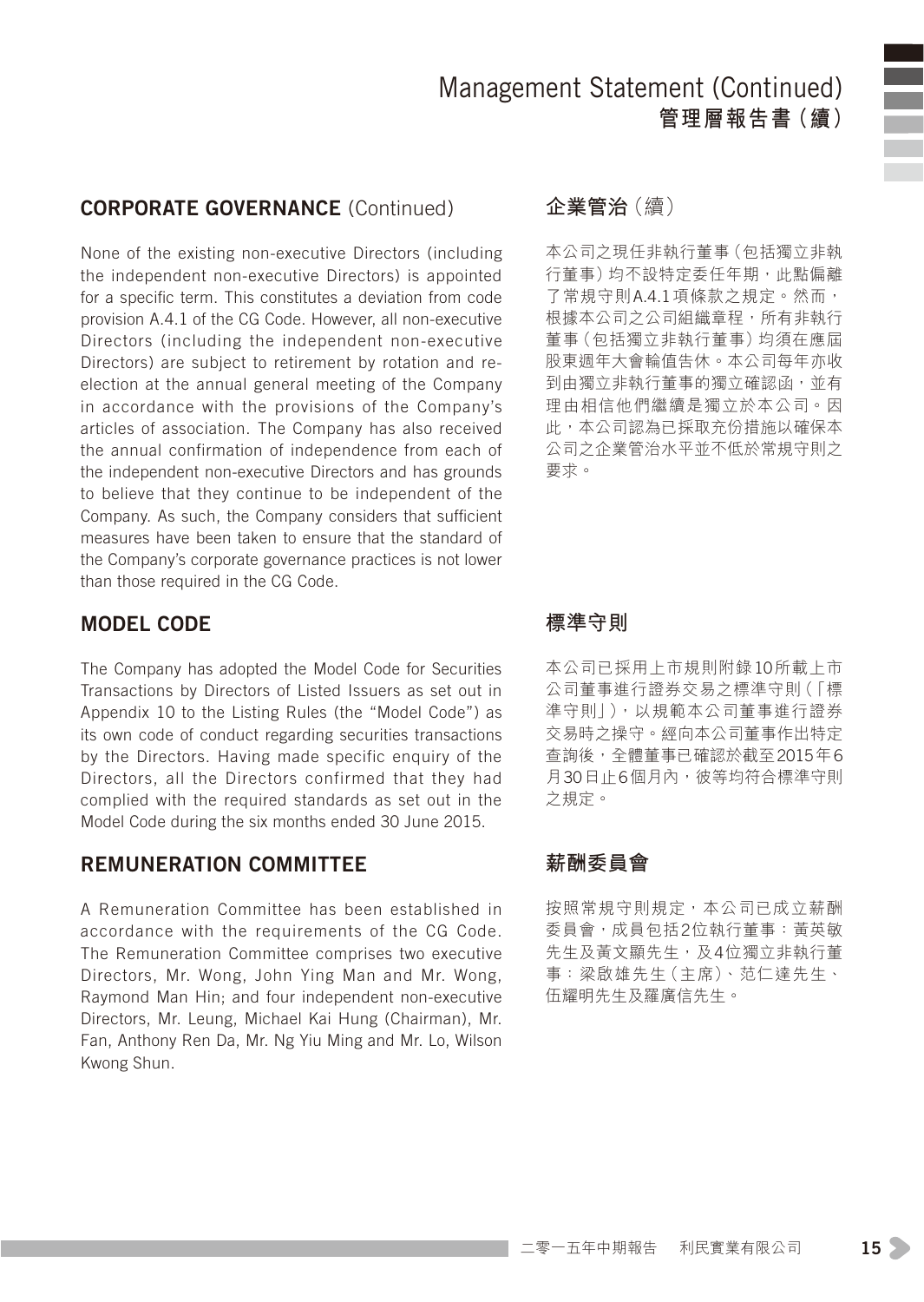## CORPORATE GOVERNANCE (Continued)

None of the existing non-executive Directors (including the independent non-executive Directors) is appointed for a specific term. This constitutes a deviation from code provision A.4.1 of the CG Code. However, all non-executive Directors (including the independent non-executive Directors) are subject to retirement by rotation and re-election at the annual general meeting of the Company in accordance with the provisions of the Company's articles of association. The Company has also received the annual confirmation of independence from each of the independent non-executive Directors and has grounds to believe that they continue to be independent of the Company. As such, the Company considers that sufficient measures have been taken to ensure that the standard of the Company's corporate governance practices is not lower than those required in the CG Code.

## 企業管治（續）

本公司之現任非執行董事（包括獨立非執行董事）均不設特定委任年期，此點偏離了常規守則A.4.1項條款之規定。然而，根據本公司之公司組織章程，所有非執行董事（包括獨立非執行董事）均須在應屆股東週年大會輪值告休。本公司每年亦收到由獨立非執行董事的獨立確認函，並有理由相信他們繼續是獨立於本公司。因此，本公司認為已採取充份措施以確保本公司之企業管治水平並不低於常規守則之要求。

## MODEL CODE

The Company has adopted the Model Code for Securities Transactions by Directors of Listed Issuers as set out in Appendix 10 to the Listing Rules (the "Model Code") as its own code of conduct regarding securities transactions by the Directors. Having made specific enquiry of the Directors, all the Directors confirmed that they had complied with the required standards as set out in the Model Code during the six months ended 30 June 2015.

## 標準守則

本公司已採用上市規則附錄10所載上市公司董事進行證券交易之標準守則（「標準守則」），以規範本公司董事進行證券交易時之操守。經向本公司董事作出特定查詢後，全體董事已確認於截至2015年6月30日止6個月內，彼等均符合標準守則之規定。

## REMUNERATION COMMITTEE

A Remuneration Committee has been established in accordance with the requirements of the CG Code. The Remuneration Committee comprises two executive Directors, Mr. Wong, John Ying Man and Mr. Wong, Raymond Man Hin; and four independent non-executive Directors, Mr. Leung, Michael Kai Hung (Chairman), Mr. Fan, Anthony Ren Da, Mr. Ng Yiu Ming and Mr. Lo, Wilson Kwong Shun.

## 薪酬委員會

按照常規守則規定，本公司已成立薪酬委員會，成員包括2位執行董事：黃英敏先生及黃文顯先生，及4位獨立非執行董事：梁啟雄先生（主席）、范仁達先生、伍耀明先生及羅廣信先生。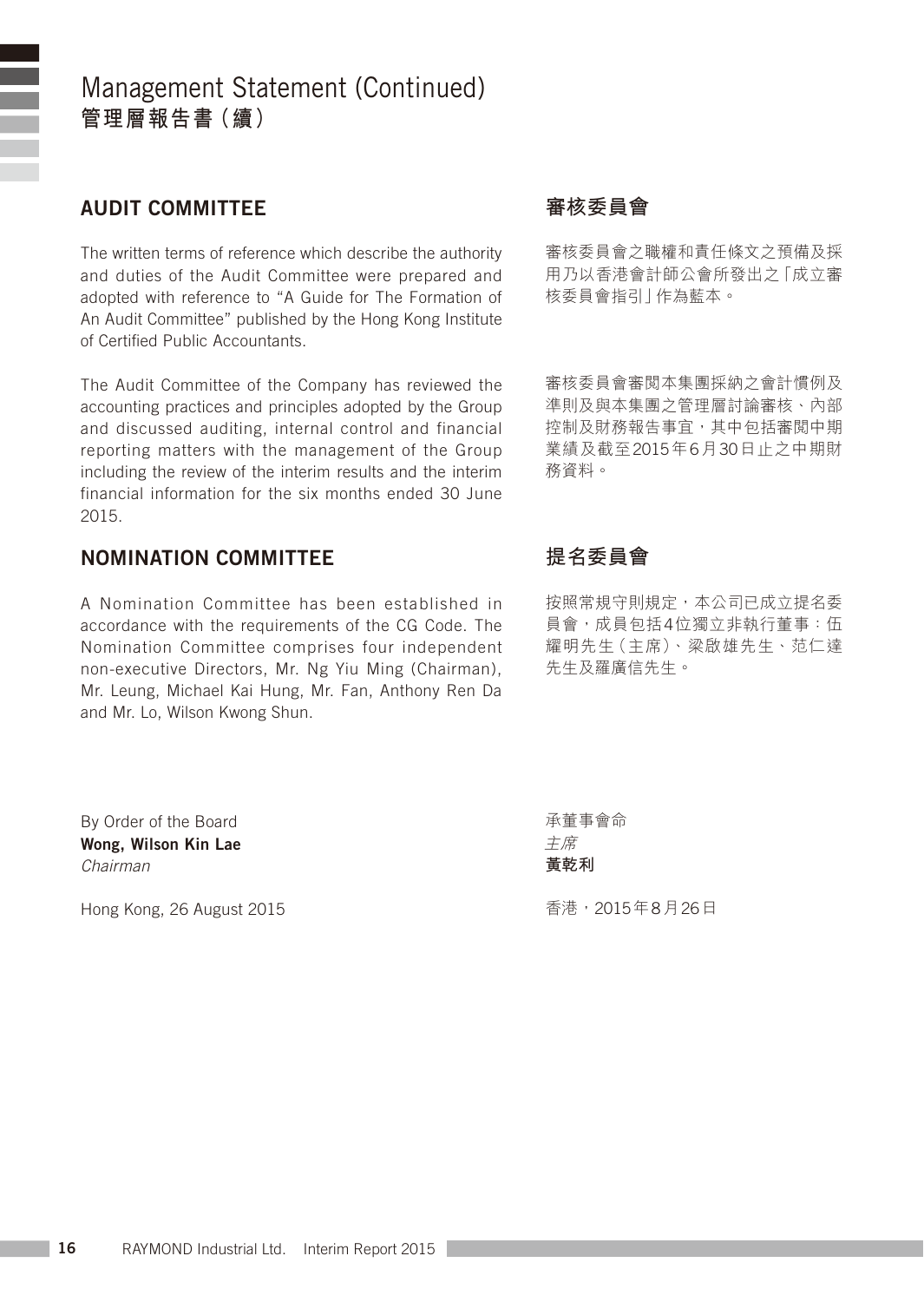# Management Statement (Continued)
# 管理層報告書（續）

## AUDIT COMMITTEE

The written terms of reference which describe the authority and duties of the Audit Committee were prepared and adopted with reference to "A Guide for The Formation of An Audit Committee" published by the Hong Kong Institute of Certified Public Accountants.

The Audit Committee of the Company has reviewed the accounting practices and principles adopted by the Group and discussed auditing, internal control and financial reporting matters with the management of the Group including the review of the interim results and the interim financial information for the six months ended 30 June 2015.

## NOMINATION COMMITTEE

A Nomination Committee has been established in accordance with the requirements of the CG Code. The Nomination Committee comprises four independent non-executive Directors, Mr. Ng Yiu Ming (Chairman), Mr. Leung, Michael Kai Hung, Mr. Fan, Anthony Ren Da and Mr. Lo, Wilson Kwong Shun.

By Order of the Board
**Wong, Wilson Kin Lae**
*Chairman*

Hong Kong, 26 August 2015

## 審核委員會

審核委員會之職權和責任條文之預備及採用乃以香港會計師公會所發出之「成立審核委員會指引」作為藍本。

審核委員會審閱本集團採納之會計慣例及準則及與本集團之管理層討論審核、內部控制及財務報告事宜，其中包括審閱中期業績及截至2015年6月30日止之中期財務資料。

## 提名委員會

按照常規守則規定，本公司已成立提名委員會，成員包括4位獨立非執行董事：伍耀明先生（主席）、梁啟雄先生、范仁達先生及羅廣信先生。

承董事會命
*主席*
**黃乾利**

香港，2015年8月26日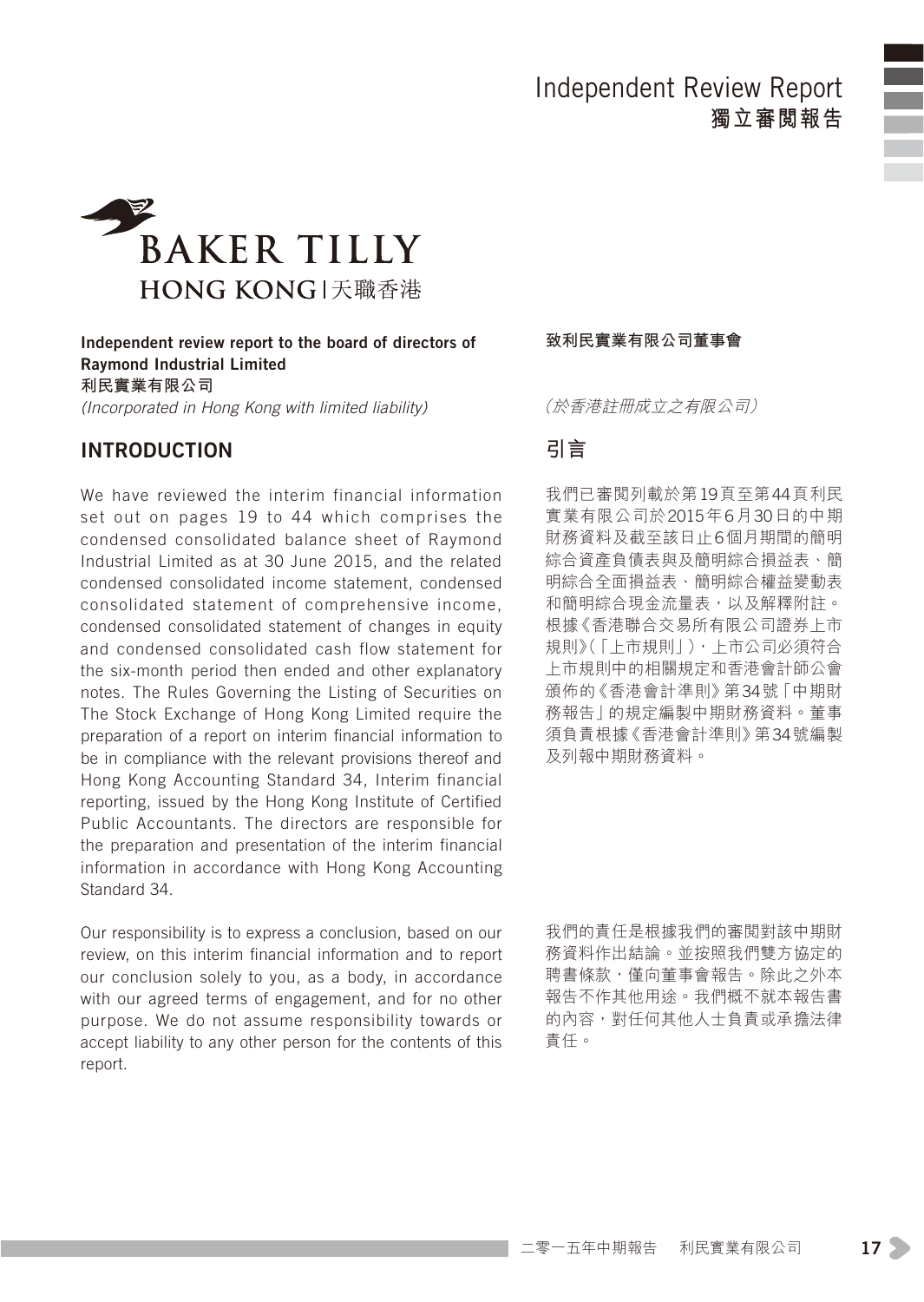# Independent Review Report
# 獨立審閱報告

BAKER TILLY
HONG KONG | 天職香港

**Independent review report to the board of directors of Raymond Industrial Limited**
**利民實業有限公司**
*(Incorporated in Hong Kong with limited liability)*

**致利民實業有限公司董事會**

*（於香港註冊成立之有限公司）*

## INTRODUCTION

We have reviewed the interim financial information set out on pages 19 to 44 which comprises the condensed consolidated balance sheet of Raymond Industrial Limited as at 30 June 2015, and the related condensed consolidated income statement, condensed consolidated statement of comprehensive income, condensed consolidated statement of changes in equity and condensed consolidated cash flow statement for the six-month period then ended and other explanatory notes. The Rules Governing the Listing of Securities on The Stock Exchange of Hong Kong Limited require the preparation of a report on interim financial information to be in compliance with the relevant provisions thereof and Hong Kong Accounting Standard 34, Interim financial reporting, issued by the Hong Kong Institute of Certified Public Accountants. The directors are responsible for the preparation and presentation of the interim financial information in accordance with Hong Kong Accounting Standard 34.

Our responsibility is to express a conclusion, based on our review, on this interim financial information and to report our conclusion solely to you, as a body, in accordance with our agreed terms of engagement, and for no other purpose. We do not assume responsibility towards or accept liability to any other person for the contents of this report.

## 引言

我們已審閱列載於第19頁至第44頁利民實業有限公司於2015年6月30日的中期財務資料及截至該日止6個月期間的簡明綜合資產負債表與及簡明綜合損益表、簡明綜合全面損益表、簡明綜合權益變動表和簡明綜合現金流量表，以及解釋附註。根據《香港聯合交易所有限公司證券上市規則》(「上市規則」)，上市公司必須符合上市規則中的相關規定和香港會計師公會頒佈的《香港會計準則》第34號「中期財務報告」的規定編製中期財務資料。董事須負責根據《香港會計準則》第34號編製及列報中期財務資料。

我們的責任是根據我們的審閱對該中期財務資料作出結論。並按照我們雙方協定的聘書條款，僅向董事會報告。除此之外本報告不作其他用途。我們概不就本報告書的內容，對任何其他人士負責或承擔法律責任。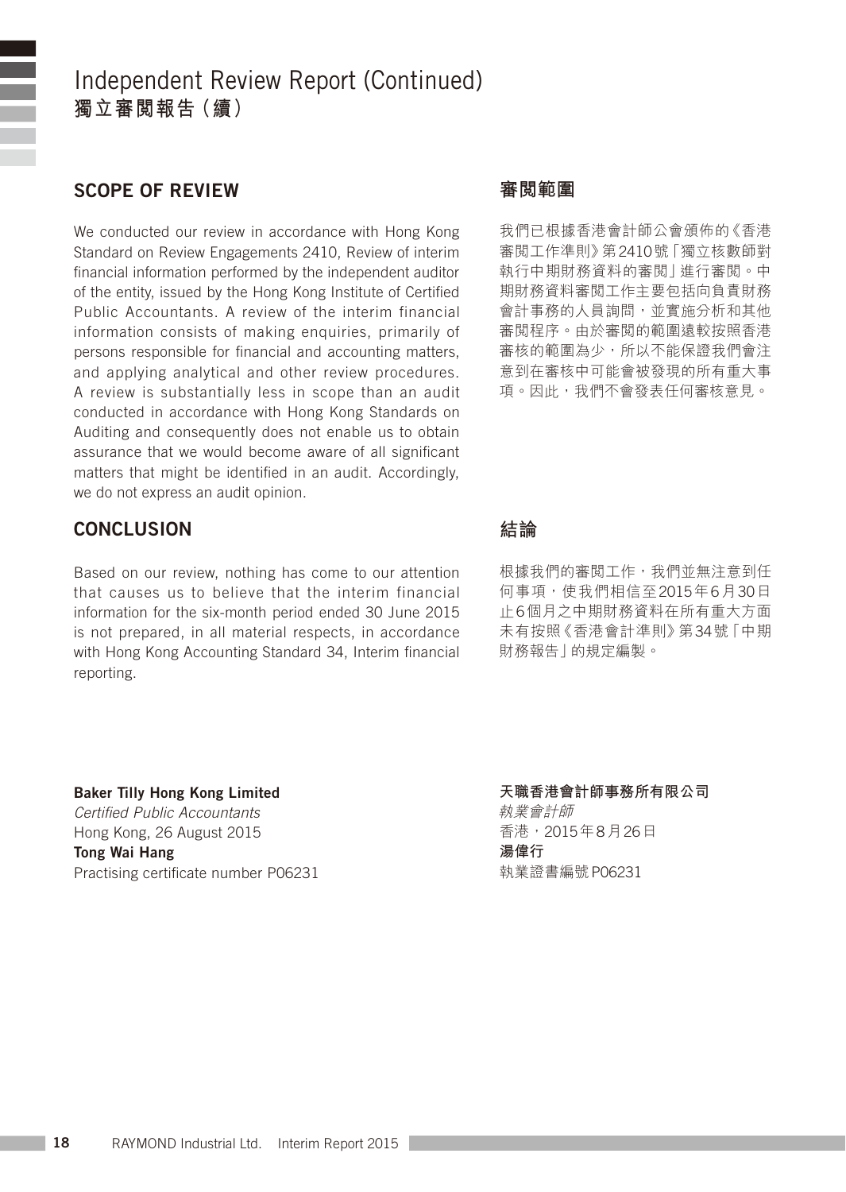# Independent Review Report (Continued)
# 獨立審閱報告（續）

## SCOPE OF REVIEW

We conducted our review in accordance with Hong Kong Standard on Review Engagements 2410, Review of interim financial information performed by the independent auditor of the entity, issued by the Hong Kong Institute of Certified Public Accountants. A review of the interim financial information consists of making enquiries, primarily of persons responsible for financial and accounting matters, and applying analytical and other review procedures. A review is substantially less in scope than an audit conducted in accordance with Hong Kong Standards on Auditing and consequently does not enable us to obtain assurance that we would become aware of all significant matters that might be identified in an audit. Accordingly, we do not express an audit opinion.

## 審閱範圍

我們已根據香港會計師公會頒佈的《香港審閱工作準則》第2410號「獨立核數師對執行中期財務資料的審閱」進行審閱。中期財務資料審閱工作主要包括向負責財務會計事務的人員詢問，並實施分析和其他審閱程序。由於審閱的範圍遠較按照香港審核的範圍為少，所以不能保證我們會注意到在審核中可能會被發現的所有重大事項。因此，我們不會發表任何審核意見。

## CONCLUSION

Based on our review, nothing has come to our attention that causes us to believe that the interim financial information for the six-month period ended 30 June 2015 is not prepared, in all material respects, in accordance with Hong Kong Accounting Standard 34, Interim financial reporting.

## 結論

根據我們的審閱工作，我們並無注意到任何事項，使我們相信至2015年6月30日止6個月之中期財務資料在所有重大方面未有按照《香港會計準則》第34號「中期財務報告」的規定編製。

**Baker Tilly Hong Kong Limited**
*Certified Public Accountants*
Hong Kong, 26 August 2015
**Tong Wai Hang**
Practising certificate number P06231

**天職香港會計師事務所有限公司**
*執業會計師*
香港，2015年8月26日
**湯偉行**
執業證書編號P06231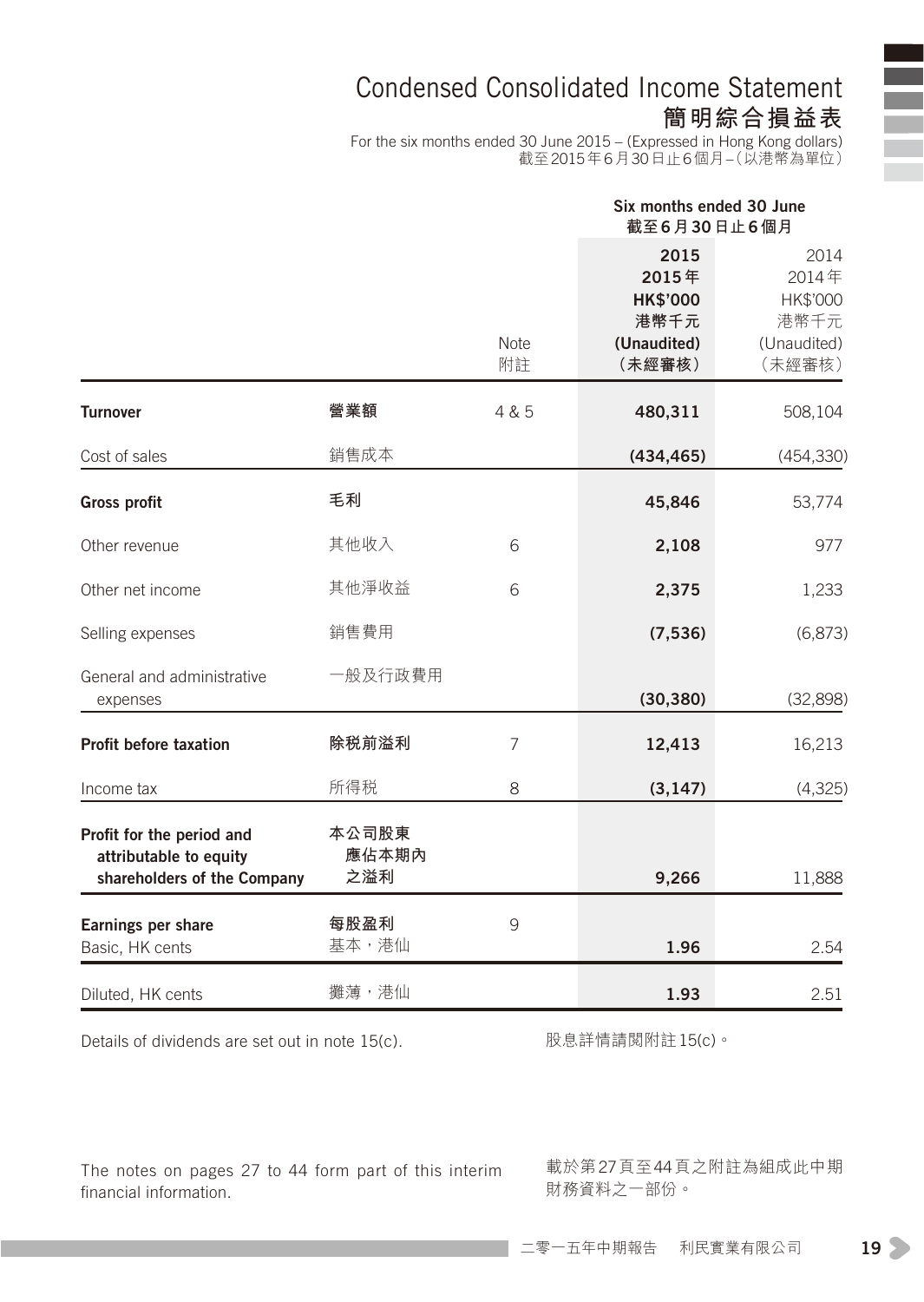# Condensed Consolidated Income Statement
## 簡明綜合損益表

For the six months ended 30 June 2015 – (Expressed in Hong Kong dollars)
截至2015年6月30日止6個月–(以港幣為單位)

| | | Note<br>附註 | Six months ended 30 June<br>截至6月30日止6個月<br>2015<br>2015年<br>HK$'000<br>港幣千元<br>(Unaudited)<br>(未經審核) | <br><br>2014<br>2014年<br>HK$'000<br>港幣千元<br>(Unaudited)<br>(未經審核) |
|---|---|---|---|---|
| **Turnover** | **營業額** | 4 & 5 | **480,311** | 508,104 |
| Cost of sales | 銷售成本 | | **(434,465)** | (454,330) |
| **Gross profit** | **毛利** | | **45,846** | 53,774 |
| Other revenue | 其他收入 | 6 | **2,108** | 977 |
| Other net income | 其他淨收益 | 6 | **2,375** | 1,233 |
| Selling expenses | 銷售費用 | | **(7,536)** | (6,873) |
| General and administrative expenses | 一般及行政費用 | | **(30,380)** | (32,898) |
| **Profit before taxation** | **除稅前溢利** | 7 | **12,413** | 16,213 |
| Income tax | 所得稅 | 8 | **(3,147)** | (4,325) |
| **Profit for the period and attributable to equity shareholders of the Company** | **本公司股東應佔本期內之溢利** | | **9,266** | 11,888 |
| **Earnings per share** | **每股盈利** | 9 | | |
| Basic, HK cents | 基本,港仙 | | **1.96** | 2.54 |
| Diluted, HK cents | 攤薄,港仙 | | **1.93** | 2.51 |

Details of dividends are set out in note 15(c).

股息詳情請閱附註15(c)。

The notes on pages 27 to 44 form part of this interim financial information.

載於第27頁至44頁之附註為組成此中期財務資料之一部份。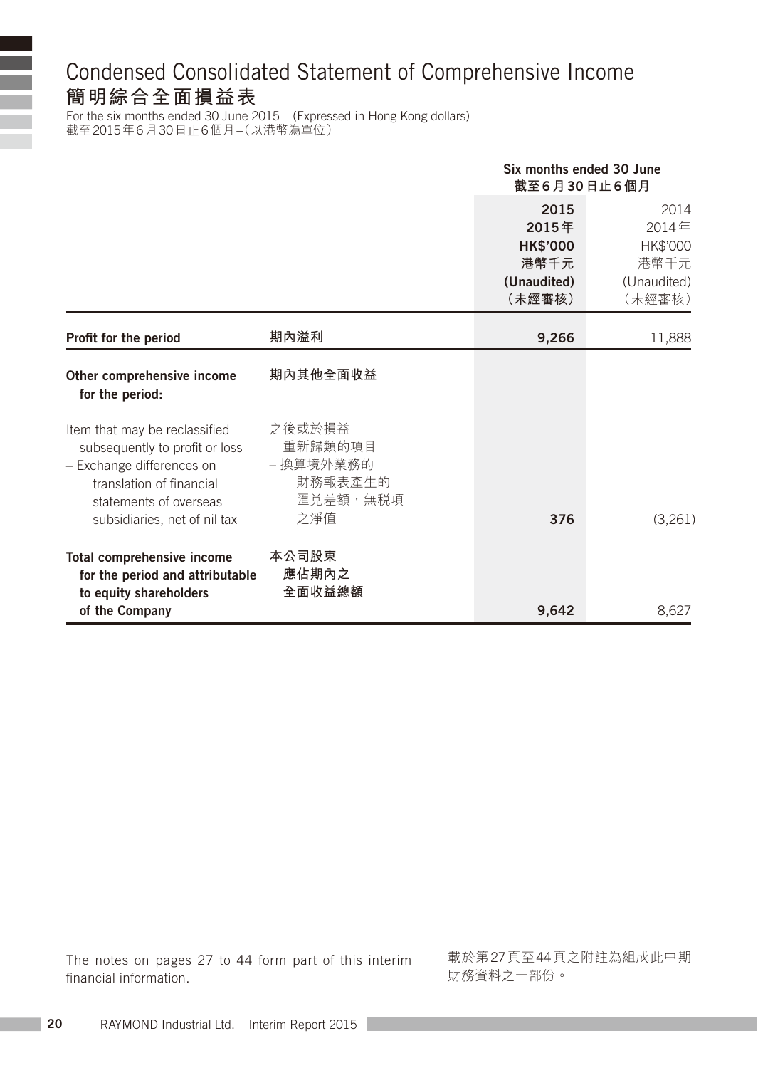# Condensed Consolidated Statement of Comprehensive Income
# 簡明綜合全面損益表

For the six months ended 30 June 2015 – (Expressed in Hong Kong dollars)
截至2015年6月30日止6個月–(以港幣為單位)

| | | Six months ended 30 June 截至6月30日止6個月 | |
|---|---|---|---|
| | | **2015** **2015年** **HK$'000** **港幣千元** **(Unaudited)** **(未經審核)** | 2014 2014年 HK$'000 港幣千元 (Unaudited) (未經審核) |
| **Profit for the period** | **期內溢利** | **9,266** | 11,888 |
| **Other comprehensive income for the period:** | **期內其他全面收益** | | |
| Item that may be reclassified subsequently to profit or loss – Exchange differences on translation of financial statements of overseas subsidiaries, net of nil tax | 之後或於損益重新歸類的項目 – 換算境外業務的財務報表產生的匯兑差額,無税項之淨值 | **376** | (3,261) |
| **Total comprehensive income for the period and attributable to equity shareholders of the Company** | **本公司股東應佔期內之全面收益總額** | **9,642** | 8,627 |

The notes on pages 27 to 44 form part of this interim financial information.

載於第27頁至44頁之附註為組成此中期財務資料之一部份。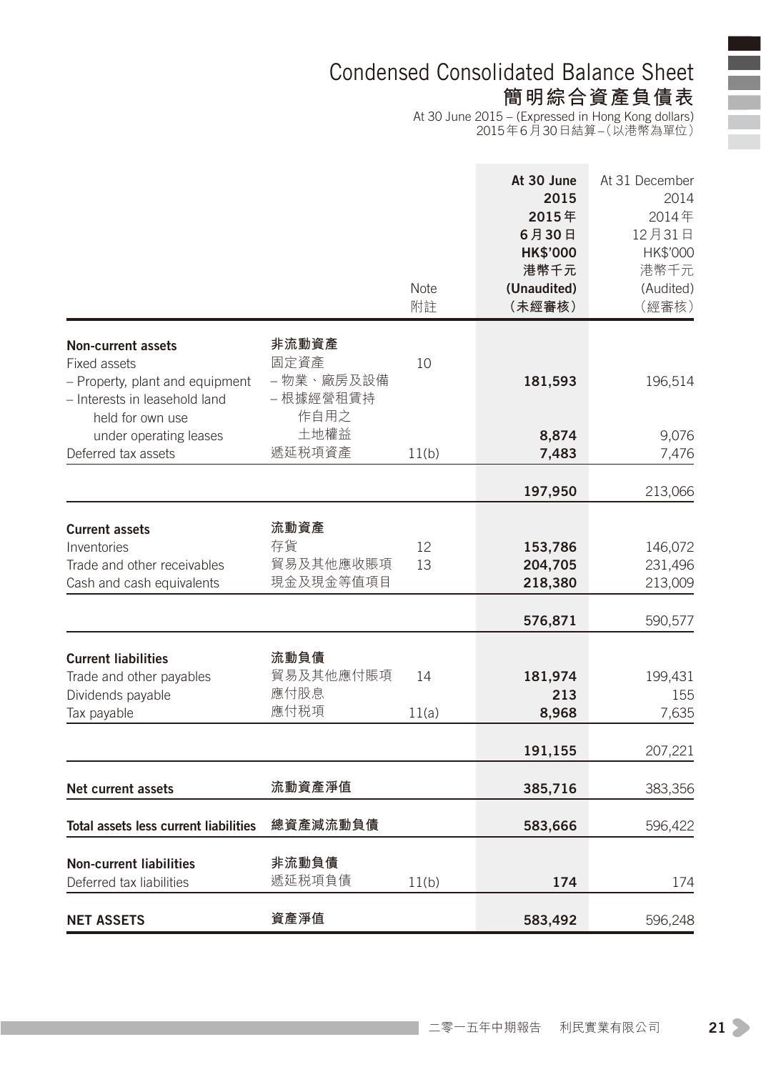# Condensed Consolidated Balance Sheet
# 簡明綜合資產負債表

At 30 June 2015 – (Expressed in Hong Kong dollars)
2015年6月30日結算–(以港幣為單位)

| | | Note 附註 | At 30 June 2015 2015年6月30日 HK$'000 港幣千元 (Unaudited) (未經審核) | At 31 December 2014 2014年12月31日 HK$'000 港幣千元 (Audited) (經審核) |
|---|---|---|---|---|
| **Non-current assets** | **非流動資產** | | | |
| Fixed assets | 固定資產 | 10 | | |
| – Property, plant and equipment | –物業、廠房及設備 | | **181,593** | 196,514 |
| – Interests in leasehold land held for own use under operating leases | –根據經營租賃持作自用之土地權益 | | **8,874** | 9,076 |
| Deferred tax assets | 遞延稅項資產 | 11(b) | **7,483** | 7,476 |
| | | | **197,950** | 213,066 |
| **Current assets** | **流動資產** | | | |
| Inventories | 存貨 | 12 | **153,786** | 146,072 |
| Trade and other receivables | 貿易及其他應收賬項 | 13 | **204,705** | 231,496 |
| Cash and cash equivalents | 現金及現金等值項目 | | **218,380** | 213,009 |
| | | | **576,871** | 590,577 |
| **Current liabilities** | **流動負債** | | | |
| Trade and other payables | 貿易及其他應付賬項 | 14 | **181,974** | 199,431 |
| Dividends payable | 應付股息 | | **213** | 155 |
| Tax payable | 應付稅項 | 11(a) | **8,968** | 7,635 |
| | | | **191,155** | 207,221 |
| **Net current assets** | **流動資產淨值** | | **385,716** | 383,356 |
| **Total assets less current liabilities** | **總資產減流動負債** | | **583,666** | 596,422 |
| **Non-current liabilities** | **非流動負債** | | | |
| Deferred tax liabilities | 遞延稅項負債 | 11(b) | **174** | 174 |
| **NET ASSETS** | **資產淨值** | | **583,492** | 596,248 |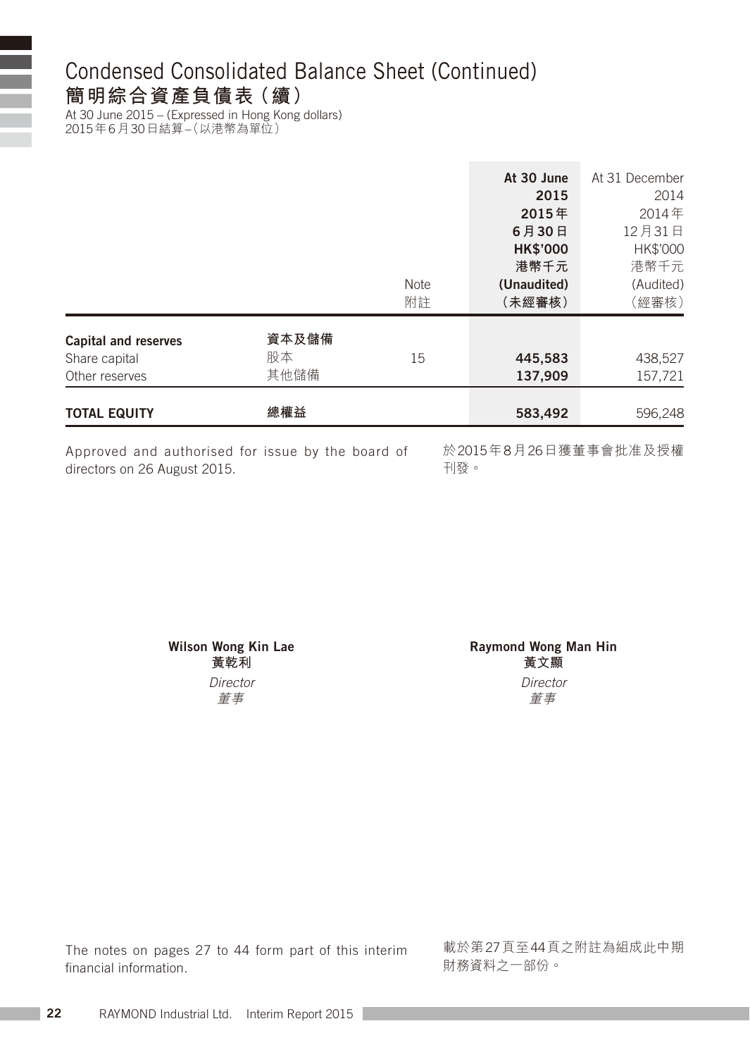# Condensed Consolidated Balance Sheet (Continued)
## 簡明綜合資產負債表（續）

At 30 June 2015 – (Expressed in Hong Kong dollars)
2015年6月30日結算 –（以港幣為單位）

| | | Note 附註 | **At 30 June 2015 2015年6月30日 HK$'000 港幣千元 (Unaudited) （未經審核）** | At 31 December 2014 2014年12月31日 HK$'000 港幣千元 (Audited) （經審核） |
|---|---|---|---|---|
| **Capital and reserves** | **資本及儲備** | | | |
| Share capital | 股本 | 15 | **445,583** | 438,527 |
| Other reserves | 其他儲備 | | **137,909** | 157,721 |
| **TOTAL EQUITY** | **總權益** | | **583,492** | 596,248 |

Approved and authorised for issue by the board of directors on 26 August 2015.

於2015年8月26日獲董事會批准及授權刊發。

**Wilson Wong Kin Lae**
**黃乾利**
*Director*
*董事*

**Raymond Wong Man Hin**
**黃文顯**
*Director*
*董事*

The notes on pages 27 to 44 form part of this interim financial information.

載於第27頁至44頁之附註為組成此中期財務資料之一部份。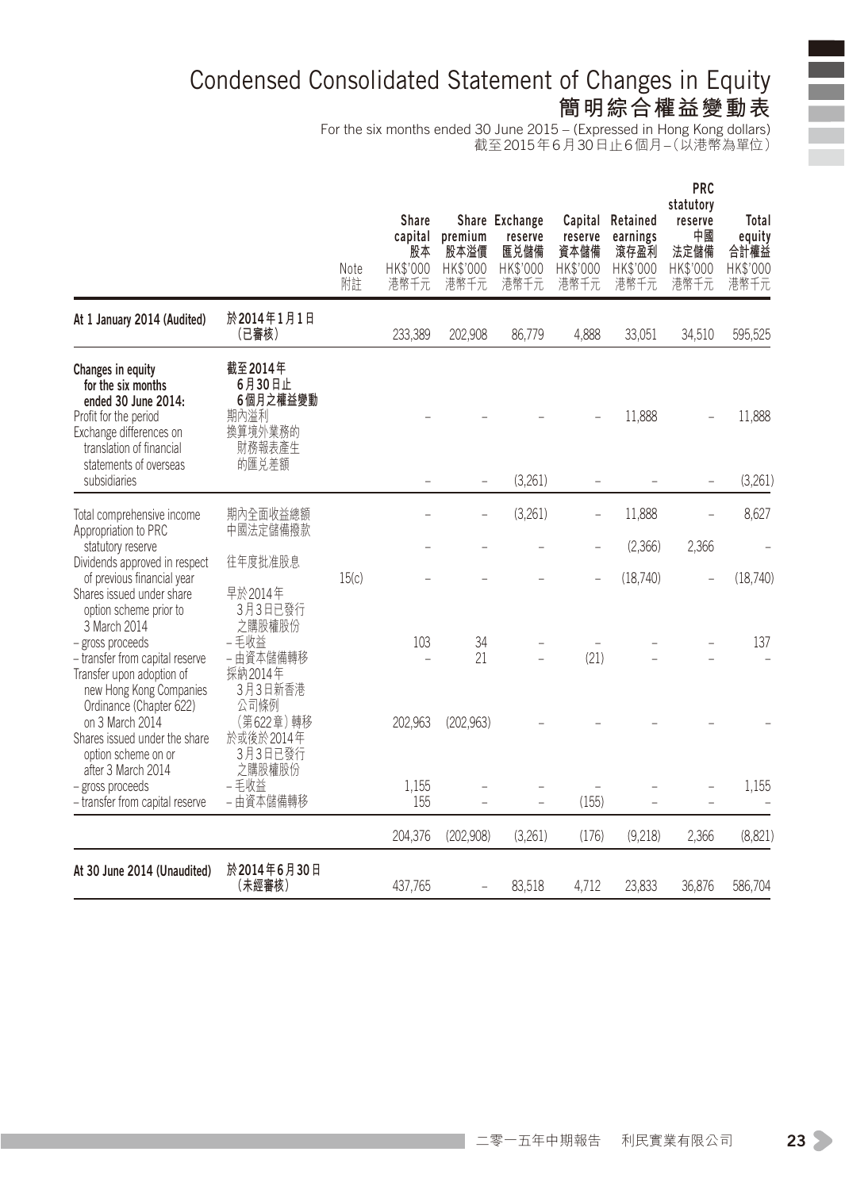# Condensed Consolidated Statement of Changes in Equity
## 簡明綜合權益變動表

For the six months ended 30 June 2015 – (Expressed in Hong Kong dollars)
截至2015年6月30日止6個月–(以港幣為單位)

| | | Note 附註 | Share capital 股本 HK$'000 港幣千元 | Share premium 股本溢價 HK$'000 港幣千元 | Exchange reserve 匯兌儲備 HK$'000 港幣千元 | Capital reserve 資本儲備 HK$'000 港幣千元 | Retained earnings 滾存盈利 HK$'000 港幣千元 | PRC statutory reserve 中國法定儲備 HK$'000 港幣千元 | Total equity 合計權益 HK$'000 港幣千元 |
|---|---|---|---|---|---|---|---|---|---|
| **At 1 January 2014 (Audited)** | **於2014年1月1日(已審核)** | | 233,389 | 202,908 | 86,779 | 4,888 | 33,051 | 34,510 | 595,525 |
| **Changes in equity for the six months ended 30 June 2014:** | **截至2014年6月30日止6個月之權益變動** | | | | | | | | |
| Profit for the period | 期內溢利 | | – | – | – | – | 11,888 | – | 11,888 |
| Exchange differences on translation of financial statements of overseas subsidiaries | 換算境外業務的財務報表產生的匯兌差額 | | – | – | (3,261) | – | – | – | (3,261) |
| Total comprehensive income | 期內全面收益總額 | | – | – | (3,261) | – | 11,888 | – | 8,627 |
| Appropriation to PRC statutory reserve | 中國法定儲備撥款 | | – | – | – | – | (2,366) | 2,366 | – |
| Dividends approved in respect of previous financial year | 往年度批准股息 | 15(c) | – | – | – | – | (18,740) | – | (18,740) |
| Shares issued under share option scheme prior to 3 March 2014 | 早於2014年3月3日已發行之購股權股份 | | | | | | | | |
| – gross proceeds | –毛收益 | | 103 | 34 | – | – | – | – | 137 |
| – transfer from capital reserve | –由資本儲備轉移 | | – | 21 | – | (21) | – | – | – |
| Transfer upon adoption of new Hong Kong Companies Ordinance (Chapter 622) on 3 March 2014 | 採納2014年3月3日新香港公司條例(第622章)轉移 | | 202,963 | (202,963) | – | – | – | – | – |
| Shares issued under the share option scheme on or after 3 March 2014 | 於或後於2014年3月3日發行之購股權股份 | | | | | | | | |
| – gross proceeds | –毛收益 | | 1,155 | – | – | – | – | – | 1,155 |
| – transfer from capital reserve | –由資本儲備轉移 | | 155 | – | – | (155) | – | – | – |
| | | | 204,376 | (202,908) | (3,261) | (176) | (9,218) | 2,366 | (8,821) |
| **At 30 June 2014 (Unaudited)** | **於2014年6月30日(未經審核)** | | 437,765 | – | 83,518 | 4,712 | 23,833 | 36,876 | 586,704 |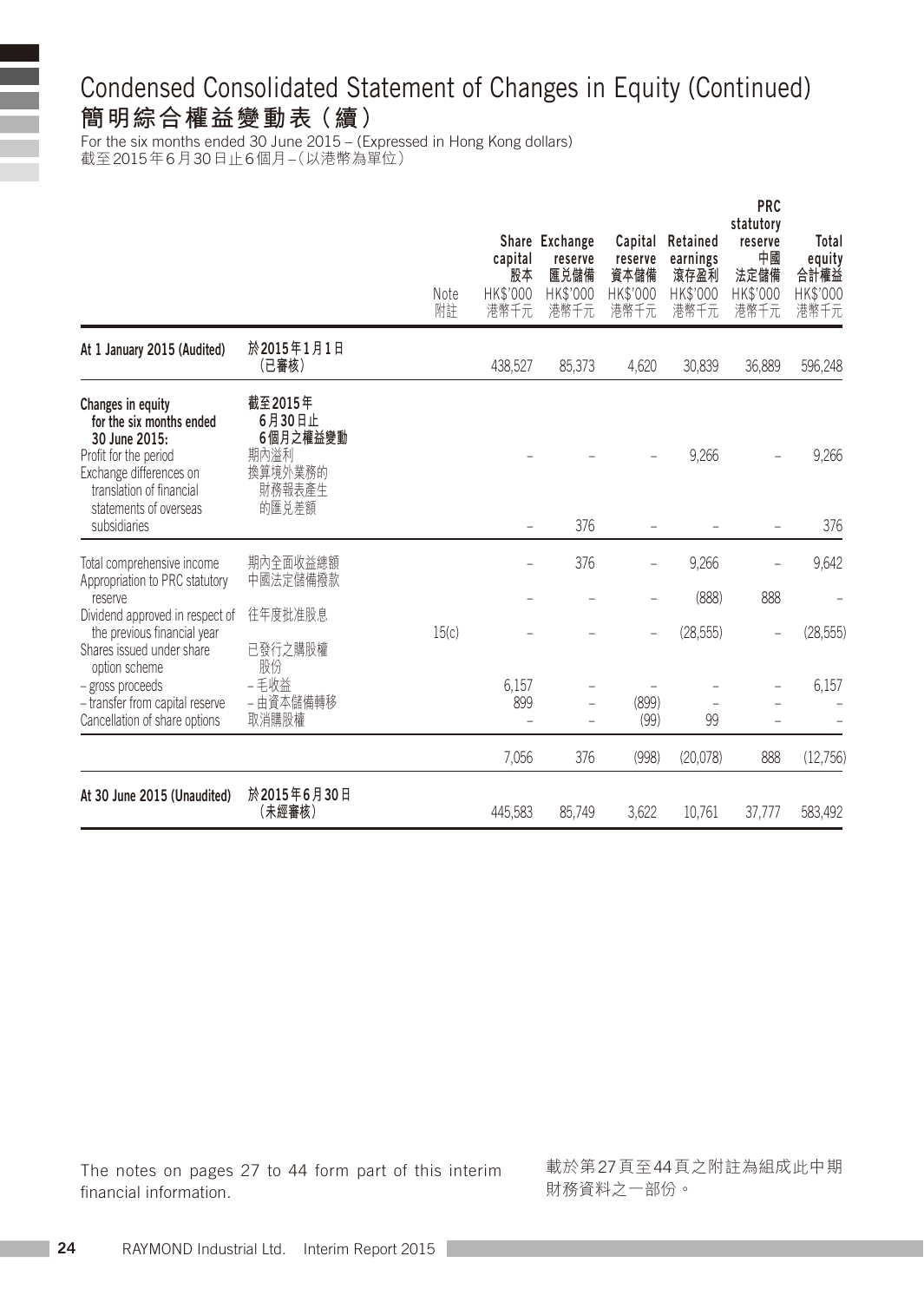# Condensed Consolidated Statement of Changes in Equity (Continued)
# 簡明綜合權益變動表（續）

For the six months ended 30 June 2015 – (Expressed in Hong Kong dollars)
截至2015年6月30日止6個月–（以港幣為單位）

| | | Note 附註 | Share capital 股本 HK$'000 港幣千元 | Exchange reserve 匯兑儲備 HK$'000 港幣千元 | Capital reserve 資本儲備 HK$'000 港幣千元 | Retained earnings 滾存盈利 HK$'000 港幣千元 | PRC statutory reserve 中國法定儲備 HK$'000 港幣千元 | Total equity 合計權益 HK$'000 港幣千元 |
|---|---|---|---|---|---|---|---|---|
| **At 1 January 2015 (Audited)** | **於2015年1月1日（已審核）** | | 438,527 | 85,373 | 4,620 | 30,839 | 36,889 | 596,248 |
| **Changes in equity for the six months ended 30 June 2015:** | **截至2015年6月30日止6個月之權益變動** | | | | | | | |
| Profit for the period | 期內溢利 | | – | – | – | 9,266 | – | 9,266 |
| Exchange differences on translation of financial statements of overseas subsidiaries | 換算境外業務的財務報表產生的匯兑差額 | | – | 376 | – | – | – | 376 |
| Total comprehensive income | 期內全面收益總額 | | – | 376 | – | 9,266 | – | 9,642 |
| Appropriation to PRC statutory reserve | 中國法定儲備撥款 | | – | – | – | (888) | 888 | – |
| Dividend approved in respect of the previous financial year | 往年度批准股息 | 15(c) | – | – | – | (28,555) | – | (28,555) |
| Shares issued under share option scheme | 已發行之購股權股份 | | | | | | | |
| – gross proceeds | –毛收益 | | 6,157 | – | – | – | – | 6,157 |
| – transfer from capital reserve | –由資本儲備轉移 | | 899 | – | (899) | – | – | – |
| Cancellation of share options | 取消購股權 | | – | – | (99) | 99 | – | – |
| | | | 7,056 | 376 | (998) | (20,078) | 888 | (12,756) |
| **At 30 June 2015 (Unaudited)** | **於2015年6月30日（未經審核）** | | 445,583 | 85,749 | 3,622 | 10,761 | 37,777 | 583,492 |

The notes on pages 27 to 44 form part of this interim financial information.

載於第27頁至44頁之附註為組成此中期財務資料之一部份。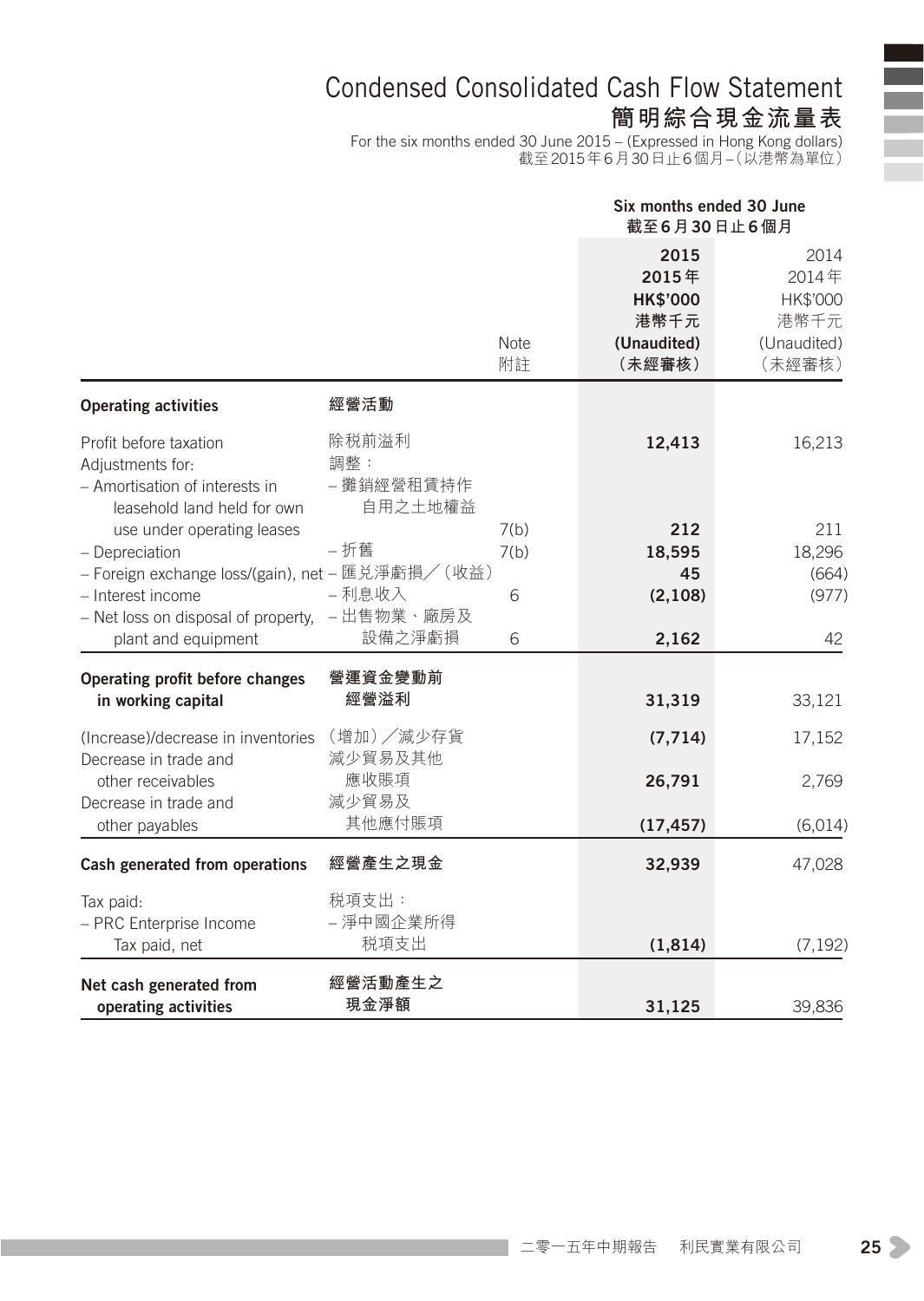# Condensed Consolidated Cash Flow Statement
## 簡明綜合現金流量表

For the six months ended 30 June 2015 – (Expressed in Hong Kong dollars)
截至2015年6月30日止6個月－(以港幣為單位)

| | | Note<br>附註 | Six months ended 30 June<br>截至6月30日止6個月<br>2015<br>2015年<br>HK$'000<br>港幣千元<br>(Unaudited)<br>(未經審核) | 2014<br>2014年<br>HK$'000<br>港幣千元<br>(Unaudited)<br>(未經審核) |
|---|---|---|---|---|
| **Operating activities** | **經營活動** | | | |
| Profit before taxation | 除税前溢利 | | **12,413** | 16,213 |
| Adjustments for: | 調整： | | | |
| – Amortisation of interests in leasehold land held for own use under operating leases | – 攤銷經營租賃持作自用之土地權益 | 7(b) | **212** | 211 |
| – Depreciation | – 折舊 | 7(b) | **18,595** | 18,296 |
| – Foreign exchange loss/(gain), net | – 匯兑淨虧損／(收益) | | **45** | (664) |
| – Interest income | – 利息收入 | 6 | **(2,108)** | (977) |
| – Net loss on disposal of property, plant and equipment | – 出售物業、廠房及設備之淨虧損 | 6 | **2,162** | 42 |
| **Operating profit before changes in working capital** | **營運資金變動前經營溢利** | | **31,319** | 33,121 |
| (Increase)/decrease in inventories | (增加)／減少存貨 | | **(7,714)** | 17,152 |
| Decrease in trade and other receivables | 減少貿易及其他應收賬項 | | **26,791** | 2,769 |
| Decrease in trade and other payables | 減少貿易及其他應付賬項 | | **(17,457)** | (6,014) |
| **Cash generated from operations** | **經營產生之現金** | | **32,939** | 47,028 |
| Tax paid: | 税項支出： | | | |
| – PRC Enterprise Income Tax paid, net | – 淨中國企業所得税項支出 | | **(1,814)** | (7,192) |
| **Net cash generated from operating activities** | **經營活動產生之現金淨額** | | **31,125** | 39,836 |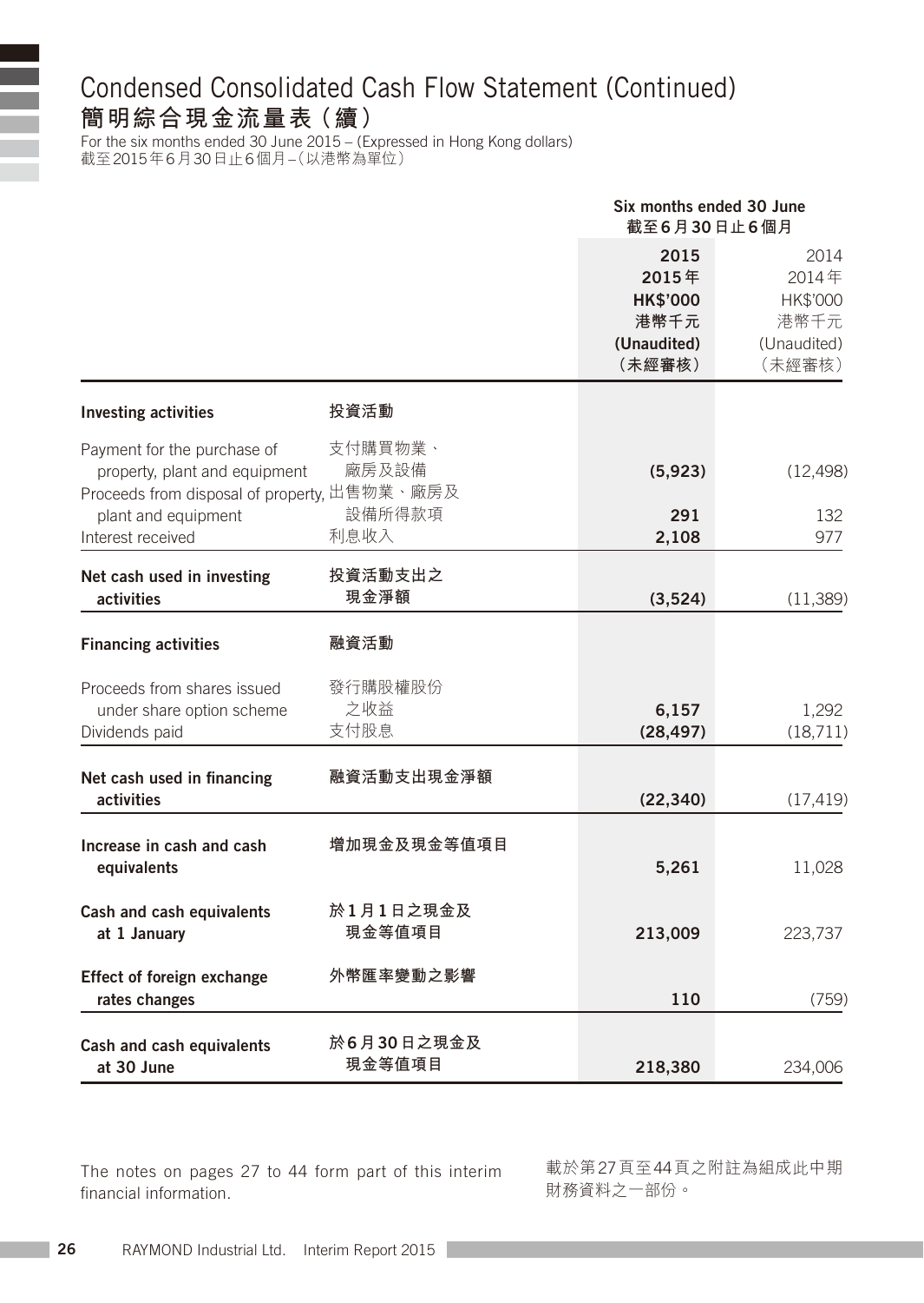# Condensed Consolidated Cash Flow Statement (Continued)
# 簡明綜合現金流量表(續)

For the six months ended 30 June 2015 – (Expressed in Hong Kong dollars)
截至2015年6月30日止6個月–(以港幣為單位)

| | | Six months ended 30 June 截至6月30日止6個月 | |
|---|---|---|---|
| | | **2015** **2015年** **HK$'000** **港幣千元** **(Unaudited)** **(未經審核)** | 2014 2014年 HK$'000 港幣千元 (Unaudited) (未經審核) |
| **Investing activities** | **投資活動** | | |
| Payment for the purchase of property, plant and equipment | 支付購買物業、廠房及設備 | **(5,923)** | (12,498) |
| Proceeds from disposal of property, plant and equipment | 出售物業、廠房及設備所得款項 | **291** | 132 |
| Interest received | 利息收入 | **2,108** | 977 |
| **Net cash used in investing activities** | **投資活動支出之現金淨額** | **(3,524)** | (11,389) |
| **Financing activities** | **融資活動** | | |
| Proceeds from shares issued under share option scheme | 發行購股權股份之收益 | **6,157** | 1,292 |
| Dividends paid | 支付股息 | **(28,497)** | (18,711) |
| **Net cash used in financing activities** | **融資活動支出現金淨額** | **(22,340)** | (17,419) |
| **Increase in cash and cash equivalents** | **增加現金及現金等值項目** | **5,261** | 11,028 |
| **Cash and cash equivalents at 1 January** | **於1月1日之現金及現金等值項目** | **213,009** | 223,737 |
| **Effect of foreign exchange rates changes** | **外幣匯率變動之影響** | **110** | (759) |
| **Cash and cash equivalents at 30 June** | **於6月30日之現金及現金等值項目** | **218,380** | 234,006 |

The notes on pages 27 to 44 form part of this interim financial information.

載於第27頁至44頁之附註為組成此中期財務資料之一部份。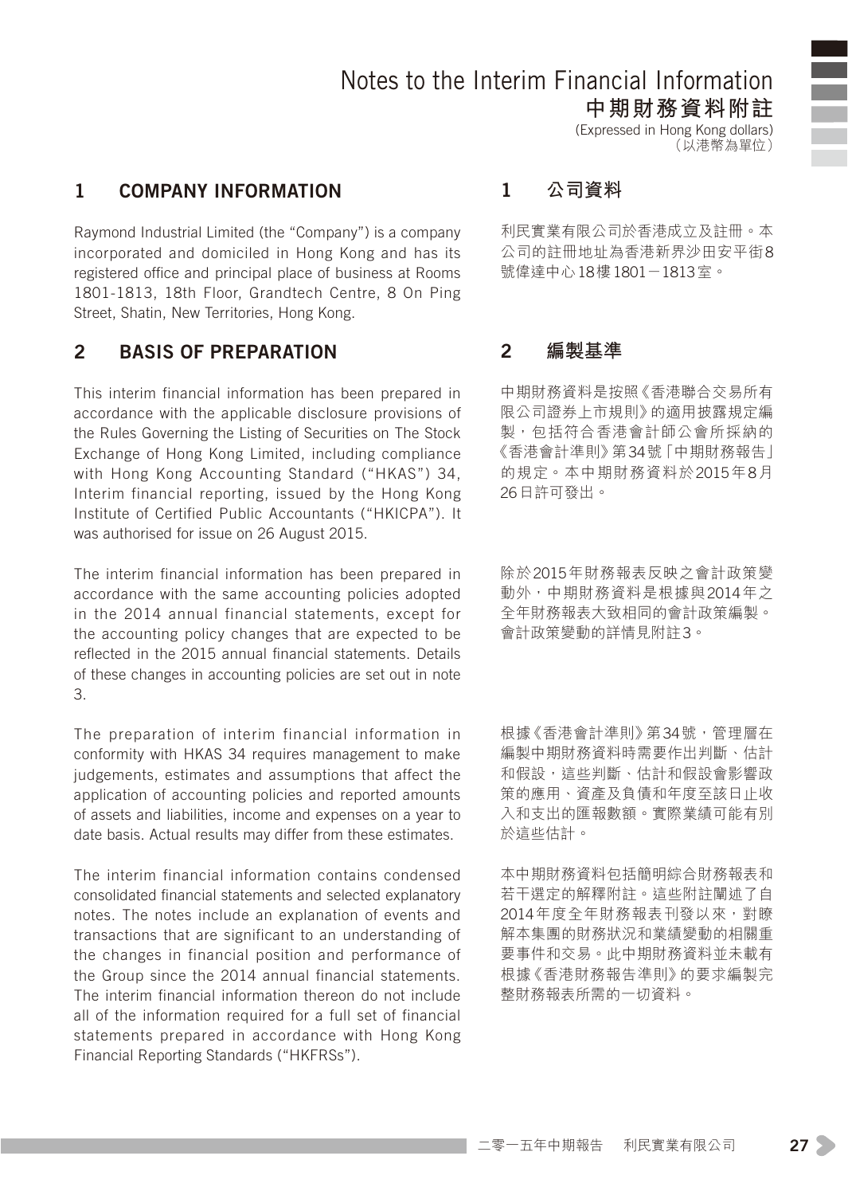# Notes to the Interim Financial Information
# 中期財務資料附註

(Expressed in Hong Kong dollars)
（以港幣為單位）

## 1 COMPANY INFORMATION

Raymond Industrial Limited (the "Company") is a company incorporated and domiciled in Hong Kong and has its registered office and principal place of business at Rooms 1801-1813, 18th Floor, Grandtech Centre, 8 On Ping Street, Shatin, New Territories, Hong Kong.

## 1 公司資料

利民實業有限公司於香港成立及註冊。本公司的註冊地址為香港新界沙田安平街8號偉達中心18樓1801－1813室。

## 2 BASIS OF PREPARATION

This interim financial information has been prepared in accordance with the applicable disclosure provisions of the Rules Governing the Listing of Securities on The Stock Exchange of Hong Kong Limited, including compliance with Hong Kong Accounting Standard ("HKAS") 34, Interim financial reporting, issued by the Hong Kong Institute of Certified Public Accountants ("HKICPA"). It was authorised for issue on 26 August 2015.

The interim financial information has been prepared in accordance with the same accounting policies adopted in the 2014 annual financial statements, except for the accounting policy changes that are expected to be reflected in the 2015 annual financial statements. Details of these changes in accounting policies are set out in note 3.

The preparation of interim financial information in conformity with HKAS 34 requires management to make judgements, estimates and assumptions that affect the application of accounting policies and reported amounts of assets and liabilities, income and expenses on a year to date basis. Actual results may differ from these estimates.

The interim financial information contains condensed consolidated financial statements and selected explanatory notes. The notes include an explanation of events and transactions that are significant to an understanding of the changes in financial position and performance of the Group since the 2014 annual financial statements. The interim financial information thereon do not include all of the information required for a full set of financial statements prepared in accordance with Hong Kong Financial Reporting Standards ("HKFRSs").

## 2 編製基準

中期財務資料是按照《香港聯合交易所有限公司證券上市規則》的適用披露規定編製，包括符合香港會計師公會所採納的《香港會計準則》第34號「中期財務報告」的規定。本中期財務資料於2015年8月26日許可發出。

除於2015年財務報表反映之會計政策變動外，中期財務資料是根據與2014年之全年財務報表大致相同的會計政策編製。會計政策變動的詳情見附註3。

根據《香港會計準則》第34號，管理層在編製中期財務資料時需要作出判斷、估計和假設，這些判斷、估計和假設會影響政策的應用、資產及負債和年度至該日止收入和支出的匯報數額。實際業績可能有別於這些估計。

本中期財務資料包括簡明綜合財務報表和若干選定的解釋附註。這些附註闡述了自2014年度全年財務報表刊發以來，對瞭解本集團的財務狀況和業績變動的相關重要事件和交易。此中期財務資料並未載有根據《香港財務報告準則》的要求編製完整財務報表所需的一切資料。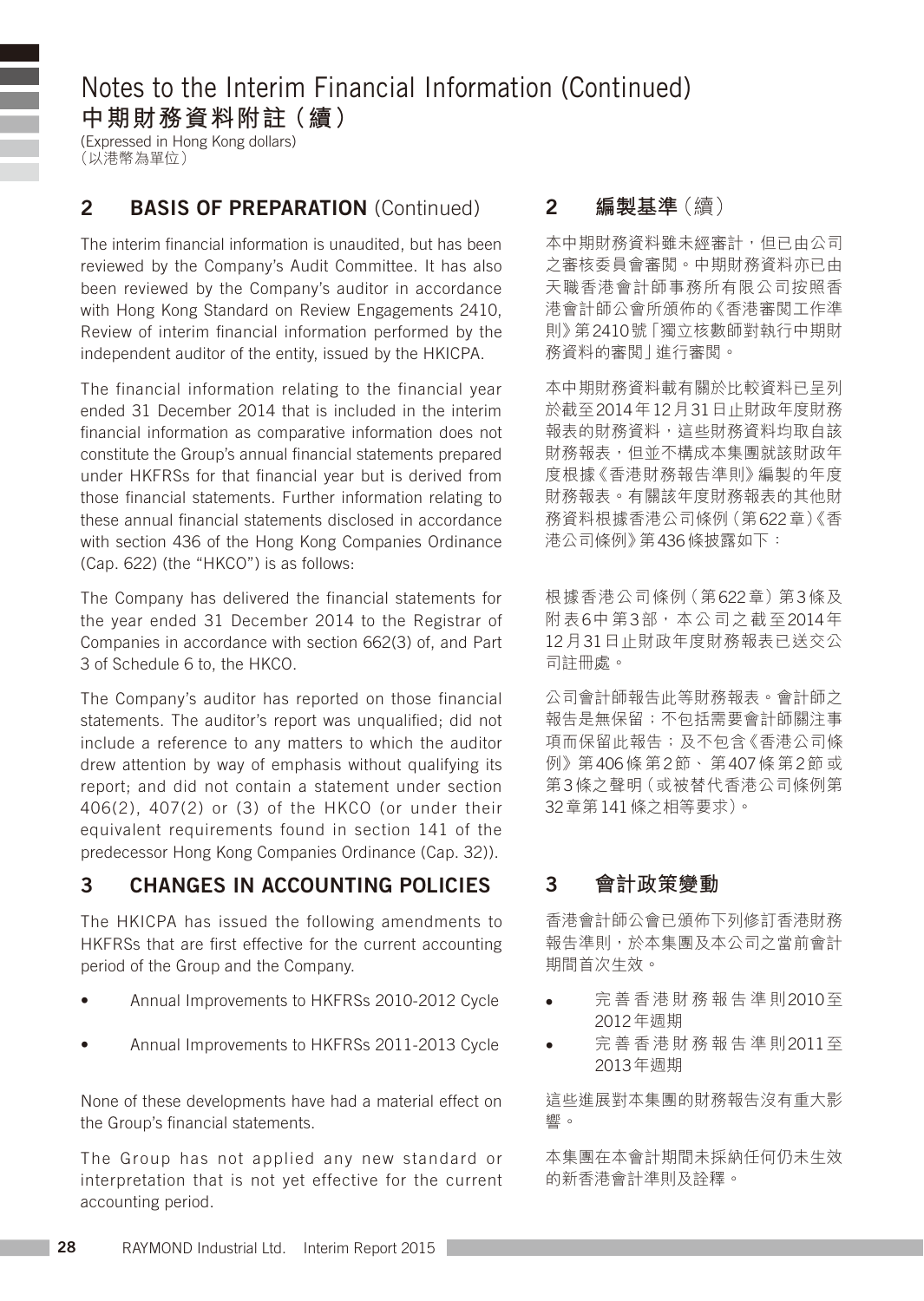# Notes to the Interim Financial Information (Continued)
# 中期財務資料附註（續）

(Expressed in Hong Kong dollars)
（以港幣為單位）

## 2 BASIS OF PREPARATION (Continued)

The interim financial information is unaudited, but has been reviewed by the Company's Audit Committee. It has also been reviewed by the Company's auditor in accordance with Hong Kong Standard on Review Engagements 2410, Review of interim financial information performed by the independent auditor of the entity, issued by the HKICPA.

The financial information relating to the financial year ended 31 December 2014 that is included in the interim financial information as comparative information does not constitute the Group's annual financial statements prepared under HKFRSs for that financial year but is derived from those financial statements. Further information relating to these annual financial statements disclosed in accordance with section 436 of the Hong Kong Companies Ordinance (Cap. 622) (the "HKCO") is as follows:

The Company has delivered the financial statements for the year ended 31 December 2014 to the Registrar of Companies in accordance with section 662(3) of, and Part 3 of Schedule 6 to, the HKCO.

The Company's auditor has reported on those financial statements. The auditor's report was unqualified; did not include a reference to any matters to which the auditor drew attention by way of emphasis without qualifying its report; and did not contain a statement under section 406(2), 407(2) or (3) of the HKCO (or under their equivalent requirements found in section 141 of the predecessor Hong Kong Companies Ordinance (Cap. 32)).

## 3 CHANGES IN ACCOUNTING POLICIES

The HKICPA has issued the following amendments to HKFRSs that are first effective for the current accounting period of the Group and the Company.

- Annual Improvements to HKFRSs 2010-2012 Cycle
- Annual Improvements to HKFRSs 2011-2013 Cycle

None of these developments have had a material effect on the Group's financial statements.

The Group has not applied any new standard or interpretation that is not yet effective for the current accounting period.

## 2 編製基準（續）

本中期財務資料雖未經審計，但已由公司之審核委員會審閱。中期財務資料亦已由天職香港會計師事務所有限公司按照香港會計師公會所頒佈的《香港審閱工作準則》第2410號「獨立核數師對執行中期財務資料的審閱」進行審閱。

本中期財務資料載有關於比較資料已呈列於截至2014年12月31日止財政年度財務報表的財務資料，這些財務資料均取自該財務報表，但並不構成本集團就該財政年度根據《香港財務報告準則》編製的年度財務報表。有關該年度財務報表的其他財務資料根據香港公司條例（第622章）《香港公司條例》第436條披露如下：

根據香港公司條例（第622章）第3條及附表6中第3部，本公司之截至2014年12月31日止財政年度財務報表已送交公司註冊處。

公司會計師報告此等財務報表。會計師之報告是無保留；不包括需要會計師關注事項而保留此報告；及不包含《香港公司條例》第406條第2節、第407條第2節或第3條之聲明（或被替代香港公司條例第32章第141條之相等要求）。

## 3 會計政策變動

香港會計師公會已頒佈下列修訂香港財務報告準則，於本集團及本公司之當前會計期間首次生效。

- 完善香港財務報告準則2010至2012年週期
- 完善香港財務報告準則2011至2013年週期

這些進展對本集團的財務報告沒有重大影響。

本集團在本會計期間未採納任何仍未生效的新香港會計準則及詮釋。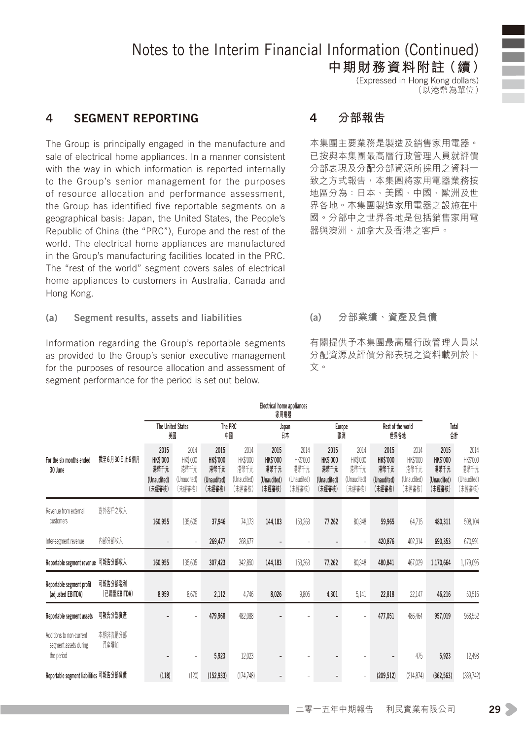# Notes to the Interim Financial Information (Continued)
# 中期財務資料附註（續）

(Expressed in Hong Kong dollars)
（以港幣為單位）

## 4 SEGMENT REPORTING

The Group is principally engaged in the manufacture and sale of electrical home appliances. In a manner consistent with the way in which information is reported internally to the Group's senior management for the purposes of resource allocation and performance assessment, the Group has identified five reportable segments on a geographical basis: Japan, the United States, the People's Republic of China (the "PRC"), Europe and the rest of the world. The electrical home appliances are manufactured in the Group's manufacturing facilities located in the PRC. The "rest of the world" segment covers sales of electrical home appliances to customers in Australia, Canada and Hong Kong.

## 4 分部報告

本集團主要業務是製造及銷售家用電器。已按與本集團最高層行政管理人員就評價分部表現及分配分部資源所採用之資料一致之方式報告，本集團將家用電器業務按地區分為：日本、美國、中國、歐洲及世界各地。本集團製造家用電器之設施在中國。分部中之世界各地是包括銷售家用電器與澳洲、加拿大及香港之客戶。

### (a) Segment results, assets and liabilities

Information regarding the Group's reportable segments as provided to the Group's senior executive management for the purposes of resource allocation and assessment of segment performance for the period is set out below.

### (a) 分部業績、資產及負債

有關提供予本集團最高層行政管理人員以分配資源及評價分部表現之資料載列於下文。

| | | Electrical home appliances 家用電器 | | | | | | | | | | | |
|---|---|---|---|---|---|---|---|---|---|---|---|---|---|
| | | The United States 美國 | | The PRC 中國 | | Japan 日本 | | Europe 歐洲 | | Rest of the world 世界各地 | | Total 合計 | |
| For the six months ended 30 June | 截至6月30日止6個月 | 2015 HK$'000 港幣千元 (Unaudited) (未經審核) | 2014 HK$'000 港幣千元 (Unaudited) (未經審核) | 2015 HK$'000 港幣千元 (Unaudited) (未經審核) | 2014 HK$'000 港幣千元 (Unaudited) (未經審核) | 2015 HK$'000 港幣千元 (Unaudited) (未經審核) | 2014 HK$'000 港幣千元 (Unaudited) (未經審核) | 2015 HK$'000 港幣千元 (Unaudited) (未經審核) | 2014 HK$'000 港幣千元 (Unaudited) (未經審核) | 2015 HK$'000 港幣千元 (Unaudited) (未經審核) | 2014 HK$'000 港幣千元 (Unaudited) (未經審核) | 2015 HK$'000 港幣千元 (Unaudited) (未經審核) | 2014 HK$'000 港幣千元 (Unaudited) (未經審核) |
| Revenue from external customers | 對外客戶之收入 | **160,955** | 135,605 | **37,946** | 74,173 | **144,183** | 153,263 | **77,262** | 80,348 | **59,965** | 64,715 | **480,311** | 508,104 |
| Inter-segment revenue | 內部分部收入 | **–** | – | **269,477** | 268,677 | **–** | – | **–** | – | **420,876** | 402,314 | **690,353** | 670,991 |
| **Reportable segment revenue** | **可報告分部收入** | **160,955** | 135,605 | **307,423** | 342,850 | **144,183** | 153,263 | **77,262** | 80,348 | **480,841** | 467,029 | **1,170,664** | 1,179,095 |
| **Reportable segment profit (adjusted EBITDA)** | **可報告分部溢利（已調整EBITDA）** | **8,959** | 8,676 | **2,112** | 4,746 | **8,026** | 9,806 | **4,301** | 5,141 | **22,818** | 22,147 | **46,216** | 50,516 |
| **Reportable segment assets** | **可報告分部資產** | **–** | – | **479,968** | 482,088 | **–** | – | **–** | – | **477,051** | 486,464 | **957,019** | 968,552 |
| Additions to non-current segment assets during the period | 本期非流動分部資產增加 | **–** | – | **5,923** | 12,023 | **–** | – | **–** | – | **–** | 475 | **5,923** | 12,498 |
| **Reportable segment liabilities** | **可報告分部負債** | **(118)** | (120) | **(152,933)** | (174,748) | **–** | – | **–** | – | **(209,512)** | (214,874) | **(362,563)** | (389,742) |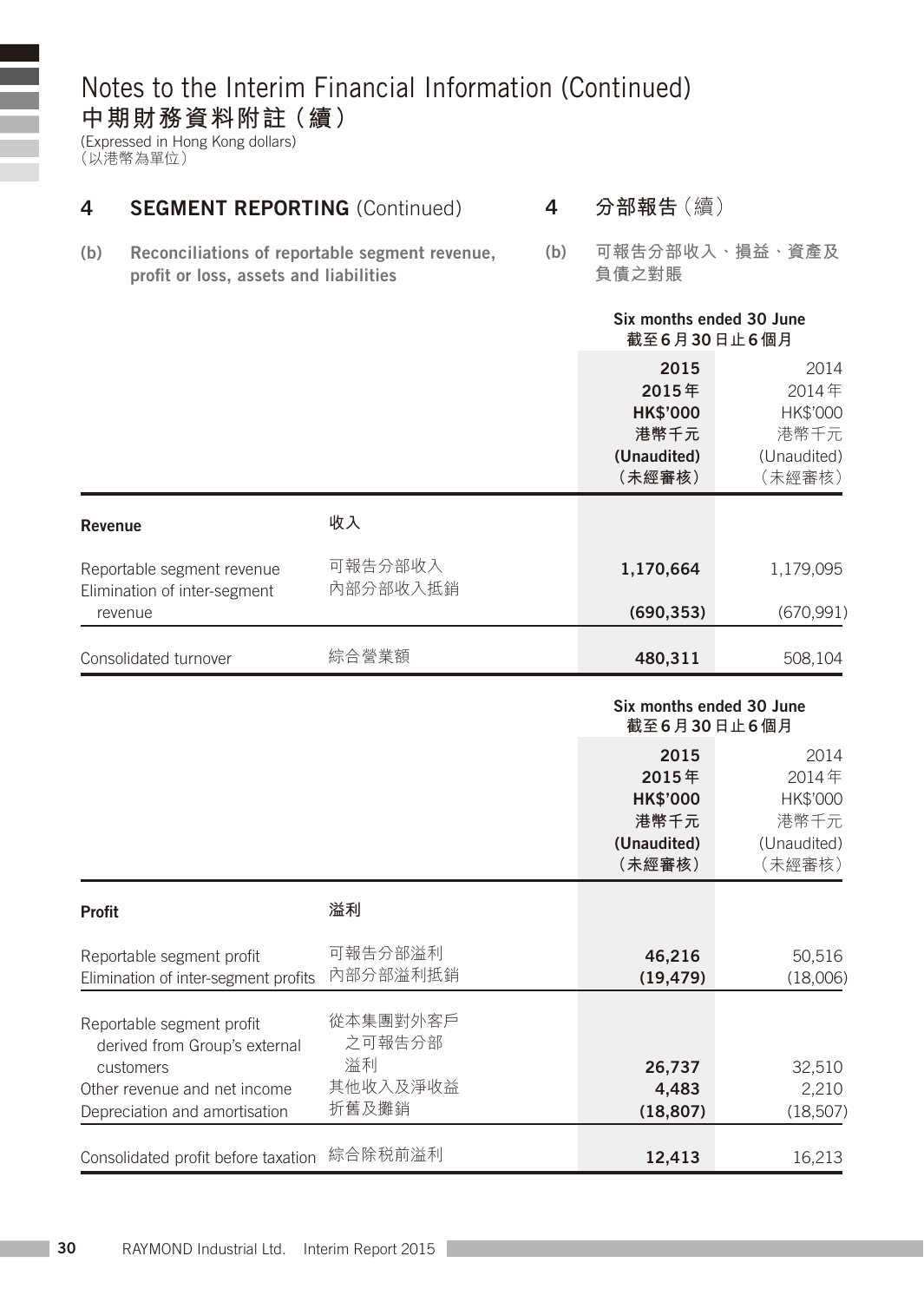# Notes to the Interim Financial Information (Continued)
# 中期財務資料附註（續）

(Expressed in Hong Kong dollars)
（以港幣為單位）

## 4 SEGMENT REPORTING (Continued) 4 分部報告（續）

### (b) Reconciliations of reportable segment revenue, profit or loss, assets and liabilities (b) 可報告分部收入、損益、資產及負債之對賬

| | | Six months ended 30 June 截至6月30日止6個月 | |
|---|---|---|---|
| | | **2015 2015年 HK$'000 港幣千元 (Unaudited) （未經審核）** | 2014 2014年 HK$'000 港幣千元 (Unaudited) （未經審核） |
| **Revenue** | **收入** | | |
| Reportable segment revenue | 可報告分部收入 | **1,170,664** | 1,179,095 |
| Elimination of inter-segment revenue | 內部分部收入抵銷 | **(690,353)** | (670,991) |
| Consolidated turnover | 綜合營業額 | **480,311** | 508,104 |

| | | Six months ended 30 June 截至6月30日止6個月 | |
|---|---|---|---|
| | | **2015 2015年 HK$'000 港幣千元 (Unaudited) （未經審核）** | 2014 2014年 HK$'000 港幣千元 (Unaudited) （未經審核） |
| **Profit** | **溢利** | | |
| Reportable segment profit | 可報告分部溢利 | **46,216** | 50,516 |
| Elimination of inter-segment profits | 內部分部溢利抵銷 | **(19,479)** | (18,006) |
| Reportable segment profit derived from Group's external customers | 從本集團對外客戶之可報告分部溢利 | **26,737** | 32,510 |
| Other revenue and net income | 其他收入及淨收益 | **4,483** | 2,210 |
| Depreciation and amortisation | 折舊及攤銷 | **(18,807)** | (18,507) |
| Consolidated profit before taxation | 綜合除稅前溢利 | **12,413** | 16,213 |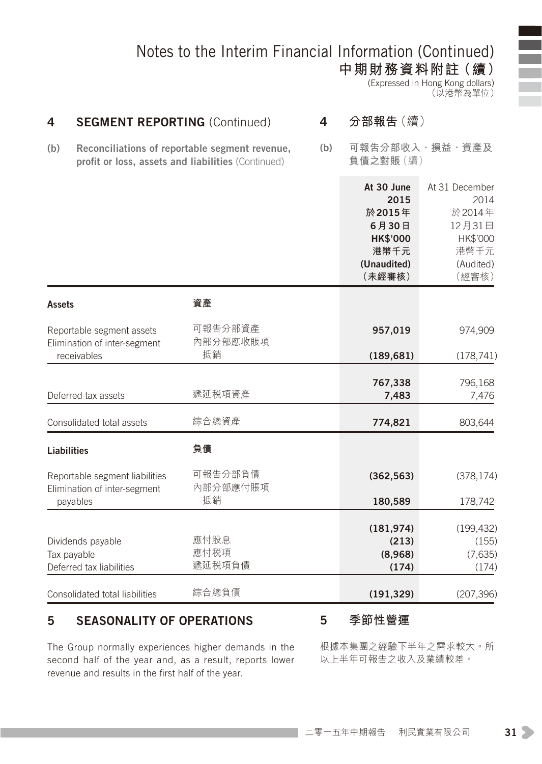# Notes to the Interim Financial Information (Continued)
# 中期財務資料附註（續）

(Expressed in Hong Kong dollars)
（以港幣為單位）

## 4 SEGMENT REPORTING (Continued) 4 分部報告（續）

### (b) Reconciliations of reportable segment revenue, profit or loss, assets and liabilities (Continued) (b) 可報告分部收入、損益、資產及負債之對賬（續）

| | | At 30 June 2015 於2015年6月30日 HK$'000 港幣千元 (Unaudited) (未經審核) | At 31 December 2014 於2014年12月31日 HK$'000 港幣千元 (Audited) (經審核) |
|---|---|---|---|
| **Assets** | **資產** | | |
| Reportable segment assets | 可報告分部資產 | **957,019** | 974,909 |
| Elimination of inter-segment receivables | 內部分部應收賬項抵銷 | **(189,681)** | (178,741) |
| | | **767,338** | 796,168 |
| Deferred tax assets | 遞延稅項資產 | **7,483** | 7,476 |
| Consolidated total assets | 綜合總資產 | **774,821** | 803,644 |
| **Liabilities** | **負債** | | |
| Reportable segment liabilities | 可報告分部負債 | **(362,563)** | (378,174) |
| Elimination of inter-segment payables | 內部分部應付賬項抵銷 | **180,589** | 178,742 |
| | | **(181,974)** | (199,432) |
| Dividends payable | 應付股息 | **(213)** | (155) |
| Tax payable | 應付稅項 | **(8,968)** | (7,635) |
| Deferred tax liabilities | 遞延稅項負債 | **(174)** | (174) |
| Consolidated total liabilities | 綜合總負債 | **(191,329)** | (207,396) |

## 5 SEASONALITY OF OPERATIONS 5 季節性營運

The Group normally experiences higher demands in the second half of the year and, as a result, reports lower revenue and results in the first half of the year.

根據本集團之經驗下半年之需求較大。所以上半年可報告之收入及業績較差。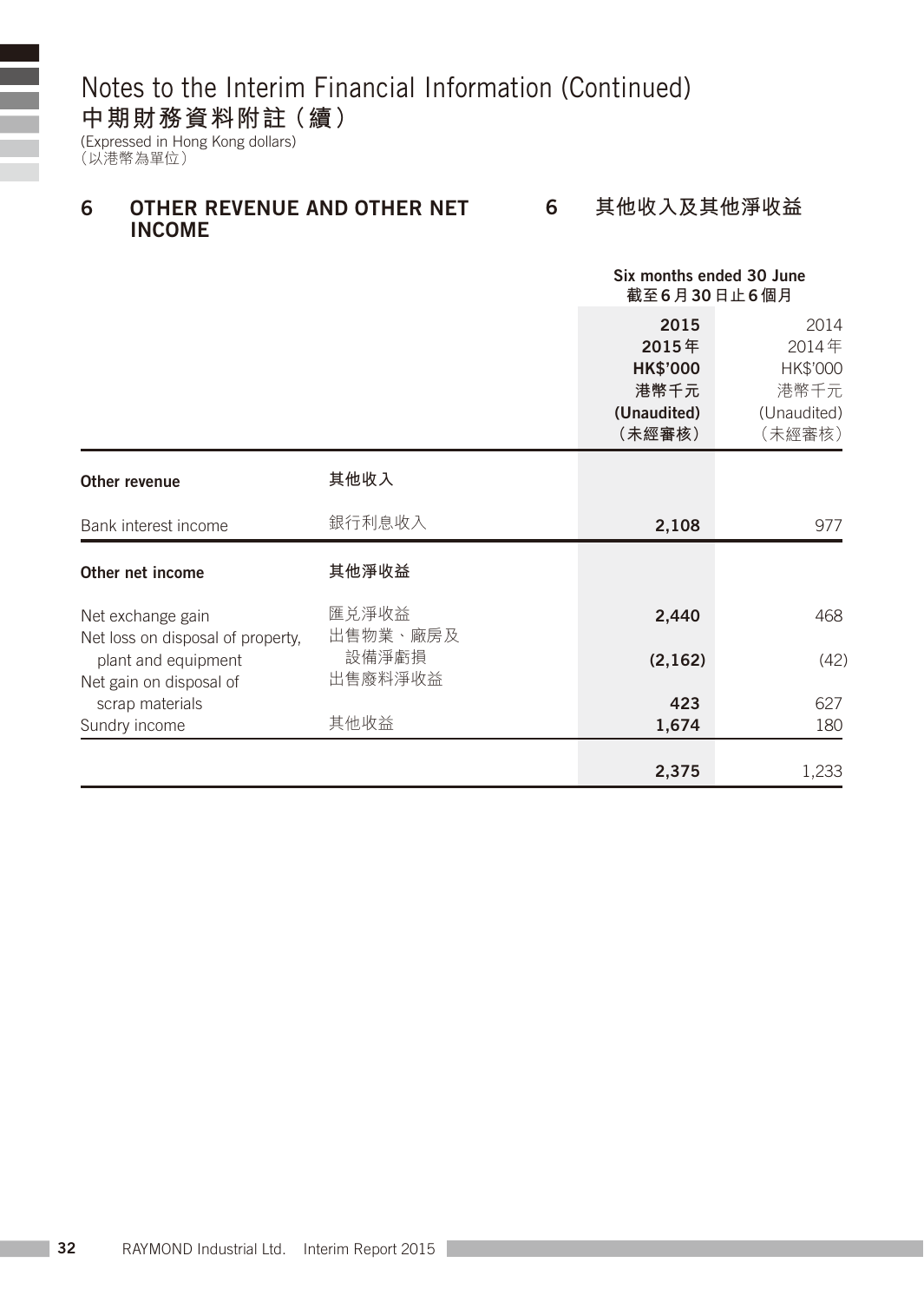# Notes to the Interim Financial Information (Continued)
# 中期財務資料附註（續）

(Expressed in Hong Kong dollars)
（以港幣為單位）

## 6 OTHER REVENUE AND OTHER NET INCOME　　6 其他收入及其他淨收益

| | | Six months ended 30 June<br>截至6月30日止6個月 | |
|---|---|---|---|
| | | **2015**<br>**2015年**<br>**HK$'000**<br>**港幣千元**<br>**(Unaudited)**<br>**（未經審核）** | 2014<br>2014年<br>HK$'000<br>港幣千元<br>(Unaudited)<br>（未經審核） |
| **Other revenue** | **其他收入** | | |
| Bank interest income | 銀行利息收入 | **2,108** | 977 |
| **Other net income** | **其他淨收益** | | |
| Net exchange gain | 匯兌淨收益 | **2,440** | 468 |
| Net loss on disposal of property, plant and equipment | 出售物業、廠房及設備淨虧損 | **(2,162)** | (42) |
| Net gain on disposal of scrap materials | 出售廢料淨收益 | **423** | 627 |
| Sundry income | 其他收益 | **1,674** | 180 |
| | | **2,375** | 1,233 |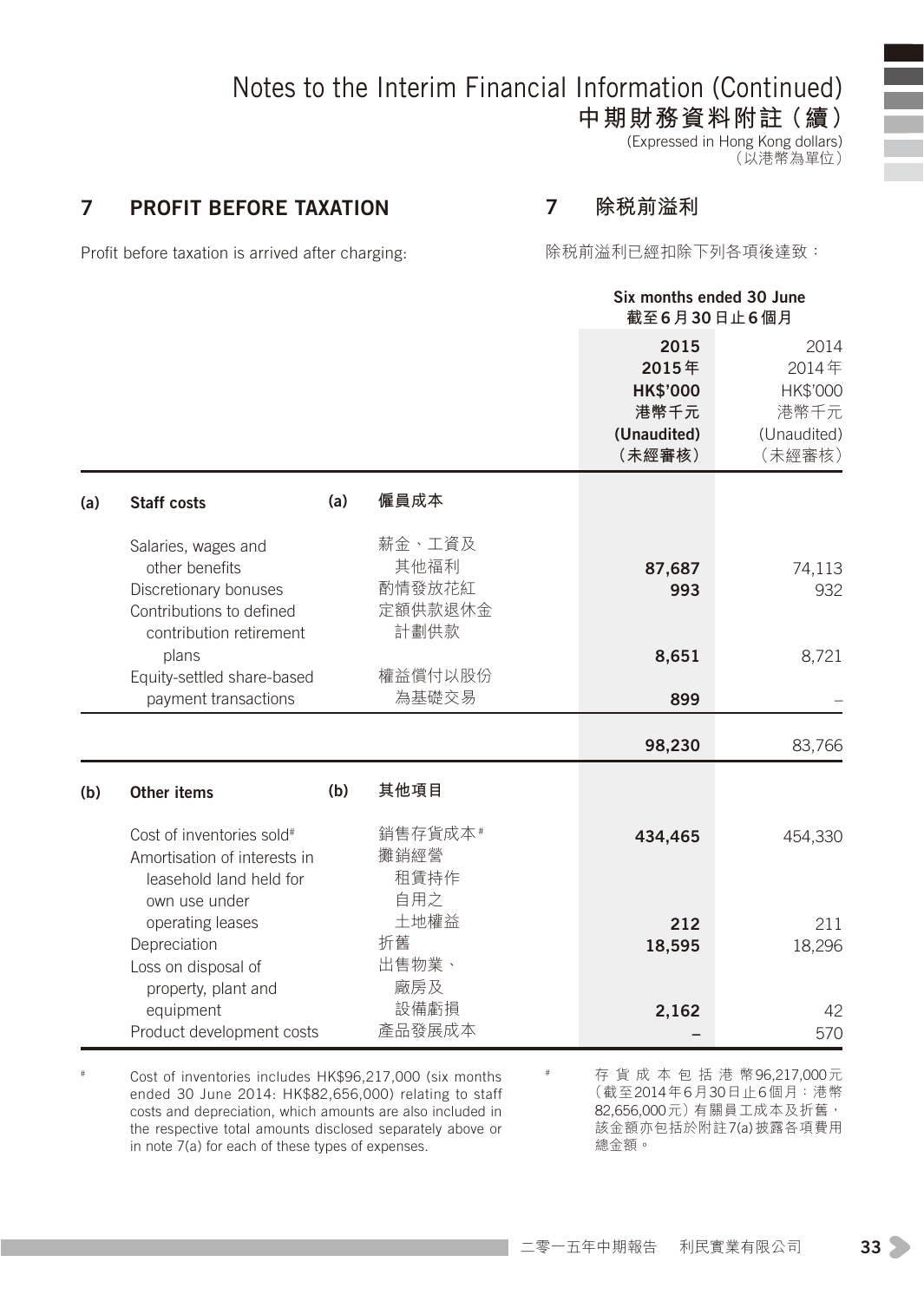# Notes to the Interim Financial Information (Continued)
# 中期財務資料附註（續）

(Expressed in Hong Kong dollars)
（以港幣為單位）

## 7 PROFIT BEFORE TAXATION

## 7 除稅前溢利

Profit before taxation is arrived after charging:

除稅前溢利已經扣除下列各項後達致：

| | | Six months ended 30 June 截至6月30日止6個月 | |
|---|---|---|---|
| | | **2015 2015年 HK$'000 港幣千元 (Unaudited) （未經審核）** | 2014 2014年 HK$'000 港幣千元 (Unaudited) （未經審核） |
| **(a) Staff costs** | **(a) 僱員成本** | | |
| Salaries, wages and other benefits | 薪金、工資及其他福利 | **87,687** | 74,113 |
| Discretionary bonuses | 酌情發放花紅 | **993** | 932 |
| Contributions to defined contribution retirement plans | 定額供款退休金計劃供款 | **8,651** | 8,721 |
| Equity-settled share-based payment transactions | 權益償付以股份為基礎交易 | **899** | – |
| | | **98,230** | 83,766 |
| **(b) Other items** | **(b) 其他項目** | | |
| Cost of inventories sold# | 銷售存貨成本# | **434,465** | 454,330 |
| Amortisation of interests in leasehold land held for own use under operating leases | 攤銷經營租賃持作自用之土地權益 | **212** | 211 |
| Depreciation | 折舊 | **18,595** | 18,296 |
| Loss on disposal of property, plant and equipment | 出售物業、廠房及設備虧損 | **2,162** | 42 |
| Product development costs | 產品發展成本 | **–** | 570 |

# Cost of inventories includes HK$96,217,000 (six months ended 30 June 2014: HK$82,656,000) relating to staff costs and depreciation, which amounts are also included in the respective total amounts disclosed separately above or in note 7(a) for each of these types of expenses.

# 存貨成本包括港幣96,217,000元（截至2014年6月30日止6個月：港幣82,656,000元）有關員工成本及折舊，該金額亦包括於附註7(a)披露各項費用總金額。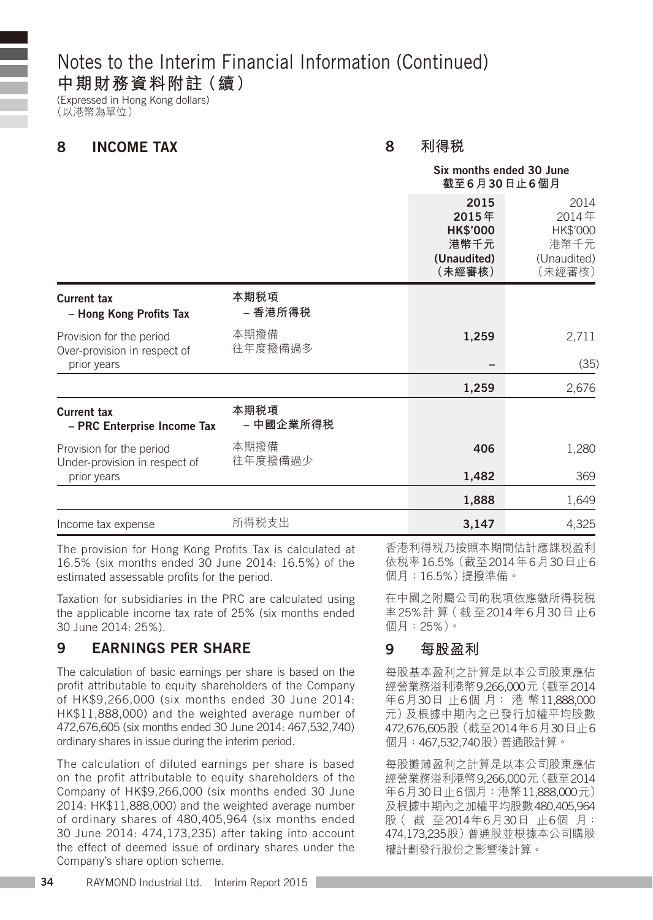# Notes to the Interim Financial Information (Continued)
# 中期財務資料附註（續）

(Expressed in Hong Kong dollars)
（以港幣為單位）

## 8 INCOME TAX

## 8 利得稅

| | | Six months ended 30 June<br>截至6月30日止6個月 | |
|---|---|---|---|
| | | **2015<br>2015年<br>HK$'000<br>港幣千元<br>(Unaudited)<br>（未經審核）** | 2014<br>2014年<br>HK$'000<br>港幣千元<br>(Unaudited)<br>（未經審核） |
| **Current tax – Hong Kong Profits Tax** | **本期稅項 – 香港所得稅** | | |
| Provision for the period | 本期撥備 | **1,259** | 2,711 |
| Over-provision in respect of prior years | 往年度撥備過多 | **–** | (35) |
| | | **1,259** | 2,676 |
| **Current tax – PRC Enterprise Income Tax** | **本期稅項 – 中國企業所得稅** | | |
| Provision for the period | 本期撥備 | **406** | 1,280 |
| Under-provision in respect of prior years | 往年度撥備過少 | **1,482** | 369 |
| | | **1,888** | 1,649 |
| Income tax expense | 所得稅支出 | **3,147** | 4,325 |

The provision for Hong Kong Profits Tax is calculated at 16.5% (six months ended 30 June 2014: 16.5%) of the estimated assessable profits for the period.

香港利得稅乃按照本期間估計應課稅盈利依稅率16.5%（截至2014年6月30日止6個月：16.5%）提撥準備。

Taxation for subsidiaries in the PRC are calculated using the applicable income tax rate of 25% (six months ended 30 June 2014: 25%).

在中國之附屬公司的稅項依應繳所得稅稅率25%計算（截至2014年6月30日止6個月：25%）。

## 9 EARNINGS PER SHARE

## 9 每股盈利

The calculation of basic earnings per share is based on the profit attributable to equity shareholders of the Company of HK$9,266,000 (six months ended 30 June 2014: HK$11,888,000) and the weighted average number of 472,676,605 (six months ended 30 June 2014: 467,532,740) ordinary shares in issue during the interim period.

每股基本盈利之計算是以本公司股東應佔經營業務溢利港幣9,266,000元（截至2014年6月30日止6個月：港幣11,888,000元）及根據中期內之已發行加權平均股數472,676,605股（截至2014年6月30日止6個月：467,532,740股）普通股計算。

The calculation of diluted earnings per share is based on the profit attributable to equity shareholders of the Company of HK$9,266,000 (six months ended 30 June 2014: HK$11,888,000) and the weighted average number of ordinary shares of 480,405,964 (six months ended 30 June 2014: 474,173,235) after taking into account the effect of deemed issue of ordinary shares under the Company's share option scheme.

每股攤薄盈利之計算是以本公司股東應佔經營業務溢利港幣9,266,000元（截至2014年6月30日止6個月：港幣11,888,000元）及根據中期內之加權平均股數480,405,964股（截至2014年6月30日止6個月：474,173,235股）普通股並根據本公司購股權計劃發行股份之影響後計算。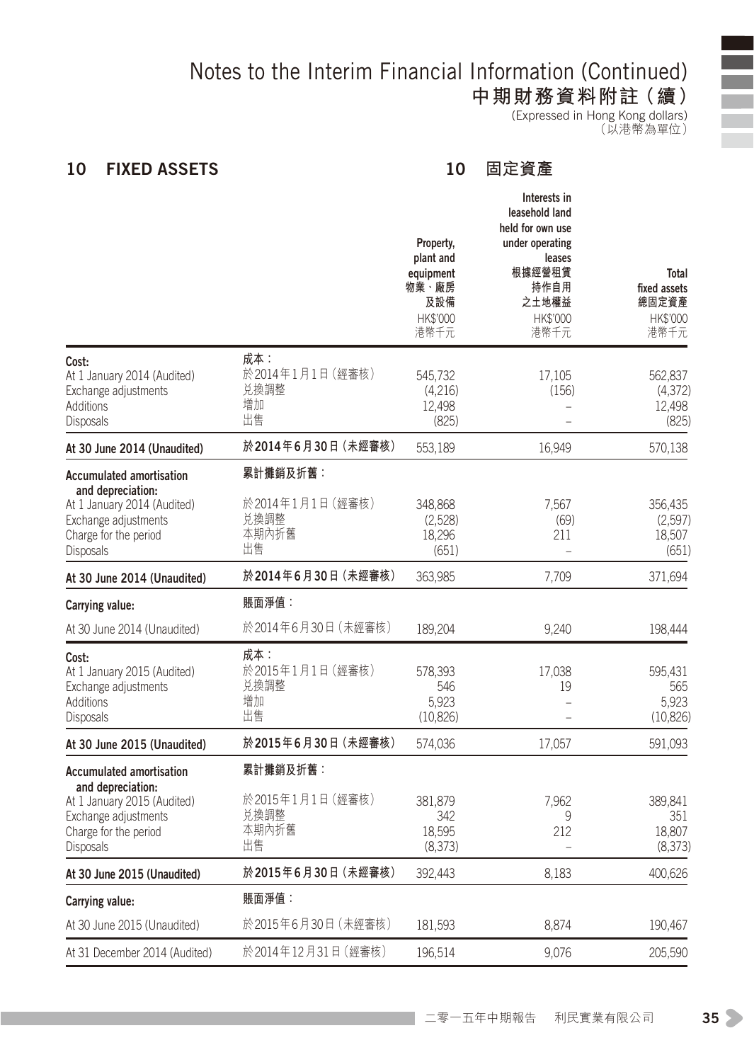## 10 FIXED ASSETS 10 固定資產

| | | Property, plant and equipment 物業、廠房及設備 HK$'000 港幣千元 | Interests in leasehold land held for own use under operating leases 根據經營租賃持作自用之土地權益 HK$'000 港幣千元 | Total fixed assets 總固定資產 HK$'000 港幣千元 |
|---|---|---|---|---|
| **Cost:** | **成本：** | | | |
| At 1 January 2014 (Audited) | 於2014年1月1日（經審核） | 545,732 | 17,105 | 562,837 |
| Exchange adjustments | 兌換調整 | (4,216) | (156) | (4,372) |
| Additions | 增加 | 12,498 | – | 12,498 |
| Disposals | 出售 | (825) | – | (825) |
| **At 30 June 2014 (Unaudited)** | **於2014年6月30日（未經審核）** | 553,189 | 16,949 | 570,138 |
| **Accumulated amortisation and depreciation:** | **累計攤銷及折舊：** | | | |
| At 1 January 2014 (Audited) | 於2014年1月1日（經審核） | 348,868 | 7,567 | 356,435 |
| Exchange adjustments | 兌換調整 | (2,528) | (69) | (2,597) |
| Charge for the period | 本期內折舊 | 18,296 | 211 | 18,507 |
| Disposals | 出售 | (651) | – | (651) |
| **At 30 June 2014 (Unaudited)** | **於2014年6月30日（未經審核）** | 363,985 | 7,709 | 371,694 |
| **Carrying value:** | **賬面淨值：** | | | |
| At 30 June 2014 (Unaudited) | 於2014年6月30日（未經審核） | 189,204 | 9,240 | 198,444 |
| **Cost:** | **成本：** | | | |
| At 1 January 2015 (Audited) | 於2015年1月1日（經審核） | 578,393 | 17,038 | 595,431 |
| Exchange adjustments | 兌換調整 | 546 | 19 | 565 |
| Additions | 增加 | 5,923 | – | 5,923 |
| Disposals | 出售 | (10,826) | – | (10,826) |
| **At 30 June 2015 (Unaudited)** | **於2015年6月30日（未經審核）** | 574,036 | 17,057 | 591,093 |
| **Accumulated amortisation and depreciation:** | **累計攤銷及折舊：** | | | |
| At 1 January 2015 (Audited) | 於2015年1月1日（經審核） | 381,879 | 7,962 | 389,841 |
| Exchange adjustments | 兌換調整 | 342 | 9 | 351 |
| Charge for the period | 本期內折舊 | 18,595 | 212 | 18,807 |
| Disposals | 出售 | (8,373) | – | (8,373) |
| **At 30 June 2015 (Unaudited)** | **於2015年6月30日（未經審核）** | 392,443 | 8,183 | 400,626 |
| **Carrying value:** | **賬面淨值：** | | | |
| At 30 June 2015 (Unaudited) | 於2015年6月30日（未經審核） | 181,593 | 8,874 | 190,467 |
| At 31 December 2014 (Audited) | 於2014年12月31日（經審核） | 196,514 | 9,076 | 205,590 |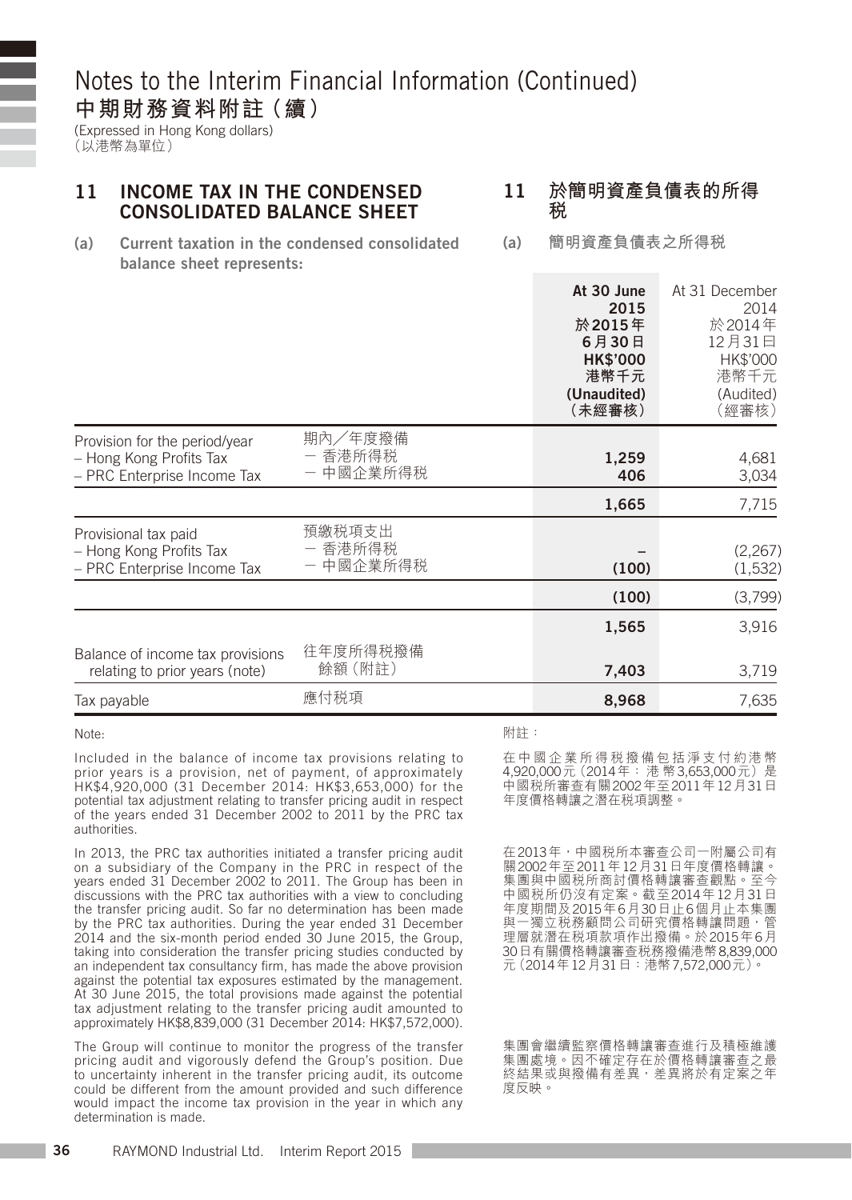# Notes to the Interim Financial Information (Continued)
# 中期財務資料附註（續）

(Expressed in Hong Kong dollars)
（以港幣為單位）

## 11 INCOME TAX IN THE CONDENSED CONSOLIDATED BALANCE SHEET

## 11 於簡明資產負債表的所得稅

### (a) Current taxation in the condensed consolidated balance sheet represents:

### (a) 簡明資產負債表之所得稅

| | | At 30 June 2015 於2015年6月30日 HK$'000 港幣千元 (Unaudited) （未經審核） | At 31 December 2014 於2014年12月31日 HK$'000 港幣千元 (Audited) （經審核） |
|---|---|---|---|
| Provision for the period/year | 期內╱年度撥備 | | |
| – Hong Kong Profits Tax | － 香港所得稅 | 1,259 | 4,681 |
| – PRC Enterprise Income Tax | － 中國企業所得稅 | 406 | 3,034 |
| | | 1,665 | 7,715 |
| Provisional tax paid | 預繳稅項支出 | | |
| – Hong Kong Profits Tax | － 香港所得稅 | – | (2,267) |
| – PRC Enterprise Income Tax | － 中國企業所得稅 | (100) | (1,532) |
| | | (100) | (3,799) |
| | | 1,565 | 3,916 |
| Balance of income tax provisions relating to prior years (note) | 往年度所得稅撥備餘額（附註） | 7,403 | 3,719 |
| Tax payable | 應付稅項 | 8,968 | 7,635 |

Note:

Included in the balance of income tax provisions relating to prior years is a provision, net of payment, of approximately HK$4,920,000 (31 December 2014: HK$3,653,000) for the potential tax adjustment relating to transfer pricing audit in respect of the years ended 31 December 2002 to 2011 by the PRC tax authorities.

In 2013, the PRC tax authorities initiated a transfer pricing audit on a subsidiary of the Company in the PRC in respect of the years ended 31 December 2002 to 2011. The Group has been in discussions with the PRC tax authorities with a view to concluding the transfer pricing audit. So far no determination has been made by the PRC tax authorities. During the year ended 31 December 2014 and the six-month period ended 30 June 2015, the Group, taking into consideration the transfer pricing studies conducted by an independent tax consultancy firm, has made the above provision against the potential tax exposures estimated by the management. At 30 June 2015, the total provisions made against the potential tax adjustment relating to the transfer pricing audit amounted to approximately HK$8,839,000 (31 December 2014: HK$7,572,000).

The Group will continue to monitor the progress of the transfer pricing audit and vigorously defend the Group's position. Due to uncertainty inherent in the transfer pricing audit, its outcome could be different from the amount provided and such difference would impact the income tax provision in the year in which any determination is made.

附註：

在中國企業所得稅撥備包括淨支付約港幣4,920,000元（2014年：港幣3,653,000元）是中國稅所審查有關2002年至2011年12月31日年度價格轉讓之潛在稅項調整。

在2013年，中國稅所本審查公司一附屬公司有關2002年至2011年12月31日年度價格轉讓。集團與中國稅所商討價格轉讓審查觀點。至今中國稅所仍沒有定案。截至2014年12月31日年度期間及2015年6月30日止6個月止本集團與一獨立稅務顧問公司研究價格轉讓問題，管理層就潛在稅項款項作出撥備。於2015年6月30日有關價格轉讓審查稅務撥備港幣8,839,000元（2014年12月31日：港幣7,572,000元）。

集團會繼續監察價格轉讓審查進行及積極維護集團處境。因不確定存在於價格轉讓審查之最終結果或與撥備有差異，差異將於有定案之年度反映。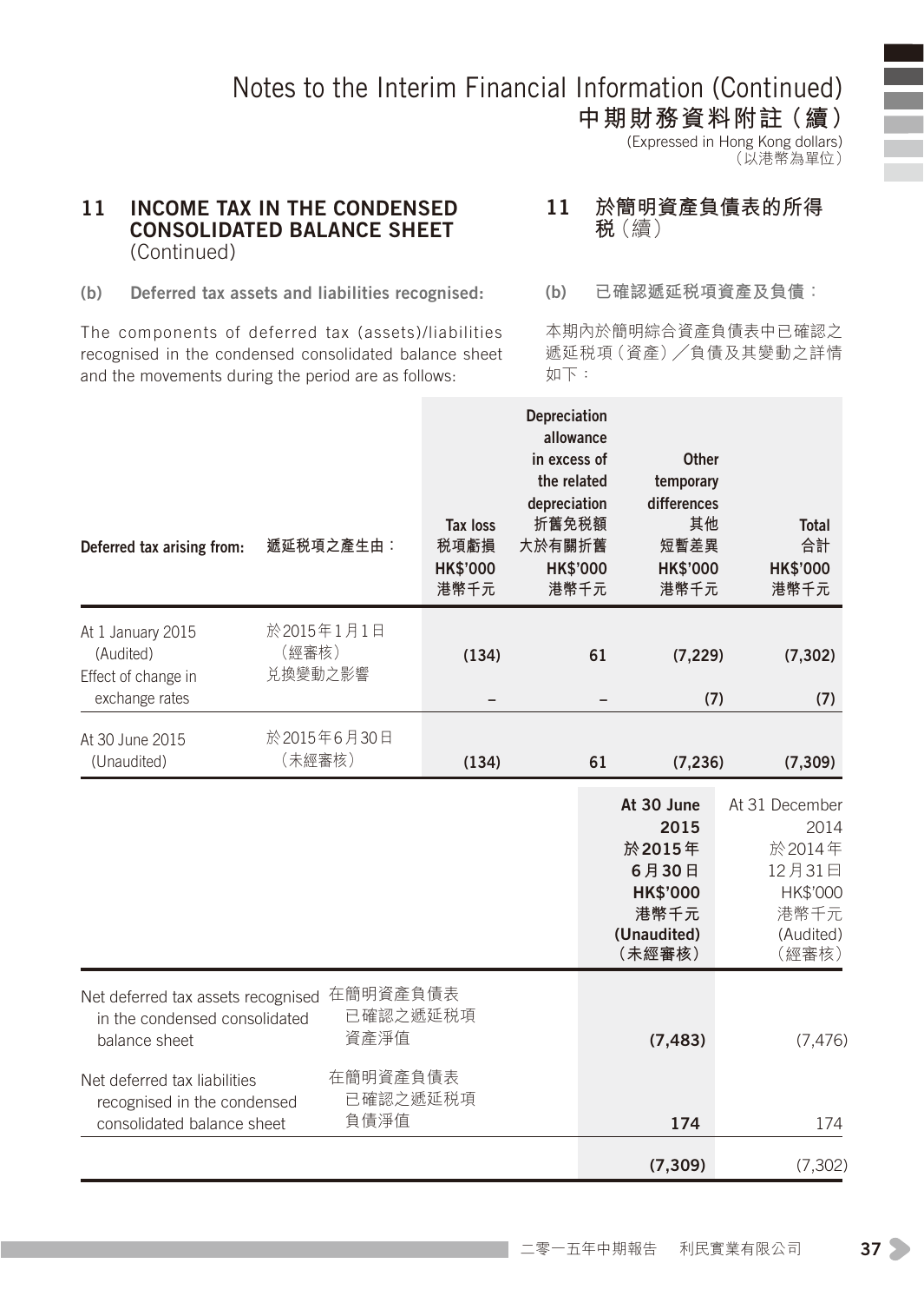# Notes to the Interim Financial Information (Continued)
# 中期財務資料附註（續）

(Expressed in Hong Kong dollars)
（以港幣為單位）

## 11 INCOME TAX IN THE CONDENSED CONSOLIDATED BALANCE SHEET (Continued)

## 11 於簡明資產負債表的所得稅（續）

**(b) Deferred tax assets and liabilities recognised:**

**(b) 已確認遞延稅項資產及負債：**

The components of deferred tax (assets)/liabilities recognised in the condensed consolidated balance sheet and the movements during the period are as follows:

本期內於簡明綜合資產負債表中已確認之遞延稅項（資產）／負債及其變動之詳情如下：

| Deferred tax arising from: | 遞延稅項之產生由： | Tax loss 稅項虧損 HK$'000 港幣千元 | Depreciation allowance in excess of the related depreciation 折舊免稅額大於有關折舊 HK$'000 港幣千元 | Other temporary differences 其他短暫差異 HK$'000 港幣千元 | Total 合計 HK$'000 港幣千元 |
|---|---|---|---|---|---|
| At 1 January 2015 (Audited) | 於2015年1月1日（經審核） | (134) | 61 | (7,229) | (7,302) |
| Effect of change in exchange rates | 兌換變動之影響 | – | – | (7) | (7) |
| At 30 June 2015 (Unaudited) | 於2015年6月30日（未經審核） | (134) | 61 | (7,236) | (7,309) |

| | | At 30 June 2015 於2015年6月30日 HK$'000 港幣千元 (Unaudited)（未經審核） | At 31 December 2014 於2014年12月31日 HK$'000 港幣千元 (Audited)（經審核） |
|---|---|---|---|
| Net deferred tax assets recognised in the condensed consolidated balance sheet | 在簡明資產負債表已確認之遞延稅項資產淨值 | (7,483) | (7,476) |
| Net deferred tax liabilities recognised in the condensed consolidated balance sheet | 在簡明資產負債表已確認之遞延稅項負債淨值 | 174 | 174 |
| | | (7,309) | (7,302) |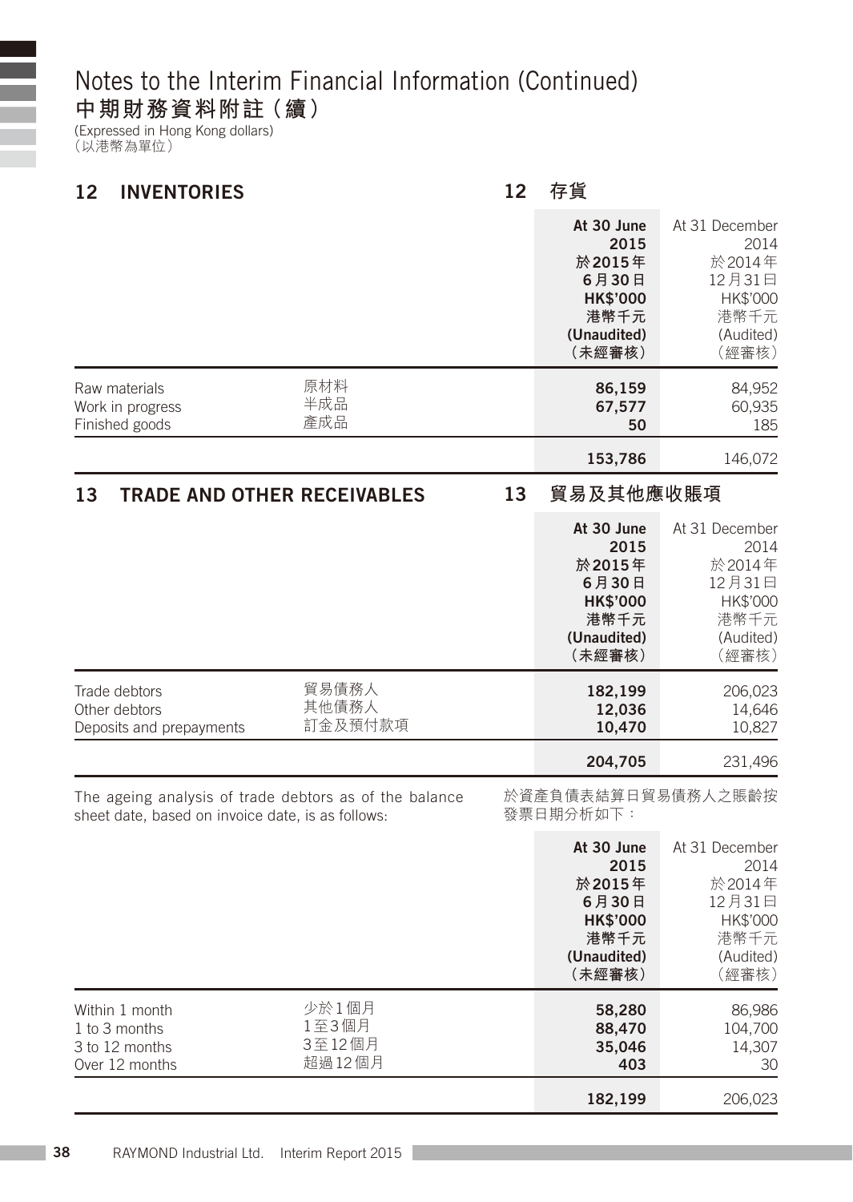# Notes to the Interim Financial Information (Continued)
# 中期財務資料附註（續）

(Expressed in Hong Kong dollars)
（以港幣為單位）

## 12 INVENTORIES　12 存貨

| | | At 30 June 2015 於2015年6月30日 HK$'000 港幣千元 (Unaudited) （未經審核） | At 31 December 2014 於2014年12月31日 HK$'000 港幣千元 (Audited) （經審核） |
|---|---|---|---|
| Raw materials | 原材料 | **86,159** | 84,952 |
| Work in progress | 半成品 | **67,577** | 60,935 |
| Finished goods | 產成品 | **50** | 185 |
| | | **153,786** | 146,072 |

## 13 TRADE AND OTHER RECEIVABLES　13 貿易及其他應收賬項

| | | At 30 June 2015 於2015年6月30日 HK$'000 港幣千元 (Unaudited) （未經審核） | At 31 December 2014 於2014年12月31日 HK$'000 港幣千元 (Audited) （經審核） |
|---|---|---|---|
| Trade debtors | 貿易債務人 | **182,199** | 206,023 |
| Other debtors | 其他債務人 | **12,036** | 14,646 |
| Deposits and prepayments | 訂金及預付款項 | **10,470** | 10,827 |
| | | **204,705** | 231,496 |

The ageing analysis of trade debtors as of the balance sheet date, based on invoice date, is as follows:

於資產負債表結算日貿易債務人之賬齡按發票日期分析如下：

| | | At 30 June 2015 於2015年6月30日 HK$'000 港幣千元 (Unaudited) （未經審核） | At 31 December 2014 於2014年12月31日 HK$'000 港幣千元 (Audited) （經審核） |
|---|---|---|---|
| Within 1 month | 少於1個月 | **58,280** | 86,986 |
| 1 to 3 months | 1至3個月 | **88,470** | 104,700 |
| 3 to 12 months | 3至12個月 | **35,046** | 14,307 |
| Over 12 months | 超過12個月 | **403** | 30 |
| | | **182,199** | 206,023 |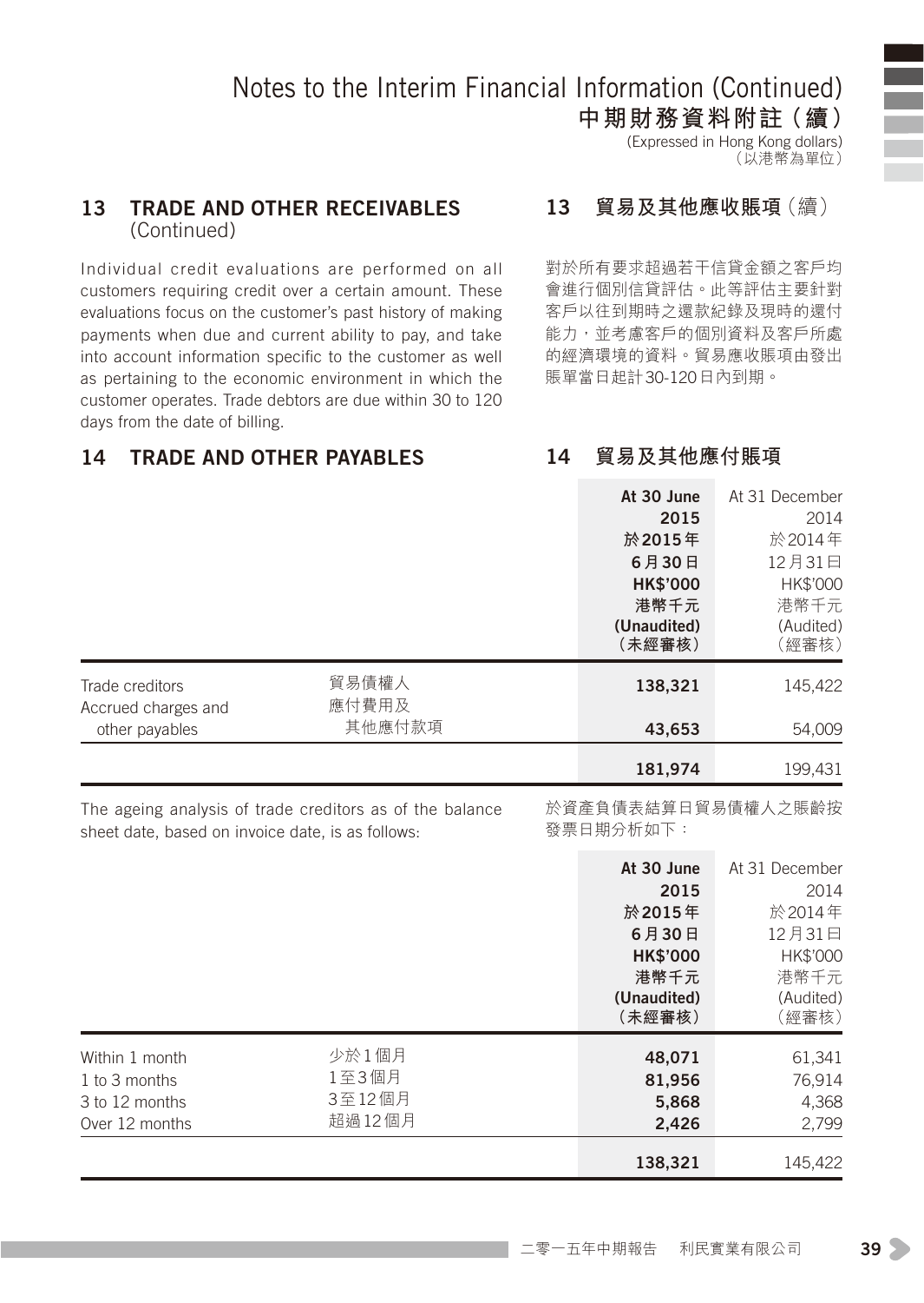# Notes to the Interim Financial Information (Continued)
# 中期財務資料附註（續）

(Expressed in Hong Kong dollars)
（以港幣為單位）

## 13 TRADE AND OTHER RECEIVABLES (Continued)

Individual credit evaluations are performed on all customers requiring credit over a certain amount. These evaluations focus on the customer's past history of making payments when due and current ability to pay, and take into account information specific to the customer as well as pertaining to the economic environment in which the customer operates. Trade debtors are due within 30 to 120 days from the date of billing.

## 13 貿易及其他應收賬項（續）

對於所有要求超過若干信貸金額之客戶均會進行個別信貸評估。此等評估主要針對客戶以往到期時之還款紀錄及現時的還付能力，並考慮客戶的個別資料及客戶所處的經濟環境的資料。貿易應收賬項由發出賬單當日起計30-120日內到期。

## 14 TRADE AND OTHER PAYABLES

## 14 貿易及其他應付賬項

| | | **At 30 June 2015 於2015年6月30日 HK$'000 港幣千元 (Unaudited) （未經審核）** | At 31 December 2014 於2014年12月31日 HK$'000 港幣千元 (Audited) （經審核） |
|---|---|---|---|
| Trade creditors | 貿易債權人 | **138,321** | 145,422 |
| Accrued charges and other payables | 應付費用及其他應付款項 | **43,653** | 54,009 |
| | | **181,974** | 199,431 |

The ageing analysis of trade creditors as of the balance sheet date, based on invoice date, is as follows:

於資產負債表結算日貿易債權人之賬齡按發票日期分析如下：

| | | **At 30 June 2015 於2015年6月30日 HK$'000 港幣千元 (Unaudited) （未經審核）** | At 31 December 2014 於2014年12月31日 HK$'000 港幣千元 (Audited) （經審核） |
|---|---|---|---|
| Within 1 month | 少於1個月 | **48,071** | 61,341 |
| 1 to 3 months | 1至3個月 | **81,956** | 76,914 |
| 3 to 12 months | 3至12個月 | **5,868** | 4,368 |
| Over 12 months | 超過12個月 | **2,426** | 2,799 |
| | | **138,321** | 145,422 |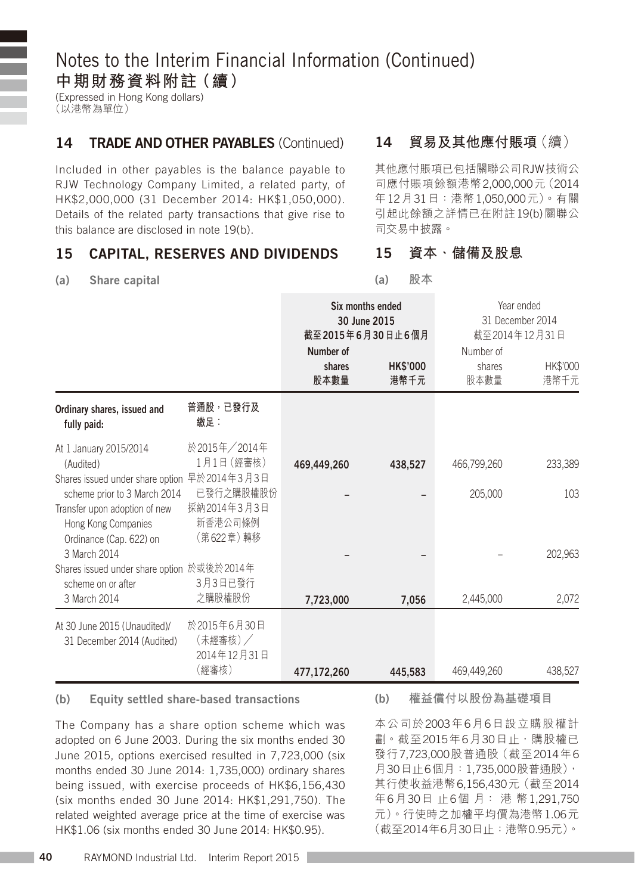# Notes to the Interim Financial Information (Continued)
# 中期財務資料附註（續）

(Expressed in Hong Kong dollars)
（以港幣為單位）

## 14 TRADE AND OTHER PAYABLES (Continued)

Included in other payables is the balance payable to RJW Technology Company Limited, a related party, of HK$2,000,000 (31 December 2014: HK$1,050,000). Details of the related party transactions that give rise to this balance are disclosed in note 19(b).

## 14 貿易及其他應付賬項（續）

其他應付賬項已包括關聯公司RJW技術公司應付賬項餘額港幣2,000,000元（2014年12月31日：港幣1,050,000元）。有關引起此餘額之詳情已在附註19(b)關聯公司交易中披露。

## 15 CAPITAL, RESERVES AND DIVIDENDS

## 15 資本、儲備及股息

### (a) Share capital

### (a) 股本

| | | Six months ended 30 June 2015 截至2015年6月30日止6個月 | | Year ended 31 December 2014 截至2014年12月31日 | |
|---|---|---|---|---|---|
| | | Number of shares 股本數量 | HK$'000 港幣千元 | Number of shares 股本數量 | HK$'000 港幣千元 |
| **Ordinary shares, issued and fully paid:** | **普通股，已發行及繳足：** | | | | |
| At 1 January 2015/2014 (Audited) | 於2015年／2014年1月1日（經審核） | 469,449,260 | 438,527 | 466,799,260 | 233,389 |
| Shares issued under share option scheme prior to 3 March 2014 | 早於2014年3月3日已發行之購股權股份 | – | – | 205,000 | 103 |
| Transfer upon adoption of new Hong Kong Companies Ordinance (Cap. 622) on 3 March 2014 | 採納2014年3月3日新香港公司條例（第622章）轉移 | – | – | – | 202,963 |
| Shares issued under share option scheme on or after 3 March 2014 | 於或後於2014年3月3日已發行之購股權股份 | 7,723,000 | 7,056 | 2,445,000 | 2,072 |
| At 30 June 2015 (Unaudited)/ 31 December 2014 (Audited) | 於2015年6月30日（未經審核）／2014年12月31日（經審核） | 477,172,260 | 445,583 | 469,449,260 | 438,527 |

### (b) Equity settled share-based transactions

The Company has a share option scheme which was adopted on 6 June 2003. During the six months ended 30 June 2015, options exercised resulted in 7,723,000 (six months ended 30 June 2014: 1,735,000) ordinary shares being issued, with exercise proceeds of HK$6,156,430 (six months ended 30 June 2014: HK$1,291,750). The related weighted average price at the time of exercise was HK$1.06 (six months ended 30 June 2014: HK$0.95).

### (b) 權益償付以股份為基礎項目

本公司於2003年6月6日設立購股權計劃。截至2015年6月30日止，購股權已發行7,723,000股普通股（截至2014年6月30日止6個月：1,735,000股普通股），其行使收益港幣6,156,430元（截至2014年6月30日止6個月：港幣1,291,750元）。行使時之加權平均價為港幣1.06元（截至2014年6月30日止：港幣0.95元）。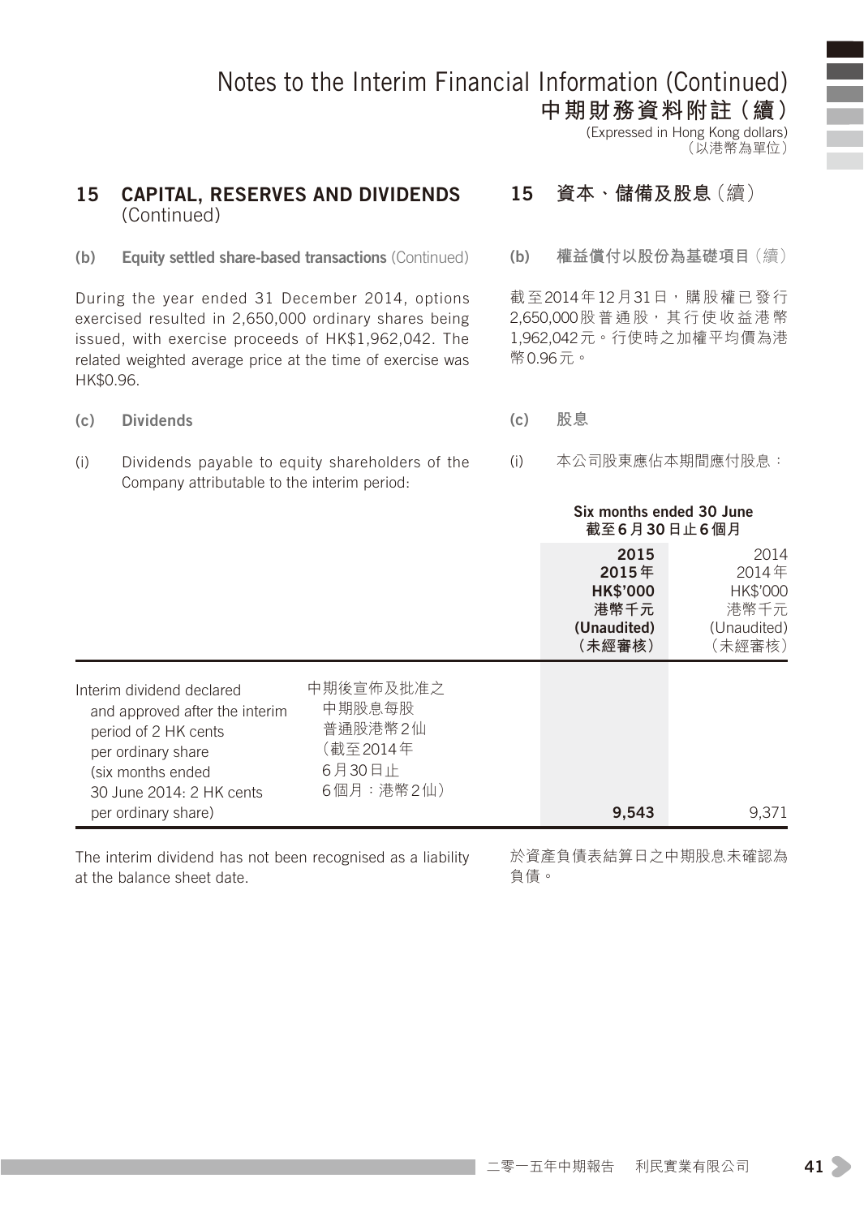## 15 CAPITAL, RESERVES AND DIVIDENDS (Continued)

## 15 資本、儲備及股息（續）

**(b) Equity settled share-based transactions** (Continued)

**(b) 權益償付以股份為基礎項目**（續）

During the year ended 31 December 2014, options exercised resulted in 2,650,000 ordinary shares being issued, with exercise proceeds of HK$1,962,042. The related weighted average price at the time of exercise was HK$0.96.

截至2014年12月31日，購股權已發行2,650,000股普通股，其行使收益港幣1,962,042元。行使時之加權平均價為港幣0.96元。

**(c) Dividends**

**(c) 股息**

(i) Dividends payable to equity shareholders of the Company attributable to the interim period:

(i) 本公司股東應佔本期間應付股息：

| | | Six months ended 30 June 截至6月30日止6個月 | |
|---|---|---|---|
| | | **2015 2015年 HK$'000 港幣千元 (Unaudited) （未經審核）** | 2014 2014年 HK$'000 港幣千元 (Unaudited) （未經審核） |
| Interim dividend declared and approved after the interim period of 2 HK cents per ordinary share (six months ended 30 June 2014: 2 HK cents per ordinary share) | 中期後宣佈及批准之中期股息每股普通股港幣2仙（截至2014年6月30日止6個月：港幣2仙） | **9,543** | 9,371 |

The interim dividend has not been recognised as a liability at the balance sheet date.

於資產負債表結算日之中期股息未確認為負債。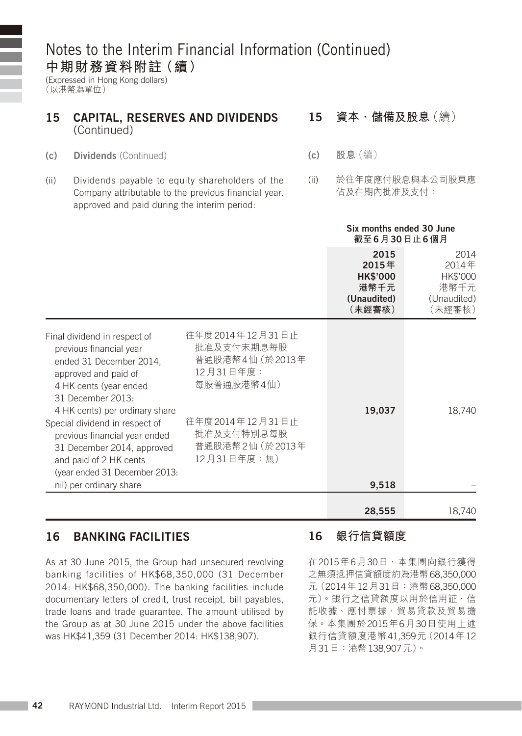# Notes to the Interim Financial Information (Continued)
# 中期財務資料附註（續）

(Expressed in Hong Kong dollars)
（以港幣為單位）

## 15 CAPITAL, RESERVES AND DIVIDENDS (Continued)

## 15 資本、儲備及股息（續）

**(c) Dividends** (Continued)

**(c) 股息**（續）

(ii) Dividends payable to equity shareholders of the Company attributable to the previous financial year, approved and paid during the interim period:

(ii) 於往年度應付股息與本公司股東應佔及在期內批准及支付：

| | | Six months ended 30 June 截至6月30日止6個月 | |
|---|---|---|---|
| | | **2015** **2015年** **HK$'000** **港幣千元** **(Unaudited)** **（未經審核）** | 2014 2014年 HK$'000 港幣千元 (Unaudited) （未經審核） |
| Final dividend in respect of previous financial year ended 31 December 2014, approved and paid of 4 HK cents (year ended 31 December 2013: 4 HK cents) per ordinary share | 往年度2014年12月31日止批准及支付末期息每股普通股港幣4仙（於2013年12月31日年度：每股普通股港幣4仙） | **19,037** | 18,740 |
| Special dividend in respect of previous financial year ended 31 December 2014, approved and paid of 2 HK cents (year ended 31 December 2013: nil) per ordinary share | 往年度2014年12月31日止批准及支付特別息每股普通股港幣2仙（於2013年12月31日年度：無） | **9,518** | – |
| | | **28,555** | 18,740 |

## 16 BANKING FACILITIES

## 16 銀行信貸額度

As at 30 June 2015, the Group had unsecured revolving banking facilities of HK$68,350,000 (31 December 2014: HK$68,350,000). The banking facilities include documentary letters of credit, trust receipt, bill payables, trade loans and trade guarantee. The amount utilised by the Group as at 30 June 2015 under the above facilities was HK$41,359 (31 December 2014: HK$138,907).

在2015年6月30日，本集團向銀行獲得之無須抵押信貸額度約為港幣68,350,000元（2014年12月31日：港幣68,350,000元）。銀行之信貸額度以用於信用証、信託收據、應付票據、貿易貸款及貿易擔保。本集團於2015年6月30日使用上述銀行信貸額度港幣41,359元（2014年12月31日：港幣138,907元）。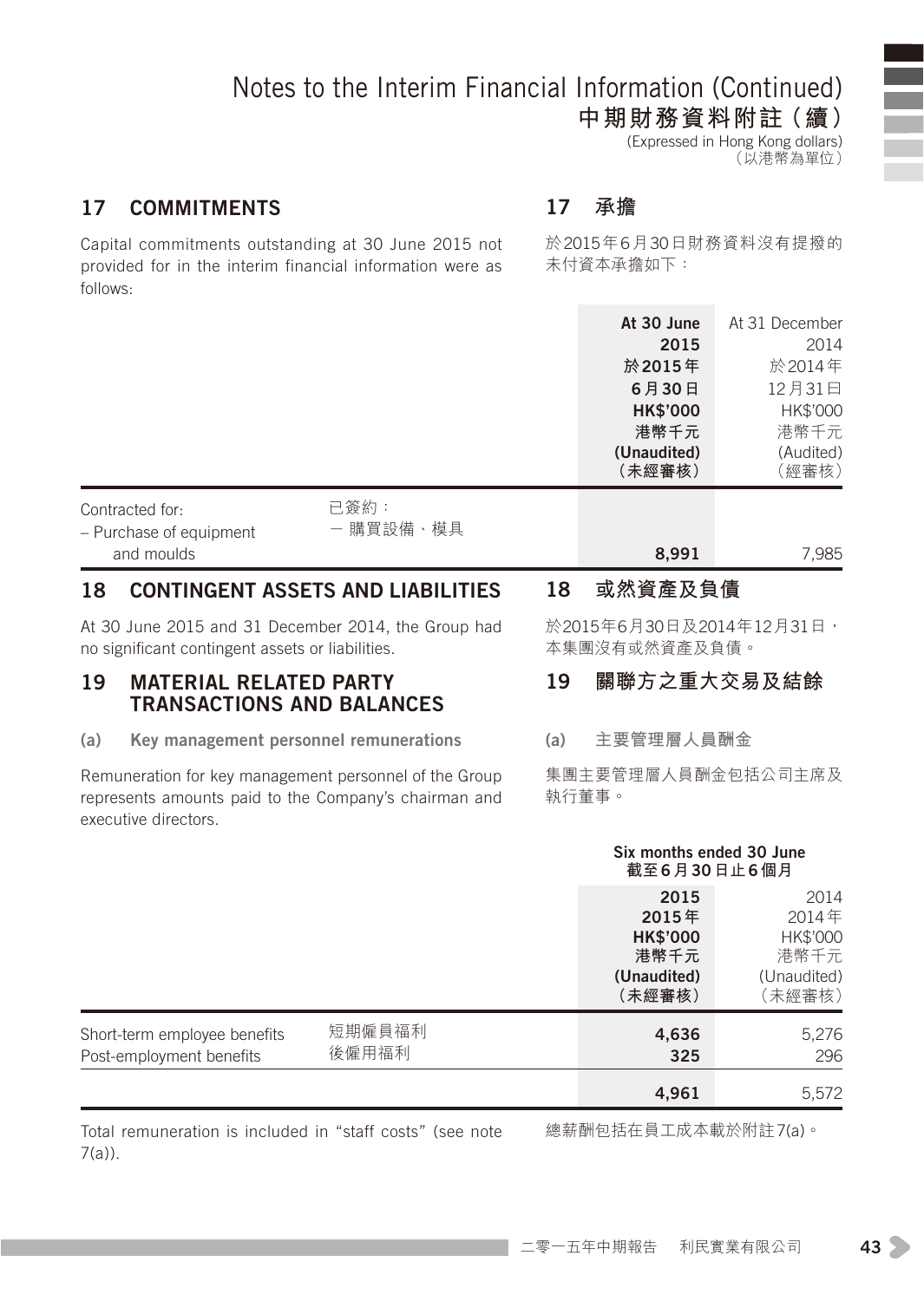# Notes to the Interim Financial Information (Continued)
# 中期財務資料附註（續）

(Expressed in Hong Kong dollars)
（以港幣為單位）

## 17 COMMITMENTS

Capital commitments outstanding at 30 June 2015 not provided for in the interim financial information were as follows:

## 17 承擔

於2015年6月30日財務資料沒有提撥的未付資本承擔如下：

| | | At 30 June 2015<br>於2015年6月30日<br>HK$'000<br>港幣千元<br>(Unaudited)<br>（未經審核） | At 31 December 2014<br>於2014年12月31日<br>HK$'000<br>港幣千元<br>(Audited)<br>（經審核） |
|---|---|---|---|
| Contracted for:<br>– Purchase of equipment and moulds | 已簽約：<br>－ 購買設備、模具 | **8,991** | 7,985 |

## 18 CONTINGENT ASSETS AND LIABILITIES

At 30 June 2015 and 31 December 2014, the Group had no significant contingent assets or liabilities.

## 18 或然資產及負債

於2015年6月30日及2014年12月31日，本集團沒有或然資產及負債。

## 19 MATERIAL RELATED PARTY TRANSACTIONS AND BALANCES

### (a) Key management personnel remunerations

Remuneration for key management personnel of the Group represents amounts paid to the Company's chairman and executive directors.

## 19 關聯方之重大交易及結餘

### (a) 主要管理層人員酬金

集團主要管理層人員酬金包括公司主席及執行董事。

| | | Six months ended 30 June<br>截至6月30日止6個月 | |
|---|---|---|---|
| | | 2015<br>2015年<br>HK$'000<br>港幣千元<br>(Unaudited)<br>（未經審核） | 2014<br>2014年<br>HK$'000<br>港幣千元<br>(Unaudited)<br>（未經審核） |
| Short-term employee benefits | 短期僱員福利 | **4,636** | 5,276 |
| Post-employment benefits | 後僱用福利 | **325** | 296 |
| | | **4,961** | 5,572 |

Total remuneration is included in "staff costs" (see note 7(a)).

總薪酬包括在員工成本載於附註7(a)。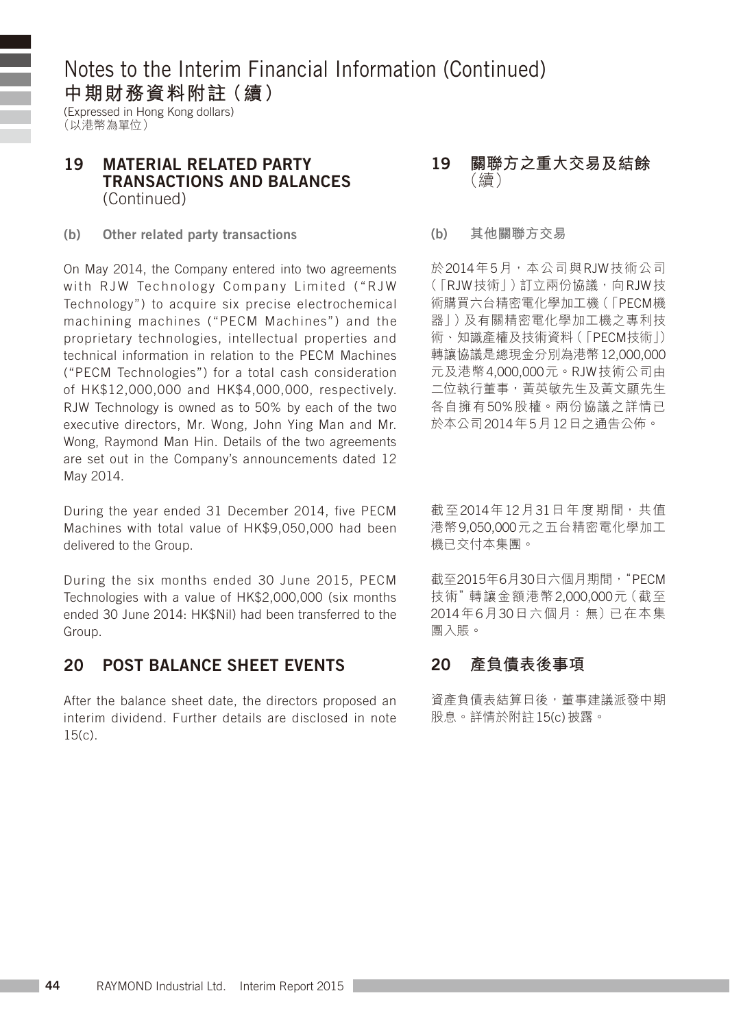# Notes to the Interim Financial Information (Continued)
# 中期財務資料附註（續）

(Expressed in Hong Kong dollars)
（以港幣為單位）

## 19 MATERIAL RELATED PARTY TRANSACTIONS AND BALANCES (Continued)

### (b) Other related party transactions

On May 2014, the Company entered into two agreements with RJW Technology Company Limited ("RJW Technology") to acquire six precise electrochemical machining machines ("PECM Machines") and the proprietary technologies, intellectual properties and technical information in relation to the PECM Machines ("PECM Technologies") for a total cash consideration of HK$12,000,000 and HK$4,000,000, respectively. RJW Technology is owned as to 50% by each of the two executive directors, Mr. Wong, John Ying Man and Mr. Wong, Raymond Man Hin. Details of the two agreements are set out in the Company's announcements dated 12 May 2014.

During the year ended 31 December 2014, five PECM Machines with total value of HK$9,050,000 had been delivered to the Group.

During the six months ended 30 June 2015, PECM Technologies with a value of HK$2,000,000 (six months ended 30 June 2014: HK$Nil) had been transferred to the Group.

## 20 POST BALANCE SHEET EVENTS

After the balance sheet date, the directors proposed an interim dividend. Further details are disclosed in note 15(c).

## 19 關聯方之重大交易及結餘（續）

### (b) 其他關聯方交易

於2014年5月，本公司與RJW技術公司（「RJW技術」）訂立兩份協議，向RJW技術購買六台精密電化學加工機（「PECM機器」）及有關精密電化學加工機之專利技術、知識產權及技術資料（「PECM技術」）轉讓協議是總現金分別為港幣12,000,000元及港幣4,000,000元。RJW技術公司由二位執行董事，黃英敏先生及黃文顯先生各自擁有50%股權。兩份協議之詳情已於本公司2014年5月12日之通告公佈。

截至2014年12月31日年度期間，共值港幣9,050,000元之五台精密電化學加工機已交付本集團。

截至2015年6月30日六個月期間，"PECM技術"轉讓金額港幣2,000,000元（截至2014年6月30日六個月：無）已在本集團入賬。

## 20 產負債表後事項

資產負債表結算日後，董事建議派發中期股息。詳情於附註15(c)披露。